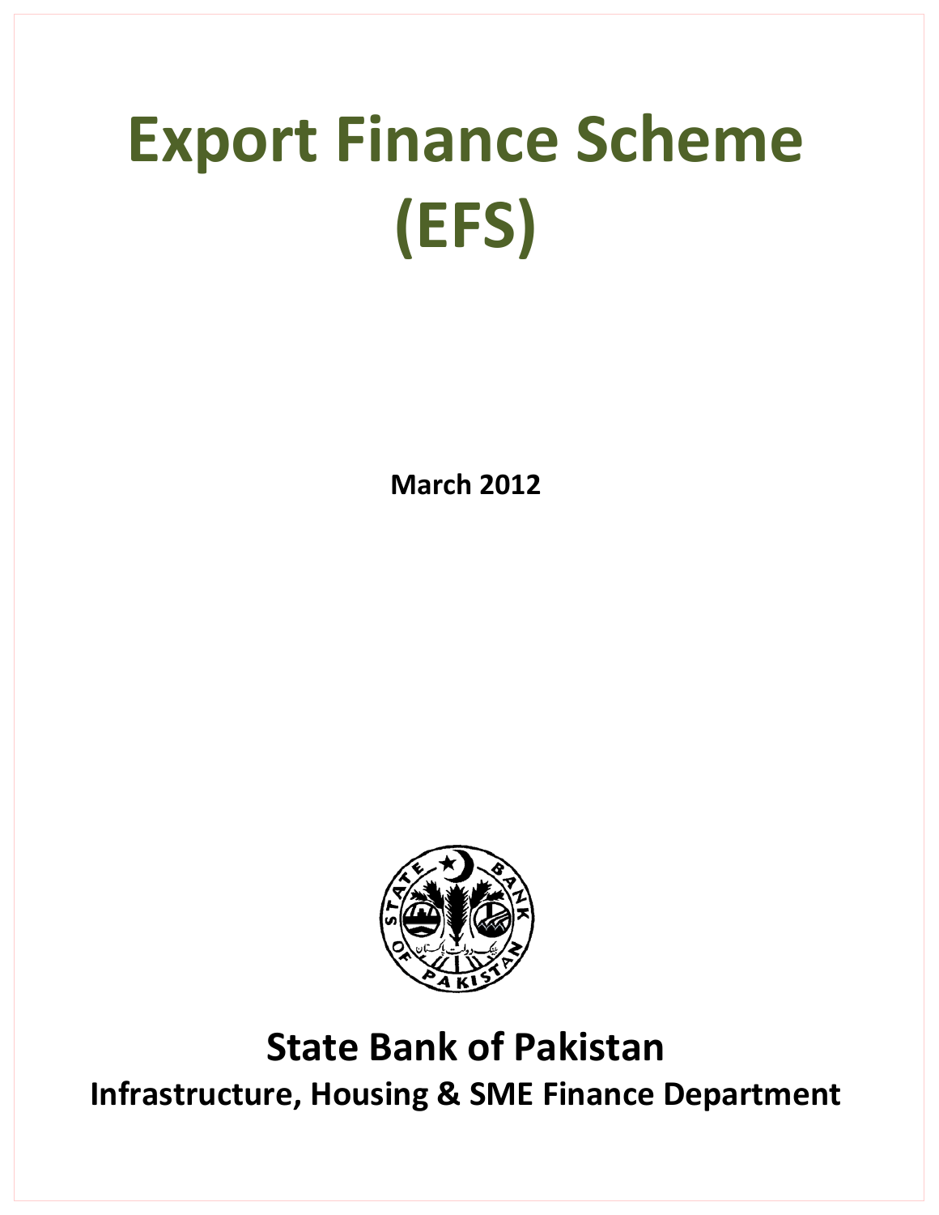# Export Finance Scheme (EFS)

**March 2012**

## State Bank of Pakistan

### Infrastructure, Housing & SME Finance Department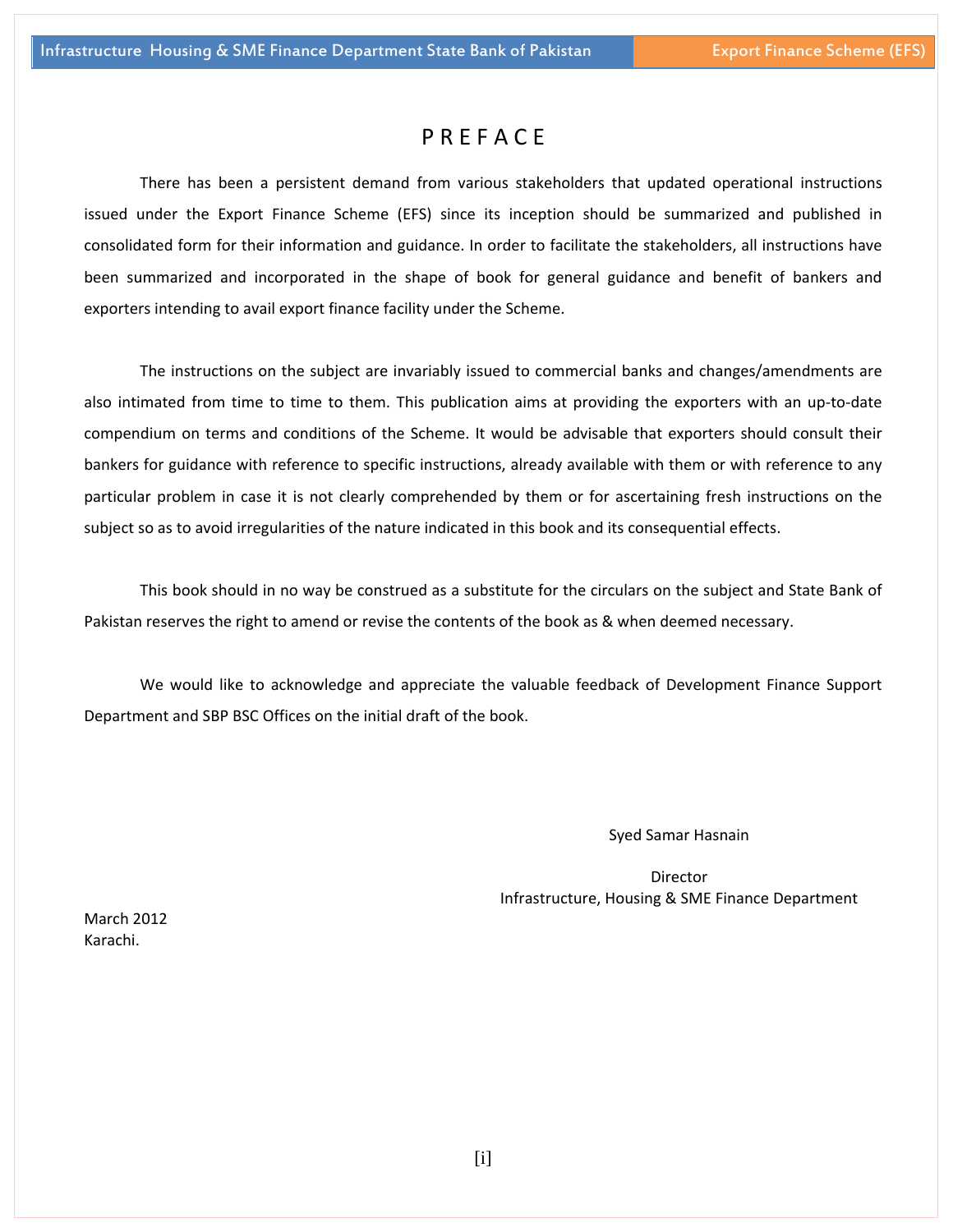# PREFACE

There has been a persistent demand from various stakeholders that updated operational instructions issued under the Export Finance Scheme (EFS) since its inception should be summarized and published in consolidated form for their information and guidance. In order to facilitate the stakeholders, all instructions have been summarized and incorporated in the shape of book for general guidance and benefit of bankers and exporters intending to avail export finance facility under the Scheme.

The instructions on the subject are invariably issued to commercial banks and changes/amendments are also intimated from time to time to them. This publication aims at providing the exporters with an up-to-date compendium on terms and conditions of the Scheme. It would be advisable that exporters should consult their bankers for guidance with reference to specific instructions, already available with them or with reference to any particular problem in case it is not clearly comprehended by them or for ascertaining fresh instructions on the subject so as to avoid irregularities of the nature indicated in this book and its consequential effects.

This book should in no way be construed as a substitute for the circulars on the subject and State Bank of Pakistan reserves the right to amend or revise the contents of the book as & when deemed necessary.

We would like to acknowledge and appreciate the valuable feedback of Development Finance Support Department and SBP BSC Offices on the initial draft of the book.

Syed Samar Hasnain

Director
Infrastructure, Housing & SME Finance Department

March 2012
Karachi.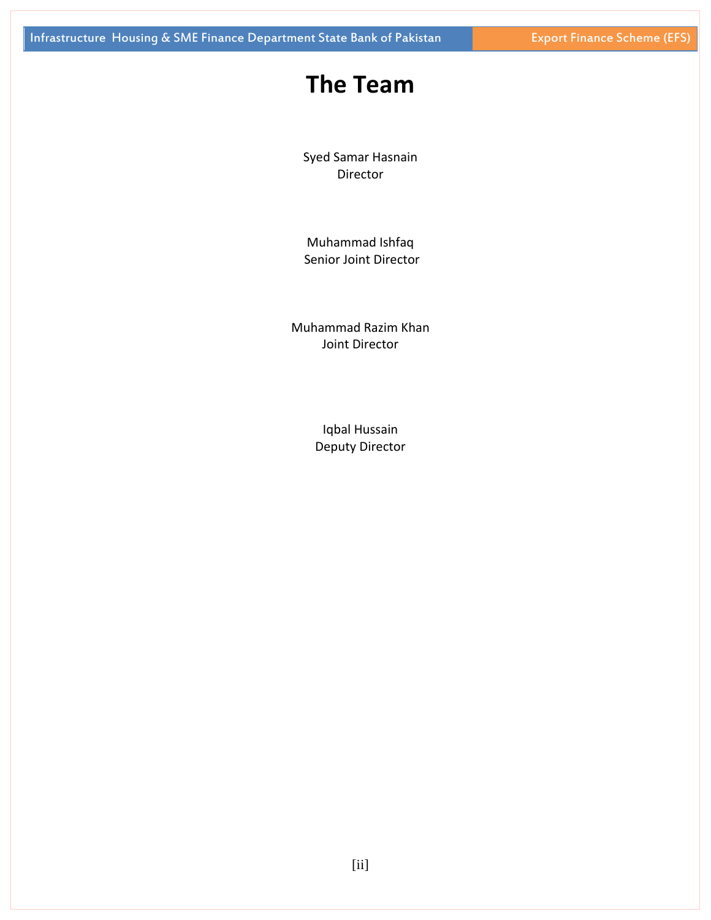# The Team

Syed Samar Hasnain
Director

Muhammad Ishfaq
Senior Joint Director

Muhammad Razim Khan
Joint Director

Iqbal Hussain
Deputy Director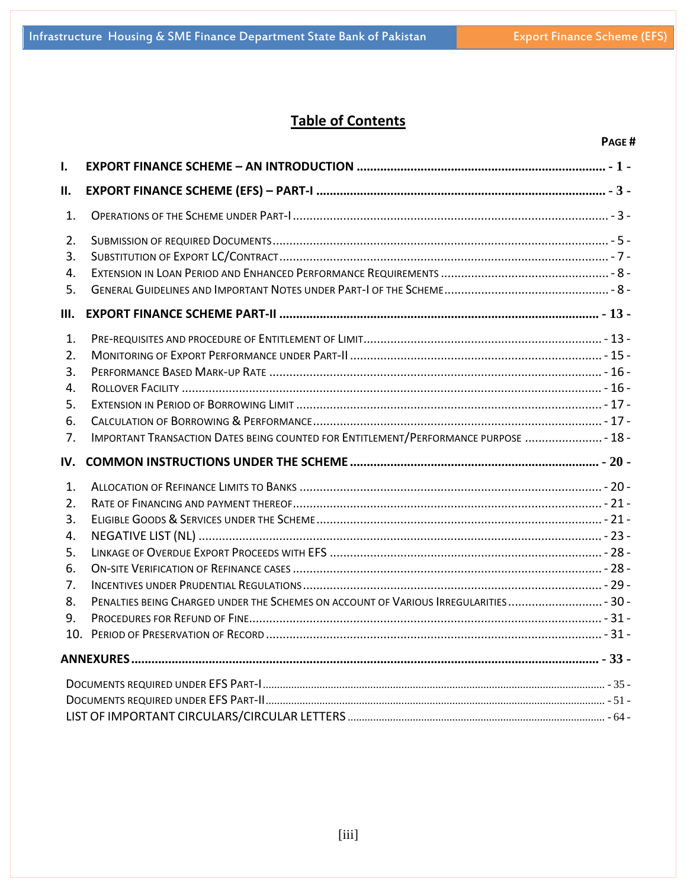# Table of Contents

PAGE #

**I. EXPORT FINANCE SCHEME – AN INTRODUCTION ........................................ - 1 -**

**II. EXPORT FINANCE SCHEME (EFS) – PART-I ........................................ - 3 -**

1. OPERATIONS OF THE SCHEME UNDER PART-I ........................................ - 3 -
2. SUBMISSION OF REQUIRED DOCUMENTS ........................................ - 5 -
3. SUBSTITUTION OF EXPORT LC/CONTRACT ........................................ - 7 -
4. EXTENSION IN LOAN PERIOD AND ENHANCED PERFORMANCE REQUIREMENTS ........................................ - 8 -
5. GENERAL GUIDELINES AND IMPORTANT NOTES UNDER PART-I OF THE SCHEME ........................................ - 8 -

**III. EXPORT FINANCE SCHEME PART-II ........................................ - 13 -**

1. PRE-REQUISITES AND PROCEDURE OF ENTITLEMENT OF LIMIT ........................................ - 13 -
2. MONITORING OF EXPORT PERFORMANCE UNDER PART-II ........................................ - 15 -
3. PERFORMANCE BASED MARK-UP RATE ........................................ - 16 -
4. ROLLOVER FACILITY ........................................ - 16 -
5. EXTENSION IN PERIOD OF BORROWING LIMIT ........................................ - 17 -
6. CALCULATION OF BORROWING & PERFORMANCE ........................................ - 17 -
7. IMPORTANT TRANSACTION DATES BEING COUNTED FOR ENTITLEMENT/PERFORMANCE PURPOSE ........................................ - 18 -

**IV. COMMON INSTRUCTIONS UNDER THE SCHEME ........................................ - 20 -**

1. ALLOCATION OF REFINANCE LIMITS TO BANKS ........................................ - 20 -
2. RATE OF FINANCING AND PAYMENT THEREOF ........................................ - 21 -
3. ELIGIBLE GOODS & SERVICES UNDER THE SCHEME ........................................ - 21 -
4. NEGATIVE LIST (NL) ........................................ - 23 -
5. LINKAGE OF OVERDUE EXPORT PROCEEDS WITH EFS ........................................ - 28 -
6. ON-SITE VERIFICATION OF REFINANCE CASES ........................................ - 28 -
7. INCENTIVES UNDER PRUDENTIAL REGULATIONS ........................................ - 29 -
8. PENALTIES BEING CHARGED UNDER THE SCHEMES ON ACCOUNT OF VARIOUS IRREGULARITIES ........................................ - 30 -
9. PROCEDURES FOR REFUND OF FINE ........................................ - 31 -
10. PERIOD OF PRESERVATION OF RECORD ........................................ - 31 -

**ANNEXURES ........................................ - 33 -**

DOCUMENTS REQUIRED UNDER EFS PART-I ........................................ - 35 -
DOCUMENTS REQUIRED UNDER EFS PART-II ........................................ - 51 -
LIST OF IMPORTANT CIRCULARS/CIRCULAR LETTERS ........................................ - 64 -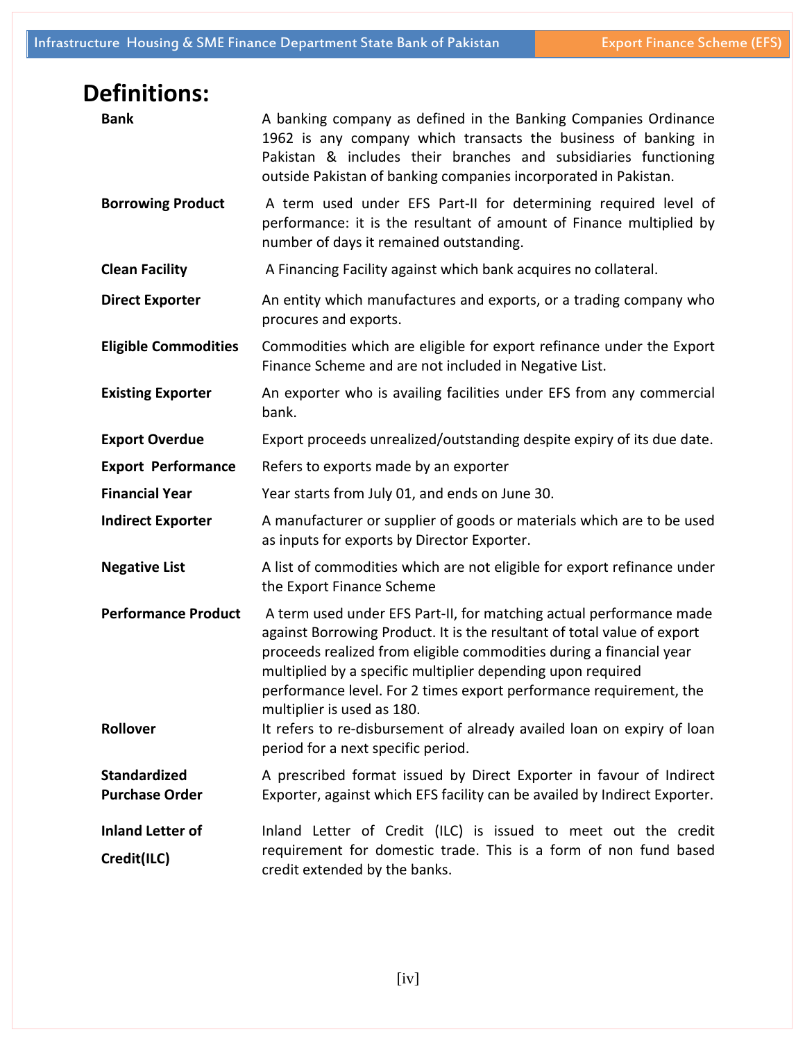# Definitions:

| | |
|---|---|
| **Bank** | A banking company as defined in the Banking Companies Ordinance 1962 is any company which transacts the business of banking in Pakistan & includes their branches and subsidiaries functioning outside Pakistan of banking companies incorporated in Pakistan. |
| **Borrowing Product** | A term used under EFS Part-II for determining required level of performance: it is the resultant of amount of Finance multiplied by number of days it remained outstanding. |
| **Clean Facility** | A Financing Facility against which bank acquires no collateral. |
| **Direct Exporter** | An entity which manufactures and exports, or a trading company who procures and exports. |
| **Eligible Commodities** | Commodities which are eligible for export refinance under the Export Finance Scheme and are not included in Negative List. |
| **Existing Exporter** | An exporter who is availing facilities under EFS from any commercial bank. |
| **Export Overdue** | Export proceeds unrealized/outstanding despite expiry of its due date. |
| **Export Performance** | Refers to exports made by an exporter |
| **Financial Year** | Year starts from July 01, and ends on June 30. |
| **Indirect Exporter** | A manufacturer or supplier of goods or materials which are to be used as inputs for exports by Director Exporter. |
| **Negative List** | A list of commodities which are not eligible for export refinance under the Export Finance Scheme |
| **Performance Product** | A term used under EFS Part-II, for matching actual performance made against Borrowing Product. It is the resultant of total value of export proceeds realized from eligible commodities during a financial year multiplied by a specific multiplier depending upon required performance level. For 2 times export performance requirement, the multiplier is used as 180. |
| **Rollover** | It refers to re-disbursement of already availed loan on expiry of loan period for a next specific period. |
| **Standardized Purchase Order** | A prescribed format issued by Direct Exporter in favour of Indirect Exporter, against which EFS facility can be availed by Indirect Exporter. |
| **Inland Letter of Credit(ILC)** | Inland Letter of Credit (ILC) is issued to meet out the credit requirement for domestic trade. This is a form of non fund based credit extended by the banks. |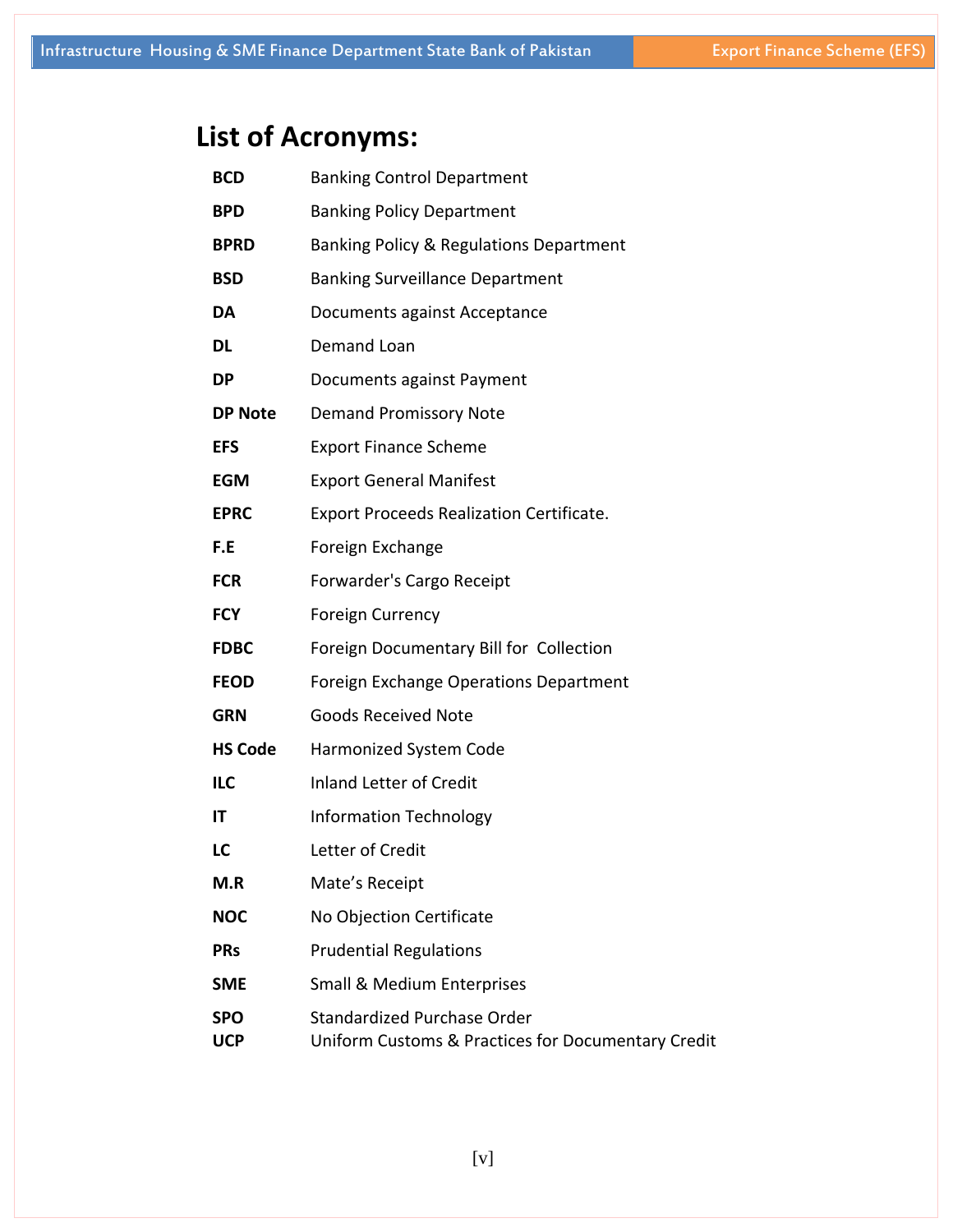## List of Acronyms:

| | |
|---|---|
| **BCD** | Banking Control Department |
| **BPD** | Banking Policy Department |
| **BPRD** | Banking Policy & Regulations Department |
| **BSD** | Banking Surveillance Department |
| **DA** | Documents against Acceptance |
| **DL** | Demand Loan |
| **DP** | Documents against Payment |
| **DP Note** | Demand Promissory Note |
| **EFS** | Export Finance Scheme |
| **EGM** | Export General Manifest |
| **EPRC** | Export Proceeds Realization Certificate. |
| **F.E** | Foreign Exchange |
| **FCR** | Forwarder's Cargo Receipt |
| **FCY** | Foreign Currency |
| **FDBC** | Foreign Documentary Bill for Collection |
| **FEOD** | Foreign Exchange Operations Department |
| **GRN** | Goods Received Note |
| **HS Code** | Harmonized System Code |
| **ILC** | Inland Letter of Credit |
| **IT** | Information Technology |
| **LC** | Letter of Credit |
| **M.R** | Mate's Receipt |
| **NOC** | No Objection Certificate |
| **PRs** | Prudential Regulations |
| **SME** | Small & Medium Enterprises |
| **SPO** | Standardized Purchase Order |
| **UCP** | Uniform Customs & Practices for Documentary Credit |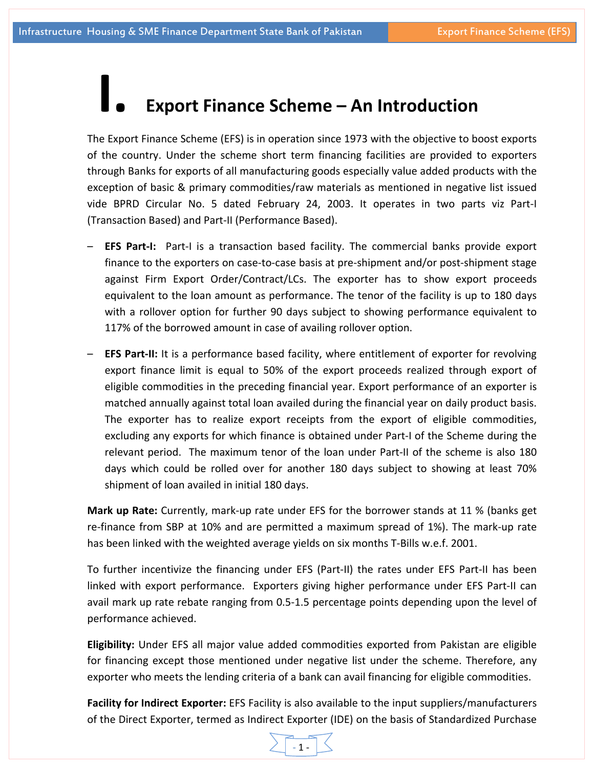# I. Export Finance Scheme – An Introduction

The Export Finance Scheme (EFS) is in operation since 1973 with the objective to boost exports of the country. Under the scheme short term financing facilities are provided to exporters through Banks for exports of all manufacturing goods especially value added products with the exception of basic & primary commodities/raw materials as mentioned in negative list issued vide BPRD Circular No. 5 dated February 24, 2003. It operates in two parts viz Part-I (Transaction Based) and Part-II (Performance Based).

- **EFS Part-I:** Part-I is a transaction based facility. The commercial banks provide export finance to the exporters on case-to-case basis at pre-shipment and/or post-shipment stage against Firm Export Order/Contract/LCs. The exporter has to show export proceeds equivalent to the loan amount as performance. The tenor of the facility is up to 180 days with a rollover option for further 90 days subject to showing performance equivalent to 117% of the borrowed amount in case of availing rollover option.
- **EFS Part-II:** It is a performance based facility, where entitlement of exporter for revolving export finance limit is equal to 50% of the export proceeds realized through export of eligible commodities in the preceding financial year. Export performance of an exporter is matched annually against total loan availed during the financial year on daily product basis. The exporter has to realize export receipts from the export of eligible commodities, excluding any exports for which finance is obtained under Part-I of the Scheme during the relevant period. The maximum tenor of the loan under Part-II of the scheme is also 180 days which could be rolled over for another 180 days subject to showing at least 70% shipment of loan availed in initial 180 days.

**Mark up Rate:** Currently, mark-up rate under EFS for the borrower stands at 11 % (banks get re-finance from SBP at 10% and are permitted a maximum spread of 1%). The mark-up rate has been linked with the weighted average yields on six months T-Bills w.e.f. 2001.

To further incentivize the financing under EFS (Part-II) the rates under EFS Part-II has been linked with export performance. Exporters giving higher performance under EFS Part-II can avail mark up rate rebate ranging from 0.5-1.5 percentage points depending upon the level of performance achieved.

**Eligibility:** Under EFS all major value added commodities exported from Pakistan are eligible for financing except those mentioned under negative list under the scheme. Therefore, any exporter who meets the lending criteria of a bank can avail financing for eligible commodities.

**Facility for Indirect Exporter:** EFS Facility is also available to the input suppliers/manufacturers of the Direct Exporter, termed as Indirect Exporter (IDE) on the basis of Standardized Purchase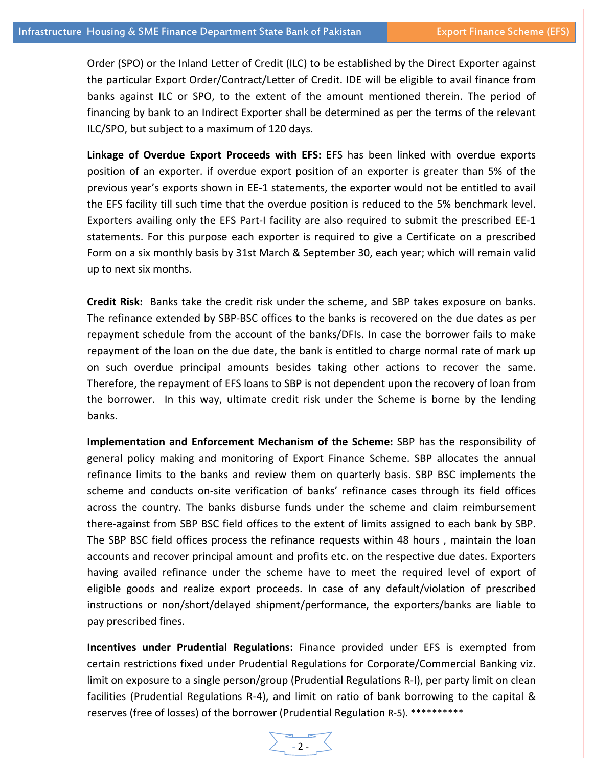Order (SPO) or the Inland Letter of Credit (ILC) to be established by the Direct Exporter against the particular Export Order/Contract/Letter of Credit. IDE will be eligible to avail finance from banks against ILC or SPO, to the extent of the amount mentioned therein. The period of financing by bank to an Indirect Exporter shall be determined as per the terms of the relevant ILC/SPO, but subject to a maximum of 120 days.

**Linkage of Overdue Export Proceeds with EFS:** EFS has been linked with overdue exports position of an exporter. if overdue export position of an exporter is greater than 5% of the previous year's exports shown in EE-1 statements, the exporter would not be entitled to avail the EFS facility till such time that the overdue position is reduced to the 5% benchmark level. Exporters availing only the EFS Part-I facility are also required to submit the prescribed EE-1 statements. For this purpose each exporter is required to give a Certificate on a prescribed Form on a six monthly basis by 31st March & September 30, each year; which will remain valid up to next six months.

**Credit Risk:** Banks take the credit risk under the scheme, and SBP takes exposure on banks. The refinance extended by SBP-BSC offices to the banks is recovered on the due dates as per repayment schedule from the account of the banks/DFIs. In case the borrower fails to make repayment of the loan on the due date, the bank is entitled to charge normal rate of mark up on such overdue principal amounts besides taking other actions to recover the same. Therefore, the repayment of EFS loans to SBP is not dependent upon the recovery of loan from the borrower. In this way, ultimate credit risk under the Scheme is borne by the lending banks.

**Implementation and Enforcement Mechanism of the Scheme:** SBP has the responsibility of general policy making and monitoring of Export Finance Scheme. SBP allocates the annual refinance limits to the banks and review them on quarterly basis. SBP BSC implements the scheme and conducts on-site verification of banks' refinance cases through its field offices across the country. The banks disburse funds under the scheme and claim reimbursement there-against from SBP BSC field offices to the extent of limits assigned to each bank by SBP. The SBP BSC field offices process the refinance requests within 48 hours , maintain the loan accounts and recover principal amount and profits etc. on the respective due dates. Exporters having availed refinance under the scheme have to meet the required level of export of eligible goods and realize export proceeds. In case of any default/violation of prescribed instructions or non/short/delayed shipment/performance, the exporters/banks are liable to pay prescribed fines.

**Incentives under Prudential Regulations:** Finance provided under EFS is exempted from certain restrictions fixed under Prudential Regulations for Corporate/Commercial Banking viz. limit on exposure to a single person/group (Prudential Regulations R-I), per party limit on clean facilities (Prudential Regulations R-4), and limit on ratio of bank borrowing to the capital & reserves (free of losses) of the borrower (Prudential Regulation R-5). **********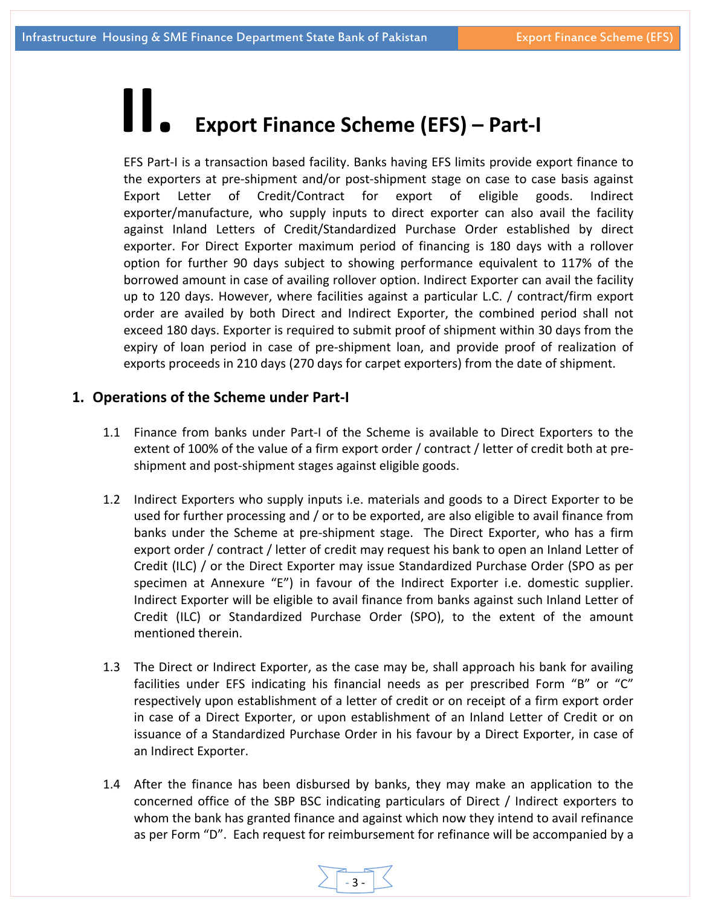# II. Export Finance Scheme (EFS) – Part-I

EFS Part-I is a transaction based facility. Banks having EFS limits provide export finance to the exporters at pre-shipment and/or post-shipment stage on case to case basis against Export Letter of Credit/Contract for export of eligible goods. Indirect exporter/manufacture, who supply inputs to direct exporter can also avail the facility against Inland Letters of Credit/Standardized Purchase Order established by direct exporter. For Direct Exporter maximum period of financing is 180 days with a rollover option for further 90 days subject to showing performance equivalent to 117% of the borrowed amount in case of availing rollover option. Indirect Exporter can avail the facility up to 120 days. However, where facilities against a particular L.C. / contract/firm export order are availed by both Direct and Indirect Exporter, the combined period shall not exceed 180 days. Exporter is required to submit proof of shipment within 30 days from the expiry of loan period in case of pre-shipment loan, and provide proof of realization of exports proceeds in 210 days (270 days for carpet exporters) from the date of shipment.

## 1. Operations of the Scheme under Part-I

1.1 Finance from banks under Part-I of the Scheme is available to Direct Exporters to the extent of 100% of the value of a firm export order / contract / letter of credit both at pre-shipment and post-shipment stages against eligible goods.

1.2 Indirect Exporters who supply inputs i.e. materials and goods to a Direct Exporter to be used for further processing and / or to be exported, are also eligible to avail finance from banks under the Scheme at pre-shipment stage. The Direct Exporter, who has a firm export order / contract / letter of credit may request his bank to open an Inland Letter of Credit (ILC) / or the Direct Exporter may issue Standardized Purchase Order (SPO as per specimen at Annexure "E") in favour of the Indirect Exporter i.e. domestic supplier. Indirect Exporter will be eligible to avail finance from banks against such Inland Letter of Credit (ILC) or Standardized Purchase Order (SPO), to the extent of the amount mentioned therein.

1.3 The Direct or Indirect Exporter, as the case may be, shall approach his bank for availing facilities under EFS indicating his financial needs as per prescribed Form "B" or "C" respectively upon establishment of a letter of credit or on receipt of a firm export order in case of a Direct Exporter, or upon establishment of an Inland Letter of Credit or on issuance of a Standardized Purchase Order in his favour by a Direct Exporter, in case of an Indirect Exporter.

1.4 After the finance has been disbursed by banks, they may make an application to the concerned office of the SBP BSC indicating particulars of Direct / Indirect exporters to whom the bank has granted finance and against which now they intend to avail refinance as per Form "D". Each request for reimbursement for refinance will be accompanied by a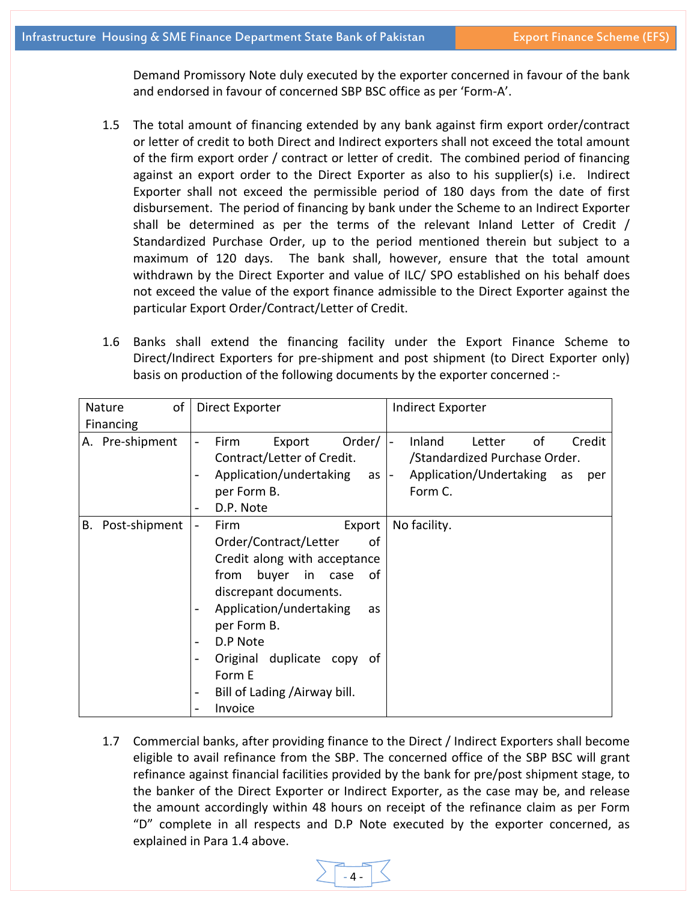Demand Promissory Note duly executed by the exporter concerned in favour of the bank and endorsed in favour of concerned SBP BSC office as per 'Form-A'.

1.5 The total amount of financing extended by any bank against firm export order/contract or letter of credit to both Direct and Indirect exporters shall not exceed the total amount of the firm export order / contract or letter of credit. The combined period of financing against an export order to the Direct Exporter as also to his supplier(s) i.e. Indirect Exporter shall not exceed the permissible period of 180 days from the date of first disbursement. The period of financing by bank under the Scheme to an Indirect Exporter shall be determined as per the terms of the relevant Inland Letter of Credit / Standardized Purchase Order, up to the period mentioned therein but subject to a maximum of 120 days. The bank shall, however, ensure that the total amount withdrawn by the Direct Exporter and value of ILC/ SPO established on his behalf does not exceed the value of the export finance admissible to the Direct Exporter against the particular Export Order/Contract/Letter of Credit.

1.6 Banks shall extend the financing facility under the Export Finance Scheme to Direct/Indirect Exporters for pre-shipment and post shipment (to Direct Exporter only) basis on production of the following documents by the exporter concerned :-

| Nature of Financing | Direct Exporter | Indirect Exporter |
|---|---|---|
| A. Pre-shipment | - Firm Export Order/ Contract/Letter of Credit.<br>- Application/undertaking as per Form B.<br>- D.P. Note | - Inland Letter of Credit /Standardized Purchase Order.<br>- Application/Undertaking as per Form C. |
| B. Post-shipment | - Firm Export Order/Contract/Letter of Credit along with acceptance from buyer in case of discrepant documents.<br>- Application/undertaking as per Form B.<br>- D.P Note<br>- Original duplicate copy of Form E<br>- Bill of Lading /Airway bill.<br>- Invoice | No facility. |

1.7 Commercial banks, after providing finance to the Direct / Indirect Exporters shall become eligible to avail refinance from the SBP. The concerned office of the SBP BSC will grant refinance against financial facilities provided by the bank for pre/post shipment stage, to the banker of the Direct Exporter or Indirect Exporter, as the case may be, and release the amount accordingly within 48 hours on receipt of the refinance claim as per Form "D" complete in all respects and D.P Note executed by the exporter concerned, as explained in Para 1.4 above.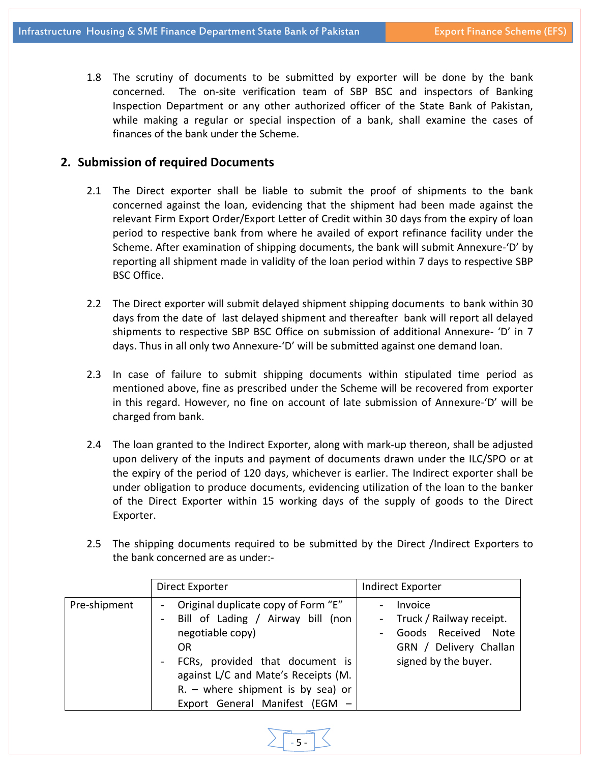1.8 The scrutiny of documents to be submitted by exporter will be done by the bank concerned. The on-site verification team of SBP BSC and inspectors of Banking Inspection Department or any other authorized officer of the State Bank of Pakistan, while making a regular or special inspection of a bank, shall examine the cases of finances of the bank under the Scheme.

## 2. Submission of required Documents

2.1 The Direct exporter shall be liable to submit the proof of shipments to the bank concerned against the loan, evidencing that the shipment had been made against the relevant Firm Export Order/Export Letter of Credit within 30 days from the expiry of loan period to respective bank from where he availed of export refinance facility under the Scheme. After examination of shipping documents, the bank will submit Annexure-'D' by reporting all shipment made in validity of the loan period within 7 days to respective SBP BSC Office.

2.2 The Direct exporter will submit delayed shipment shipping documents to bank within 30 days from the date of last delayed shipment and thereafter bank will report all delayed shipments to respective SBP BSC Office on submission of additional Annexure- 'D' in 7 days. Thus in all only two Annexure-'D' will be submitted against one demand loan.

2.3 In case of failure to submit shipping documents within stipulated time period as mentioned above, fine as prescribed under the Scheme will be recovered from exporter in this regard. However, no fine on account of late submission of Annexure-'D' will be charged from bank.

2.4 The loan granted to the Indirect Exporter, along with mark-up thereon, shall be adjusted upon delivery of the inputs and payment of documents drawn under the ILC/SPO or at the expiry of the period of 120 days, whichever is earlier. The Indirect exporter shall be under obligation to produce documents, evidencing utilization of the loan to the banker of the Direct Exporter within 15 working days of the supply of goods to the Direct Exporter.

2.5 The shipping documents required to be submitted by the Direct /Indirect Exporters to the bank concerned are as under:-

| | Direct Exporter | Indirect Exporter |
|---|---|---|
| Pre-shipment | - Original duplicate copy of Form "E"<br>- Bill of Lading / Airway bill (non negotiable copy)<br>OR<br>- FCRs, provided that document is against L/C and Mate's Receipts (M. R. – where shipment is by sea) or Export General Manifest (EGM – | - Invoice<br>- Truck / Railway receipt.<br>- Goods Received Note GRN / Delivery Challan signed by the buyer. |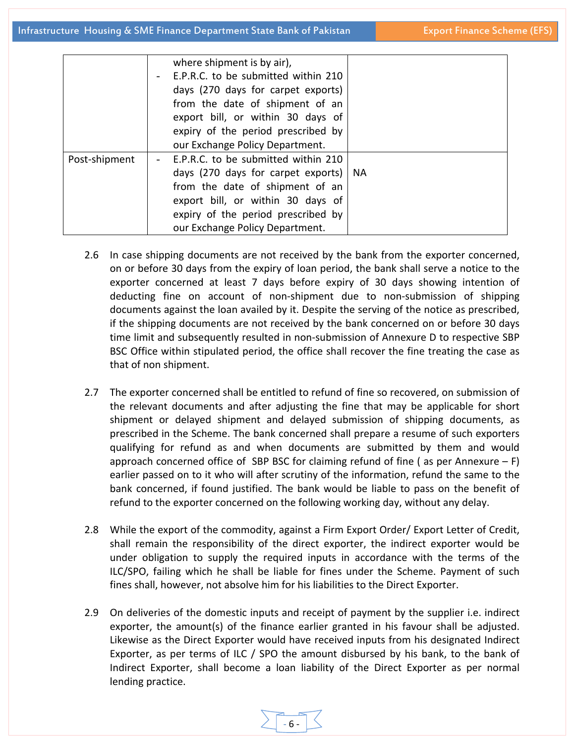| | | |
|---|---|---|
| | where shipment is by air), <br> - E.P.R.C. to be submitted within 210 days (270 days for carpet exports) from the date of shipment of an export bill, or within 30 days of expiry of the period prescribed by our Exchange Policy Department. | |
| Post-shipment | - E.P.R.C. to be submitted within 210 days (270 days for carpet exports) from the date of shipment of an export bill, or within 30 days of expiry of the period prescribed by our Exchange Policy Department. | NA |

2.6 In case shipping documents are not received by the bank from the exporter concerned, on or before 30 days from the expiry of loan period, the bank shall serve a notice to the exporter concerned at least 7 days before expiry of 30 days showing intention of deducting fine on account of non-shipment due to non-submission of shipping documents against the loan availed by it. Despite the serving of the notice as prescribed, if the shipping documents are not received by the bank concerned on or before 30 days time limit and subsequently resulted in non-submission of Annexure D to respective SBP BSC Office within stipulated period, the office shall recover the fine treating the case as that of non shipment.

2.7 The exporter concerned shall be entitled to refund of fine so recovered, on submission of the relevant documents and after adjusting the fine that may be applicable for short shipment or delayed shipment and delayed submission of shipping documents, as prescribed in the Scheme. The bank concerned shall prepare a resume of such exporters qualifying for refund as and when documents are submitted by them and would approach concerned office of SBP BSC for claiming refund of fine ( as per Annexure – F) earlier passed on to it who will after scrutiny of the information, refund the same to the bank concerned, if found justified. The bank would be liable to pass on the benefit of refund to the exporter concerned on the following working day, without any delay.

2.8 While the export of the commodity, against a Firm Export Order/ Export Letter of Credit, shall remain the responsibility of the direct exporter, the indirect exporter would be under obligation to supply the required inputs in accordance with the terms of the ILC/SPO, failing which he shall be liable for fines under the Scheme. Payment of such fines shall, however, not absolve him for his liabilities to the Direct Exporter.

2.9 On deliveries of the domestic inputs and receipt of payment by the supplier i.e. indirect exporter, the amount(s) of the finance earlier granted in his favour shall be adjusted. Likewise as the Direct Exporter would have received inputs from his designated Indirect Exporter, as per terms of ILC / SPO the amount disbursed by his bank, to the bank of Indirect Exporter, shall become a loan liability of the Direct Exporter as per normal lending practice.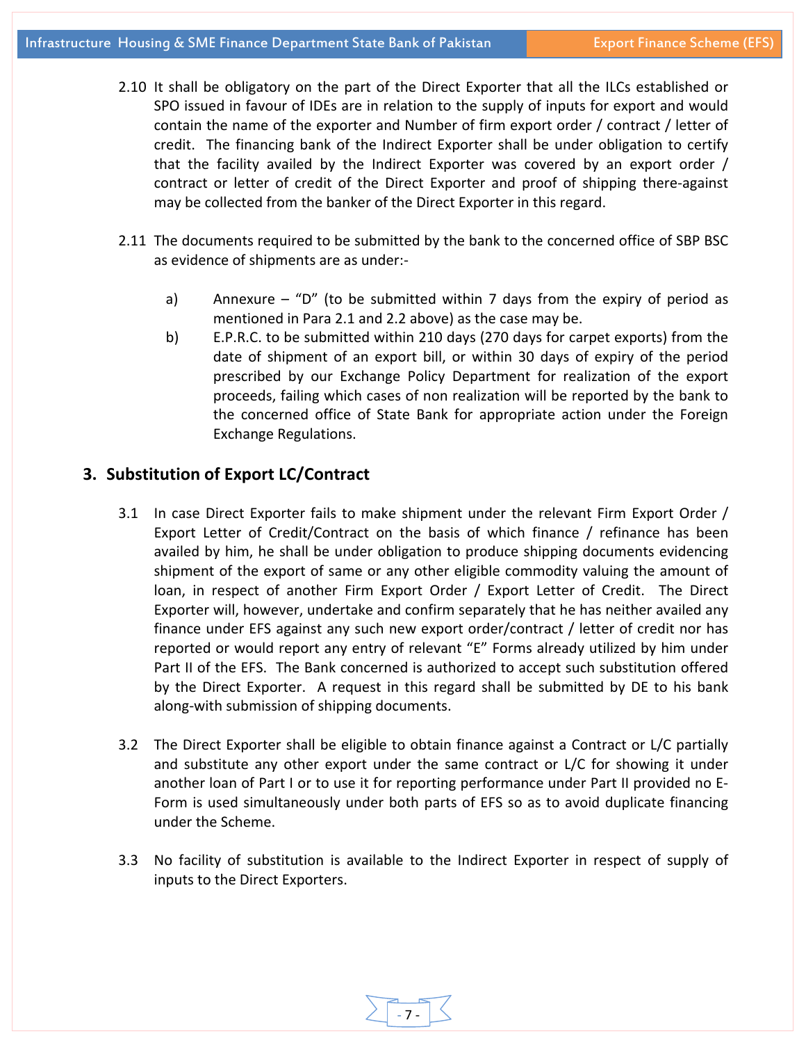2.10 It shall be obligatory on the part of the Direct Exporter that all the ILCs established or SPO issued in favour of IDEs are in relation to the supply of inputs for export and would contain the name of the exporter and Number of firm export order / contract / letter of credit. The financing bank of the Indirect Exporter shall be under obligation to certify that the facility availed by the Indirect Exporter was covered by an export order / contract or letter of credit of the Direct Exporter and proof of shipping there-against may be collected from the banker of the Direct Exporter in this regard.

2.11 The documents required to be submitted by the bank to the concerned office of SBP BSC as evidence of shipments are as under:-

a) Annexure – "D" (to be submitted within 7 days from the expiry of period as mentioned in Para 2.1 and 2.2 above) as the case may be.

b) E.P.R.C. to be submitted within 210 days (270 days for carpet exports) from the date of shipment of an export bill, or within 30 days of expiry of the period prescribed by our Exchange Policy Department for realization of the export proceeds, failing which cases of non realization will be reported by the bank to the concerned office of State Bank for appropriate action under the Foreign Exchange Regulations.

## 3. Substitution of Export LC/Contract

3.1 In case Direct Exporter fails to make shipment under the relevant Firm Export Order / Export Letter of Credit/Contract on the basis of which finance / refinance has been availed by him, he shall be under obligation to produce shipping documents evidencing shipment of the export of same or any other eligible commodity valuing the amount of loan, in respect of another Firm Export Order / Export Letter of Credit. The Direct Exporter will, however, undertake and confirm separately that he has neither availed any finance under EFS against any such new export order/contract / letter of credit nor has reported or would report any entry of relevant "E" Forms already utilized by him under Part II of the EFS. The Bank concerned is authorized to accept such substitution offered by the Direct Exporter. A request in this regard shall be submitted by DE to his bank along-with submission of shipping documents.

3.2 The Direct Exporter shall be eligible to obtain finance against a Contract or L/C partially and substitute any other export under the same contract or L/C for showing it under another loan of Part I or to use it for reporting performance under Part II provided no E-Form is used simultaneously under both parts of EFS so as to avoid duplicate financing under the Scheme.

3.3 No facility of substitution is available to the Indirect Exporter in respect of supply of inputs to the Direct Exporters.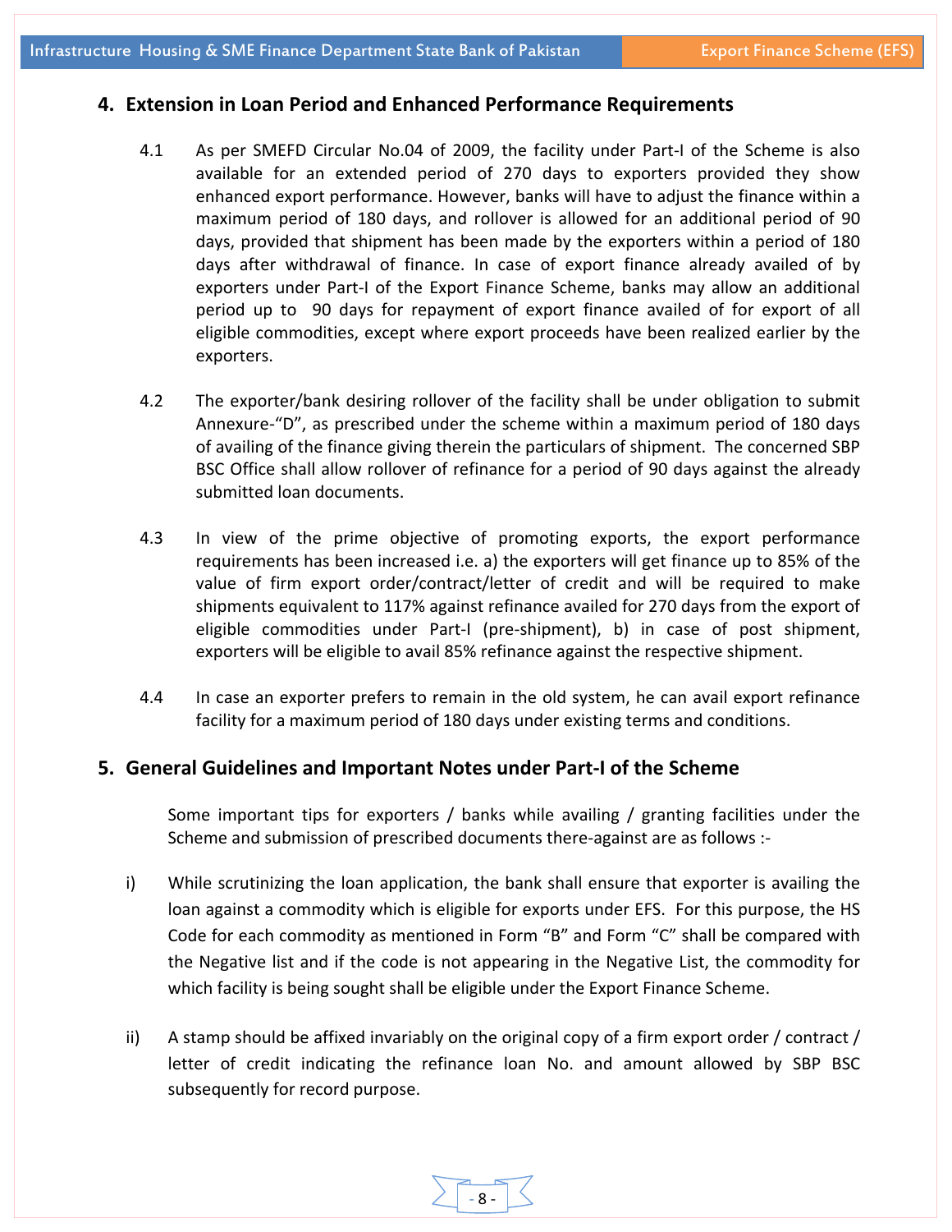## 4. Extension in Loan Period and Enhanced Performance Requirements

4.1 As per SMEFD Circular No.04 of 2009, the facility under Part-I of the Scheme is also available for an extended period of 270 days to exporters provided they show enhanced export performance. However, banks will have to adjust the finance within a maximum period of 180 days, and rollover is allowed for an additional period of 90 days, provided that shipment has been made by the exporters within a period of 180 days after withdrawal of finance. In case of export finance already availed of by exporters under Part-I of the Export Finance Scheme, banks may allow an additional period up to 90 days for repayment of export finance availed of for export of all eligible commodities, except where export proceeds have been realized earlier by the exporters.

4.2 The exporter/bank desiring rollover of the facility shall be under obligation to submit Annexure-"D", as prescribed under the scheme within a maximum period of 180 days of availing of the finance giving therein the particulars of shipment. The concerned SBP BSC Office shall allow rollover of refinance for a period of 90 days against the already submitted loan documents.

4.3 In view of the prime objective of promoting exports, the export performance requirements has been increased i.e. a) the exporters will get finance up to 85% of the value of firm export order/contract/letter of credit and will be required to make shipments equivalent to 117% against refinance availed for 270 days from the export of eligible commodities under Part-I (pre-shipment), b) in case of post shipment, exporters will be eligible to avail 85% refinance against the respective shipment.

4.4 In case an exporter prefers to remain in the old system, he can avail export refinance facility for a maximum period of 180 days under existing terms and conditions.

## 5. General Guidelines and Important Notes under Part-I of the Scheme

Some important tips for exporters / banks while availing / granting facilities under the Scheme and submission of prescribed documents there-against are as follows :-

i) While scrutinizing the loan application, the bank shall ensure that exporter is availing the loan against a commodity which is eligible for exports under EFS. For this purpose, the HS Code for each commodity as mentioned in Form "B" and Form "C" shall be compared with the Negative list and if the code is not appearing in the Negative List, the commodity for which facility is being sought shall be eligible under the Export Finance Scheme.

ii) A stamp should be affixed invariably on the original copy of a firm export order / contract / letter of credit indicating the refinance loan No. and amount allowed by SBP BSC subsequently for record purpose.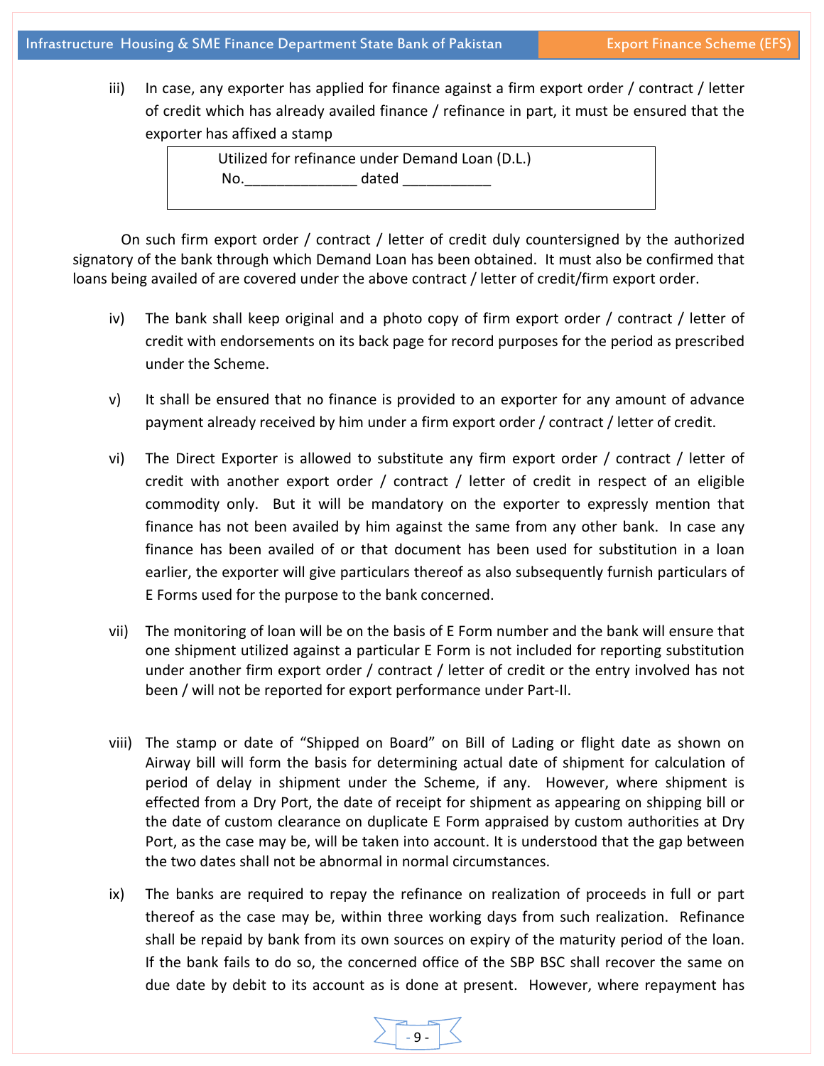iii) In case, any exporter has applied for finance against a firm export order / contract / letter of credit which has already availed finance / refinance in part, it must be ensured that the exporter has affixed a stamp

| Utilized for refinance under Demand Loan (D.L.) No.______________ dated ___________ |
|---|

On such firm export order / contract / letter of credit duly countersigned by the authorized signatory of the bank through which Demand Loan has been obtained. It must also be confirmed that loans being availed of are covered under the above contract / letter of credit/firm export order.

iv) The bank shall keep original and a photo copy of firm export order / contract / letter of credit with endorsements on its back page for record purposes for the period as prescribed under the Scheme.

v) It shall be ensured that no finance is provided to an exporter for any amount of advance payment already received by him under a firm export order / contract / letter of credit.

vi) The Direct Exporter is allowed to substitute any firm export order / contract / letter of credit with another export order / contract / letter of credit in respect of an eligible commodity only. But it will be mandatory on the exporter to expressly mention that finance has not been availed by him against the same from any other bank. In case any finance has been availed of or that document has been used for substitution in a loan earlier, the exporter will give particulars thereof as also subsequently furnish particulars of E Forms used for the purpose to the bank concerned.

vii) The monitoring of loan will be on the basis of E Form number and the bank will ensure that one shipment utilized against a particular E Form is not included for reporting substitution under another firm export order / contract / letter of credit or the entry involved has not been / will not be reported for export performance under Part-II.

viii) The stamp or date of "Shipped on Board" on Bill of Lading or flight date as shown on Airway bill will form the basis for determining actual date of shipment for calculation of period of delay in shipment under the Scheme, if any. However, where shipment is effected from a Dry Port, the date of receipt for shipment as appearing on shipping bill or the date of custom clearance on duplicate E Form appraised by custom authorities at Dry Port, as the case may be, will be taken into account. It is understood that the gap between the two dates shall not be abnormal in normal circumstances.

ix) The banks are required to repay the refinance on realization of proceeds in full or part thereof as the case may be, within three working days from such realization. Refinance shall be repaid by bank from its own sources on expiry of the maturity period of the loan. If the bank fails to do so, the concerned office of the SBP BSC shall recover the same on due date by debit to its account as is done at present. However, where repayment has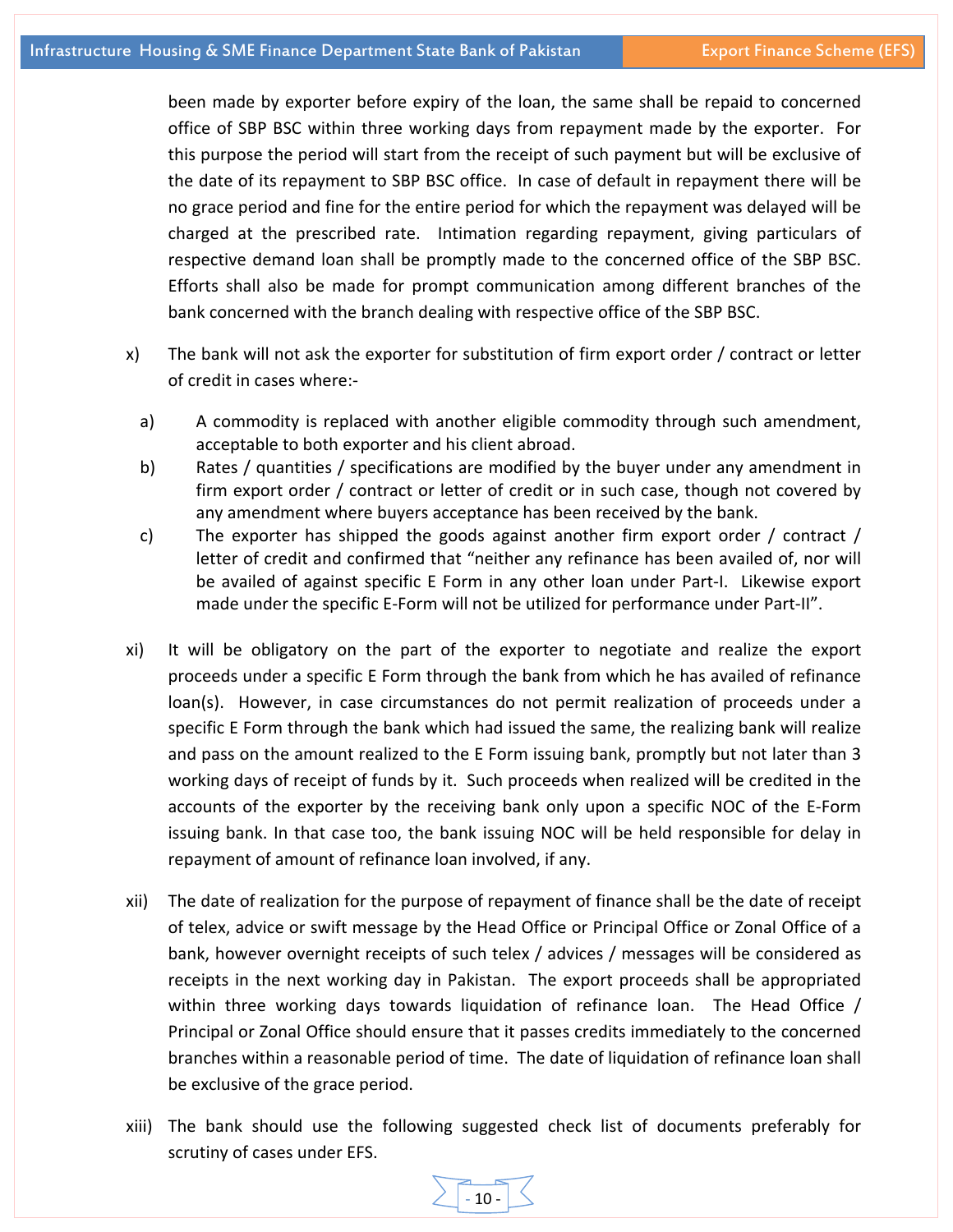been made by exporter before expiry of the loan, the same shall be repaid to concerned office of SBP BSC within three working days from repayment made by the exporter. For this purpose the period will start from the receipt of such payment but will be exclusive of the date of its repayment to SBP BSC office. In case of default in repayment there will be no grace period and fine for the entire period for which the repayment was delayed will be charged at the prescribed rate. Intimation regarding repayment, giving particulars of respective demand loan shall be promptly made to the concerned office of the SBP BSC. Efforts shall also be made for prompt communication among different branches of the bank concerned with the branch dealing with respective office of the SBP BSC.

x) The bank will not ask the exporter for substitution of firm export order / contract or letter of credit in cases where:-

   a) A commodity is replaced with another eligible commodity through such amendment, acceptable to both exporter and his client abroad.

   b) Rates / quantities / specifications are modified by the buyer under any amendment in firm export order / contract or letter of credit or in such case, though not covered by any amendment where buyers acceptance has been received by the bank.

   c) The exporter has shipped the goods against another firm export order / contract / letter of credit and confirmed that "neither any refinance has been availed of, nor will be availed of against specific E Form in any other loan under Part-I. Likewise export made under the specific E-Form will not be utilized for performance under Part-II".

xi) It will be obligatory on the part of the exporter to negotiate and realize the export proceeds under a specific E Form through the bank from which he has availed of refinance loan(s). However, in case circumstances do not permit realization of proceeds under a specific E Form through the bank which had issued the same, the realizing bank will realize and pass on the amount realized to the E Form issuing bank, promptly but not later than 3 working days of receipt of funds by it. Such proceeds when realized will be credited in the accounts of the exporter by the receiving bank only upon a specific NOC of the E-Form issuing bank. In that case too, the bank issuing NOC will be held responsible for delay in repayment of amount of refinance loan involved, if any.

xii) The date of realization for the purpose of repayment of finance shall be the date of receipt of telex, advice or swift message by the Head Office or Principal Office or Zonal Office of a bank, however overnight receipts of such telex / advices / messages will be considered as receipts in the next working day in Pakistan. The export proceeds shall be appropriated within three working days towards liquidation of refinance loan. The Head Office / Principal or Zonal Office should ensure that it passes credits immediately to the concerned branches within a reasonable period of time. The date of liquidation of refinance loan shall be exclusive of the grace period.

xiii) The bank should use the following suggested check list of documents preferably for scrutiny of cases under EFS.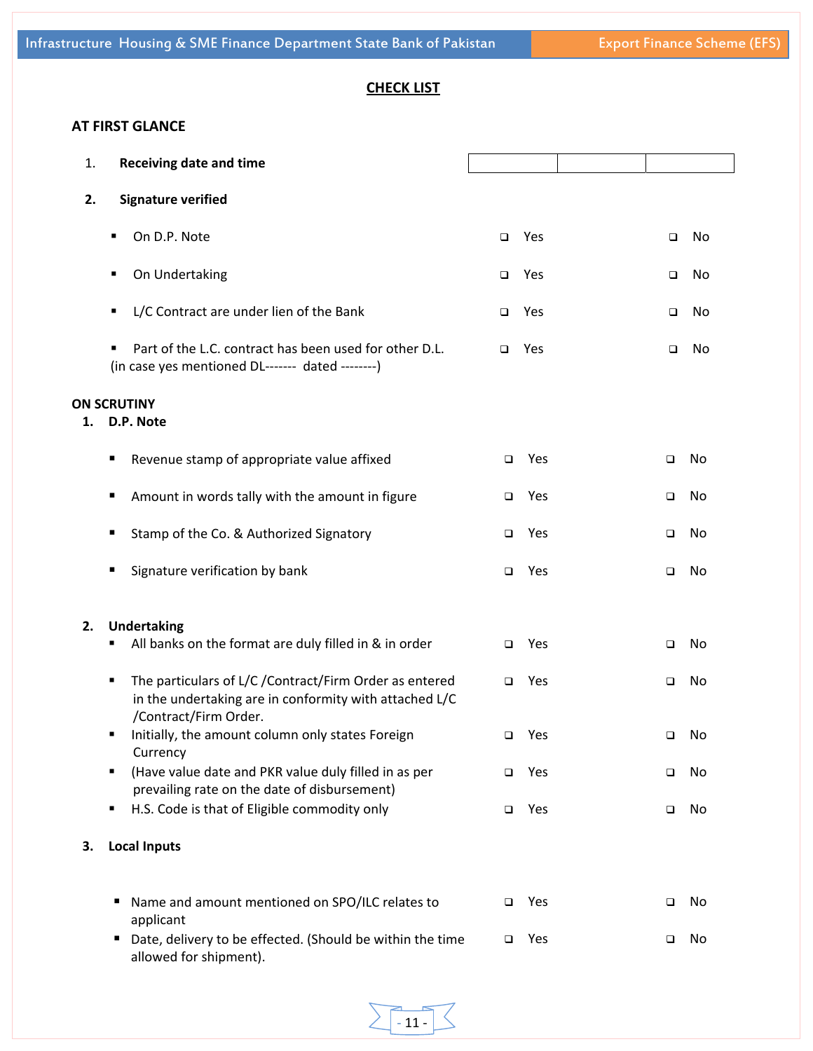## CHECK LIST

### AT FIRST GLANCE

1. **Receiving date and time**

| | | |
|---|---|---|
| | | |

2. **Signature verified**

| | | |
|---|---|---|
| ▪ On D.P. Note | ❑ Yes | ❑ No |
| ▪ On Undertaking | ❑ Yes | ❑ No |
| ▪ L/C Contract are under lien of the Bank | ❑ Yes | ❑ No |
| ▪ Part of the L.C. contract has been used for other D.L. (in case yes mentioned DL------- dated --------) | ❑ Yes | ❑ No |

### ON SCRUTINY

1. **D.P. Note**

| | | |
|---|---|---|
| ▪ Revenue stamp of appropriate value affixed | ❑ Yes | ❑ No |
| ▪ Amount in words tally with the amount in figure | ❑ Yes | ❑ No |
| ▪ Stamp of the Co. & Authorized Signatory | ❑ Yes | ❑ No |
| ▪ Signature verification by bank | ❑ Yes | ❑ No |

2. **Undertaking**

| | | |
|---|---|---|
| ▪ All banks on the format are duly filled in & in order | ❑ Yes | ❑ No |
| ▪ The particulars of L/C /Contract/Firm Order as entered in the undertaking are in conformity with attached L/C /Contract/Firm Order. | ❑ Yes | ❑ No |
| ▪ Initially, the amount column only states Foreign Currency | ❑ Yes | ❑ No |
| ▪ (Have value date and PKR value duly filled in as per prevailing rate on the date of disbursement) | ❑ Yes | ❑ No |
| ▪ H.S. Code is that of Eligible commodity only | ❑ Yes | ❑ No |

3. **Local Inputs**

| | | |
|---|---|---|
| ▪ Name and amount mentioned on SPO/ILC relates to applicant | ❑ Yes | ❑ No |
| ▪ Date, delivery to be effected. (Should be within the time allowed for shipment). | ❑ Yes | ❑ No |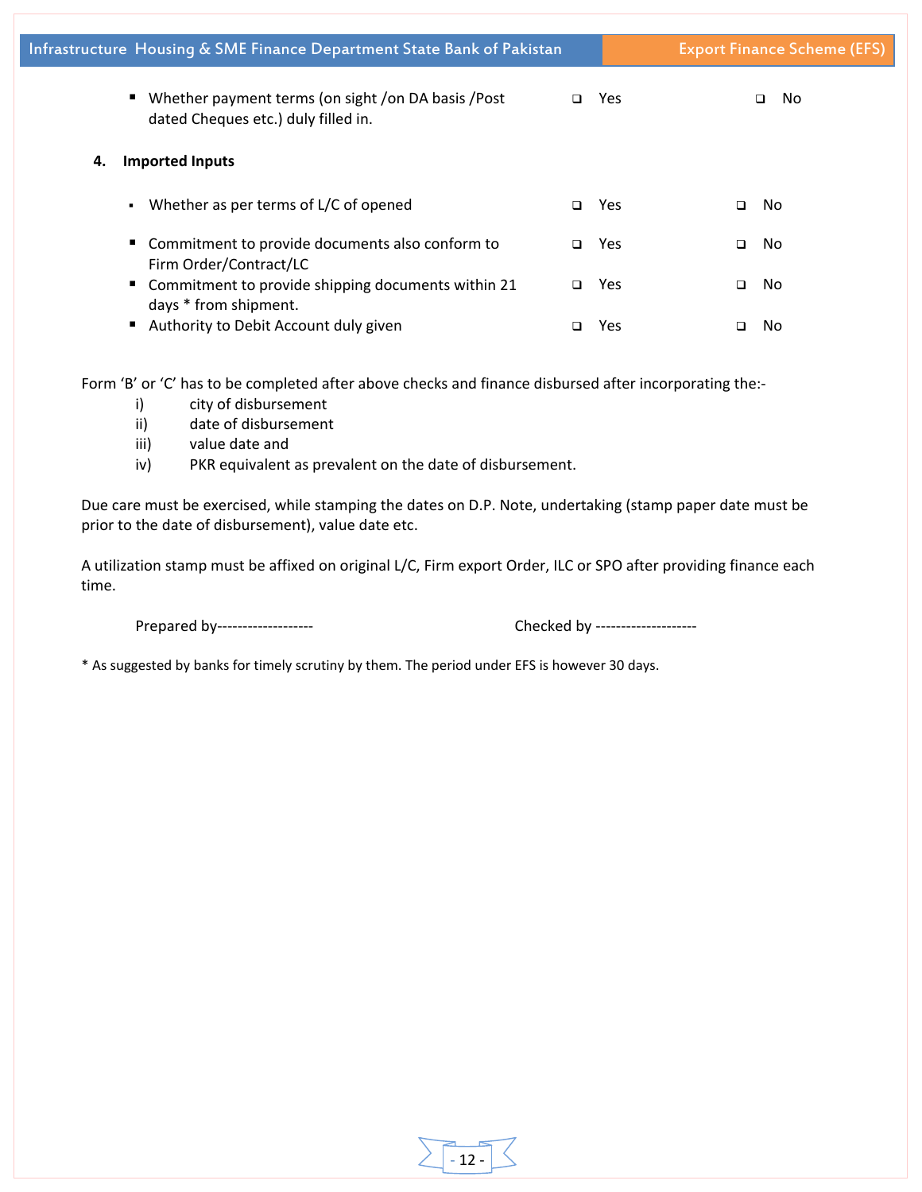- Whether payment terms (on sight /on DA basis /Post dated Cheques etc.) duly filled in. ❑ Yes ❑ No

**4. Imported Inputs**

- Whether as per terms of L/C of opened ❑ Yes ❑ No
- Commitment to provide documents also conform to Firm Order/Contract/LC ❑ Yes ❑ No
- Commitment to provide shipping documents within 21 days * from shipment. ❑ Yes ❑ No
- Authority to Debit Account duly given ❑ Yes ❑ No

Form 'B' or 'C' has to be completed after above checks and finance disbursed after incorporating the:-

i) city of disbursement
ii) date of disbursement
iii) value date and
iv) PKR equivalent as prevalent on the date of disbursement.

Due care must be exercised, while stamping the dates on D.P. Note, undertaking (stamp paper date must be prior to the date of disbursement), value date etc.

A utilization stamp must be affixed on original L/C, Firm export Order, ILC or SPO after providing finance each time.

Prepared by------------------ Checked by --------------------

* As suggested by banks for timely scrutiny by them. The period under EFS is however 30 days.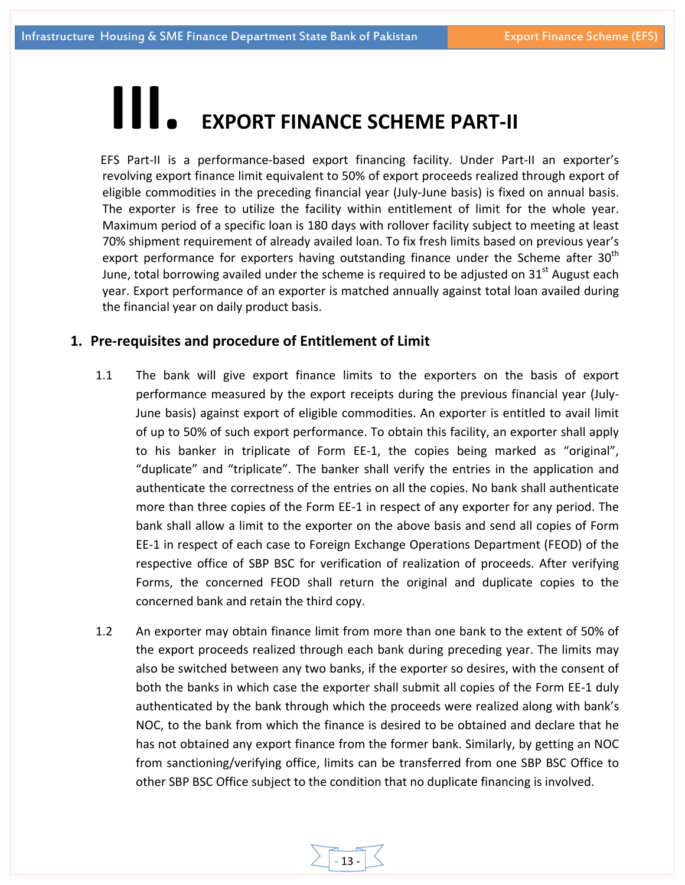# III. EXPORT FINANCE SCHEME PART-II

EFS Part-II is a performance-based export financing facility. Under Part-II an exporter's revolving export finance limit equivalent to 50% of export proceeds realized through export of eligible commodities in the preceding financial year (July-June basis) is fixed on annual basis. The exporter is free to utilize the facility within entitlement of limit for the whole year. Maximum period of a specific loan is 180 days with rollover facility subject to meeting at least 70% shipment requirement of already availed loan. To fix fresh limits based on previous year's export performance for exporters having outstanding finance under the Scheme after 30th June, total borrowing availed under the scheme is required to be adjusted on 31st August each year. Export performance of an exporter is matched annually against total loan availed during the financial year on daily product basis.

## 1. Pre-requisites and procedure of Entitlement of Limit

1.1 The bank will give export finance limits to the exporters on the basis of export performance measured by the export receipts during the previous financial year (July-June basis) against export of eligible commodities. An exporter is entitled to avail limit of up to 50% of such export performance. To obtain this facility, an exporter shall apply to his banker in triplicate of Form EE-1, the copies being marked as "original", "duplicate" and "triplicate". The banker shall verify the entries in the application and authenticate the correctness of the entries on all the copies. No bank shall authenticate more than three copies of the Form EE-1 in respect of any exporter for any period. The bank shall allow a limit to the exporter on the above basis and send all copies of Form EE-1 in respect of each case to Foreign Exchange Operations Department (FEOD) of the respective office of SBP BSC for verification of realization of proceeds. After verifying Forms, the concerned FEOD shall return the original and duplicate copies to the concerned bank and retain the third copy.

1.2 An exporter may obtain finance limit from more than one bank to the extent of 50% of the export proceeds realized through each bank during preceding year. The limits may also be switched between any two banks, if the exporter so desires, with the consent of both the banks in which case the exporter shall submit all copies of the Form EE-1 duly authenticated by the bank through which the proceeds were realized along with bank's NOC, to the bank from which the finance is desired to be obtained and declare that he has not obtained any export finance from the former bank. Similarly, by getting an NOC from sanctioning/verifying office, limits can be transferred from one SBP BSC Office to other SBP BSC Office subject to the condition that no duplicate financing is involved.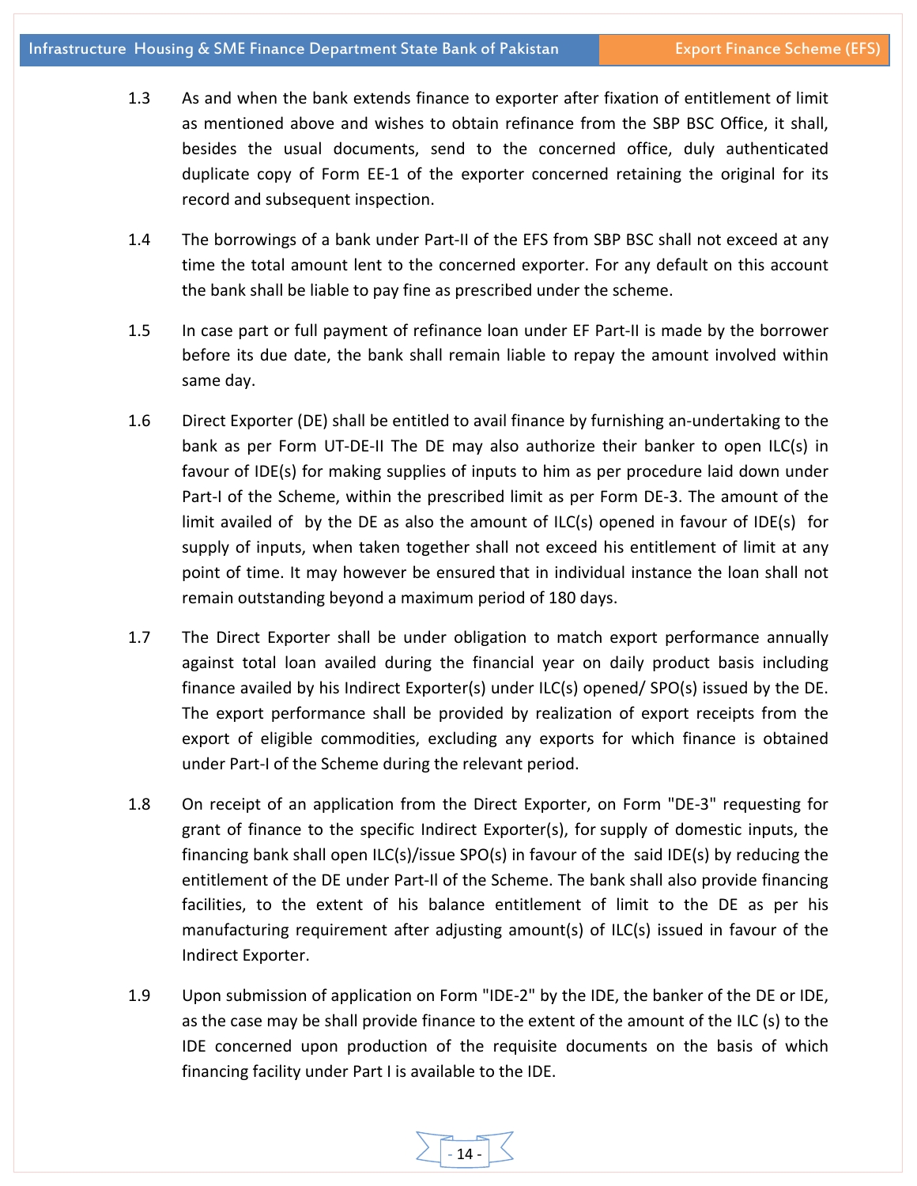1.3 As and when the bank extends finance to exporter after fixation of entitlement of limit as mentioned above and wishes to obtain refinance from the SBP BSC Office, it shall, besides the usual documents, send to the concerned office, duly authenticated duplicate copy of Form EE-1 of the exporter concerned retaining the original for its record and subsequent inspection.

1.4 The borrowings of a bank under Part-II of the EFS from SBP BSC shall not exceed at any time the total amount lent to the concerned exporter. For any default on this account the bank shall be liable to pay fine as prescribed under the scheme.

1.5 In case part or full payment of refinance loan under EF Part-II is made by the borrower before its due date, the bank shall remain liable to repay the amount involved within same day.

1.6 Direct Exporter (DE) shall be entitled to avail finance by furnishing an-undertaking to the bank as per Form UT-DE-II The DE may also authorize their banker to open ILC(s) in favour of IDE(s) for making supplies of inputs to him as per procedure laid down under Part-I of the Scheme, within the prescribed limit as per Form DE-3. The amount of the limit availed of by the DE as also the amount of ILC(s) opened in favour of IDE(s) for supply of inputs, when taken together shall not exceed his entitlement of limit at any point of time. It may however be ensured that in individual instance the loan shall not remain outstanding beyond a maximum period of 180 days.

1.7 The Direct Exporter shall be under obligation to match export performance annually against total loan availed during the financial year on daily product basis including finance availed by his Indirect Exporter(s) under ILC(s) opened/ SPO(s) issued by the DE. The export performance shall be provided by realization of export receipts from the export of eligible commodities, excluding any exports for which finance is obtained under Part-I of the Scheme during the relevant period.

1.8 On receipt of an application from the Direct Exporter, on Form "DE-3" requesting for grant of finance to the specific Indirect Exporter(s), for supply of domestic inputs, the financing bank shall open ILC(s)/issue SPO(s) in favour of the said IDE(s) by reducing the entitlement of the DE under Part-II of the Scheme. The bank shall also provide financing facilities, to the extent of his balance entitlement of limit to the DE as per his manufacturing requirement after adjusting amount(s) of ILC(s) issued in favour of the Indirect Exporter.

1.9 Upon submission of application on Form "IDE-2" by the IDE, the banker of the DE or IDE, as the case may be shall provide finance to the extent of the amount of the ILC (s) to the IDE concerned upon production of the requisite documents on the basis of which financing facility under Part I is available to the IDE.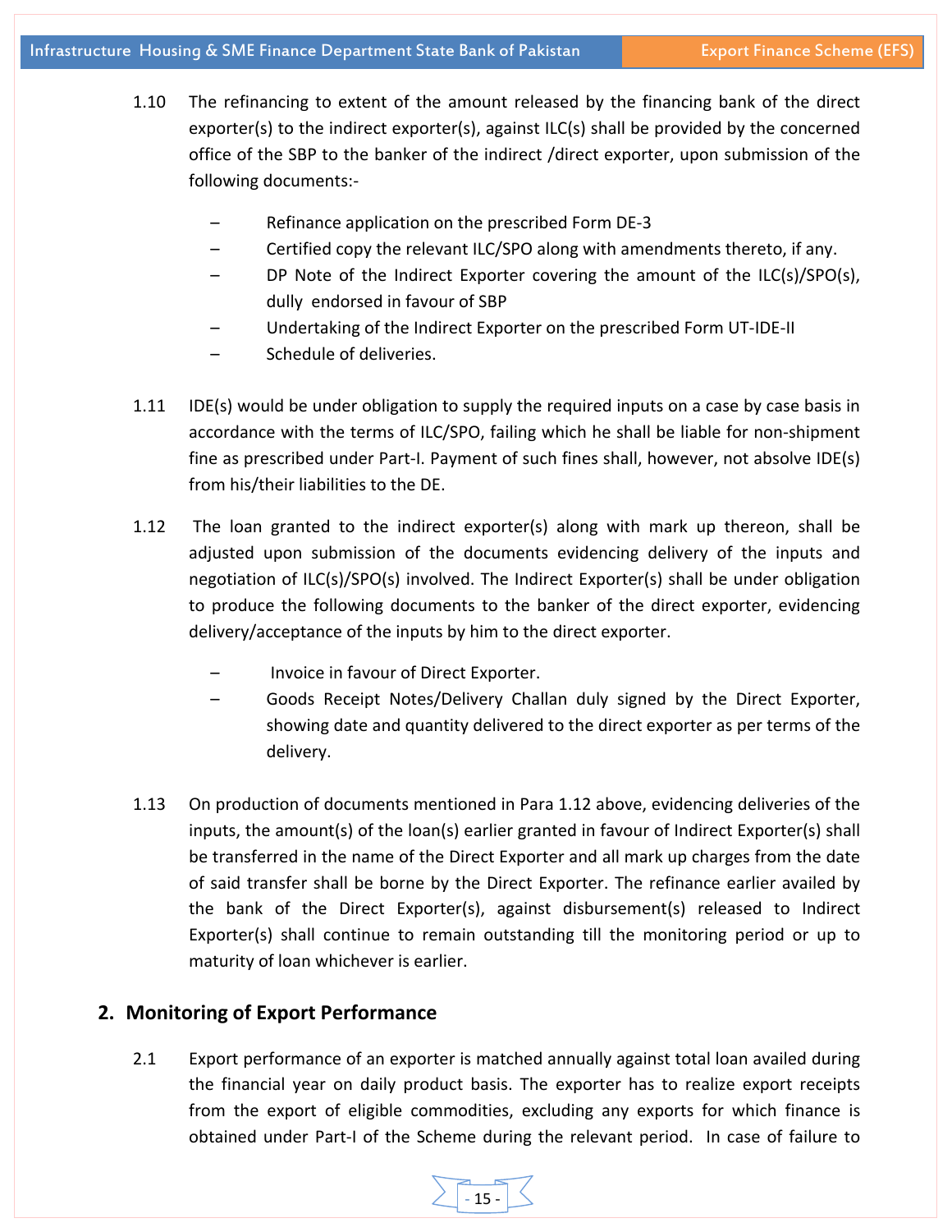1.10 The refinancing to extent of the amount released by the financing bank of the direct exporter(s) to the indirect exporter(s), against ILC(s) shall be provided by the concerned office of the SBP to the banker of the indirect /direct exporter, upon submission of the following documents:-

- Refinance application on the prescribed Form DE-3
- Certified copy the relevant ILC/SPO along with amendments thereto, if any.
- DP Note of the Indirect Exporter covering the amount of the ILC(s)/SPO(s), dully endorsed in favour of SBP
- Undertaking of the Indirect Exporter on the prescribed Form UT-IDE-II
- Schedule of deliveries.

1.11 IDE(s) would be under obligation to supply the required inputs on a case by case basis in accordance with the terms of ILC/SPO, failing which he shall be liable for non-shipment fine as prescribed under Part-I. Payment of such fines shall, however, not absolve IDE(s) from his/their liabilities to the DE.

1.12 The loan granted to the indirect exporter(s) along with mark up thereon, shall be adjusted upon submission of the documents evidencing delivery of the inputs and negotiation of ILC(s)/SPO(s) involved. The Indirect Exporter(s) shall be under obligation to produce the following documents to the banker of the direct exporter, evidencing delivery/acceptance of the inputs by him to the direct exporter.

- Invoice in favour of Direct Exporter.
- Goods Receipt Notes/Delivery Challan duly signed by the Direct Exporter, showing date and quantity delivered to the direct exporter as per terms of the delivery.

1.13 On production of documents mentioned in Para 1.12 above, evidencing deliveries of the inputs, the amount(s) of the loan(s) earlier granted in favour of Indirect Exporter(s) shall be transferred in the name of the Direct Exporter and all mark up charges from the date of said transfer shall be borne by the Direct Exporter. The refinance earlier availed by the bank of the Direct Exporter(s), against disbursement(s) released to Indirect Exporter(s) shall continue to remain outstanding till the monitoring period or up to maturity of loan whichever is earlier.

## 2. Monitoring of Export Performance

2.1 Export performance of an exporter is matched annually against total loan availed during the financial year on daily product basis. The exporter has to realize export receipts from the export of eligible commodities, excluding any exports for which finance is obtained under Part-I of the Scheme during the relevant period. In case of failure to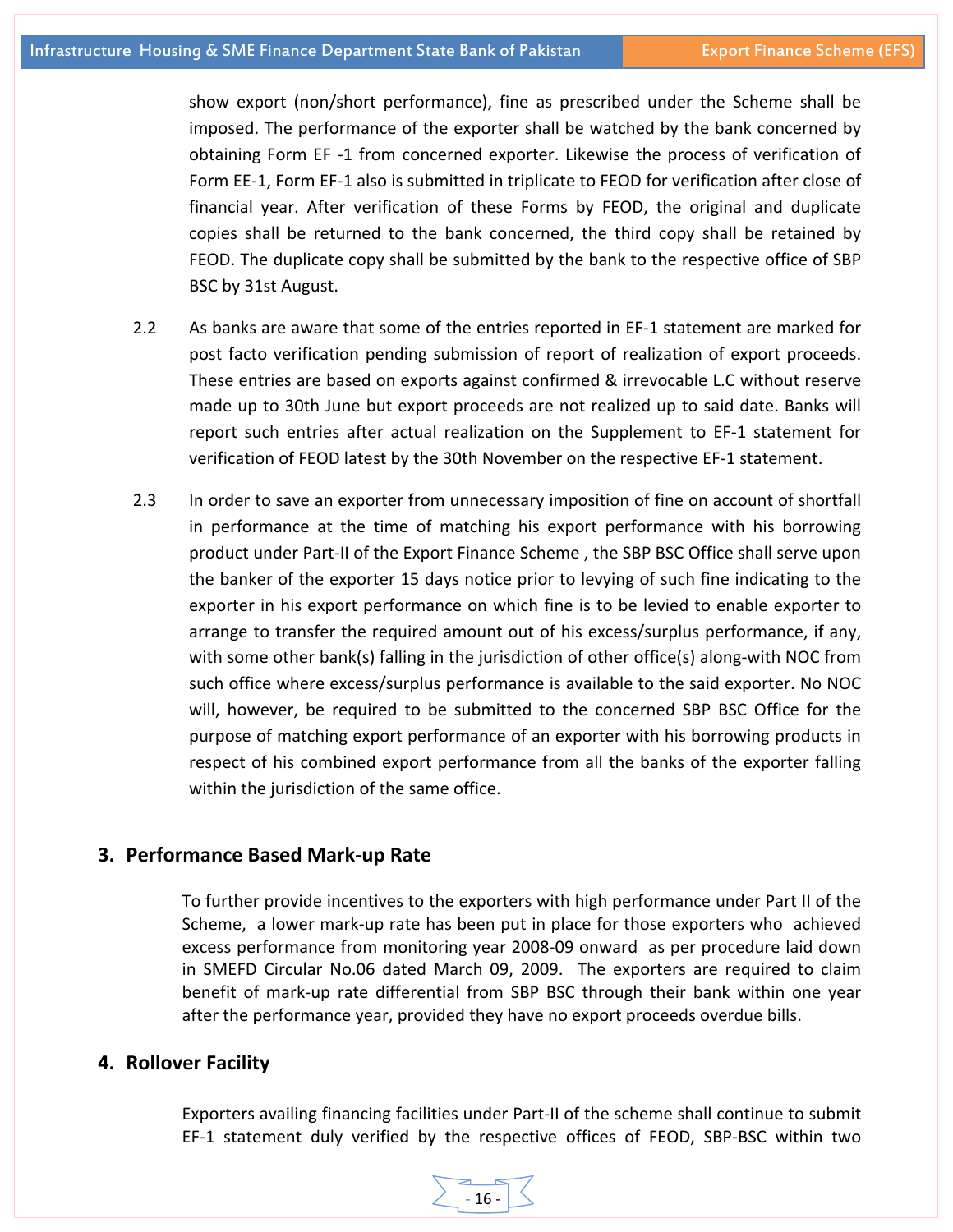show export (non/short performance), fine as prescribed under the Scheme shall be imposed. The performance of the exporter shall be watched by the bank concerned by obtaining Form EF -1 from concerned exporter. Likewise the process of verification of Form EE-1, Form EF-1 also is submitted in triplicate to FEOD for verification after close of financial year. After verification of these Forms by FEOD, the original and duplicate copies shall be returned to the bank concerned, the third copy shall be retained by FEOD. The duplicate copy shall be submitted by the bank to the respective office of SBP BSC by 31st August.

2.2 As banks are aware that some of the entries reported in EF-1 statement are marked for post facto verification pending submission of report of realization of export proceeds. These entries are based on exports against confirmed & irrevocable L.C without reserve made up to 30th June but export proceeds are not realized up to said date. Banks will report such entries after actual realization on the Supplement to EF-1 statement for verification of FEOD latest by the 30th November on the respective EF-1 statement.

2.3 In order to save an exporter from unnecessary imposition of fine on account of shortfall in performance at the time of matching his export performance with his borrowing product under Part-II of the Export Finance Scheme , the SBP BSC Office shall serve upon the banker of the exporter 15 days notice prior to levying of such fine indicating to the exporter in his export performance on which fine is to be levied to enable exporter to arrange to transfer the required amount out of his excess/surplus performance, if any, with some other bank(s) falling in the jurisdiction of other office(s) along-with NOC from such office where excess/surplus performance is available to the said exporter. No NOC will, however, be required to be submitted to the concerned SBP BSC Office for the purpose of matching export performance of an exporter with his borrowing products in respect of his combined export performance from all the banks of the exporter falling within the jurisdiction of the same office.

## 3. Performance Based Mark-up Rate

To further provide incentives to the exporters with high performance under Part II of the Scheme, a lower mark-up rate has been put in place for those exporters who achieved excess performance from monitoring year 2008-09 onward as per procedure laid down in SMEFD Circular No.06 dated March 09, 2009. The exporters are required to claim benefit of mark-up rate differential from SBP BSC through their bank within one year after the performance year, provided they have no export proceeds overdue bills.

## 4. Rollover Facility

Exporters availing financing facilities under Part-II of the scheme shall continue to submit EF-1 statement duly verified by the respective offices of FEOD, SBP-BSC within two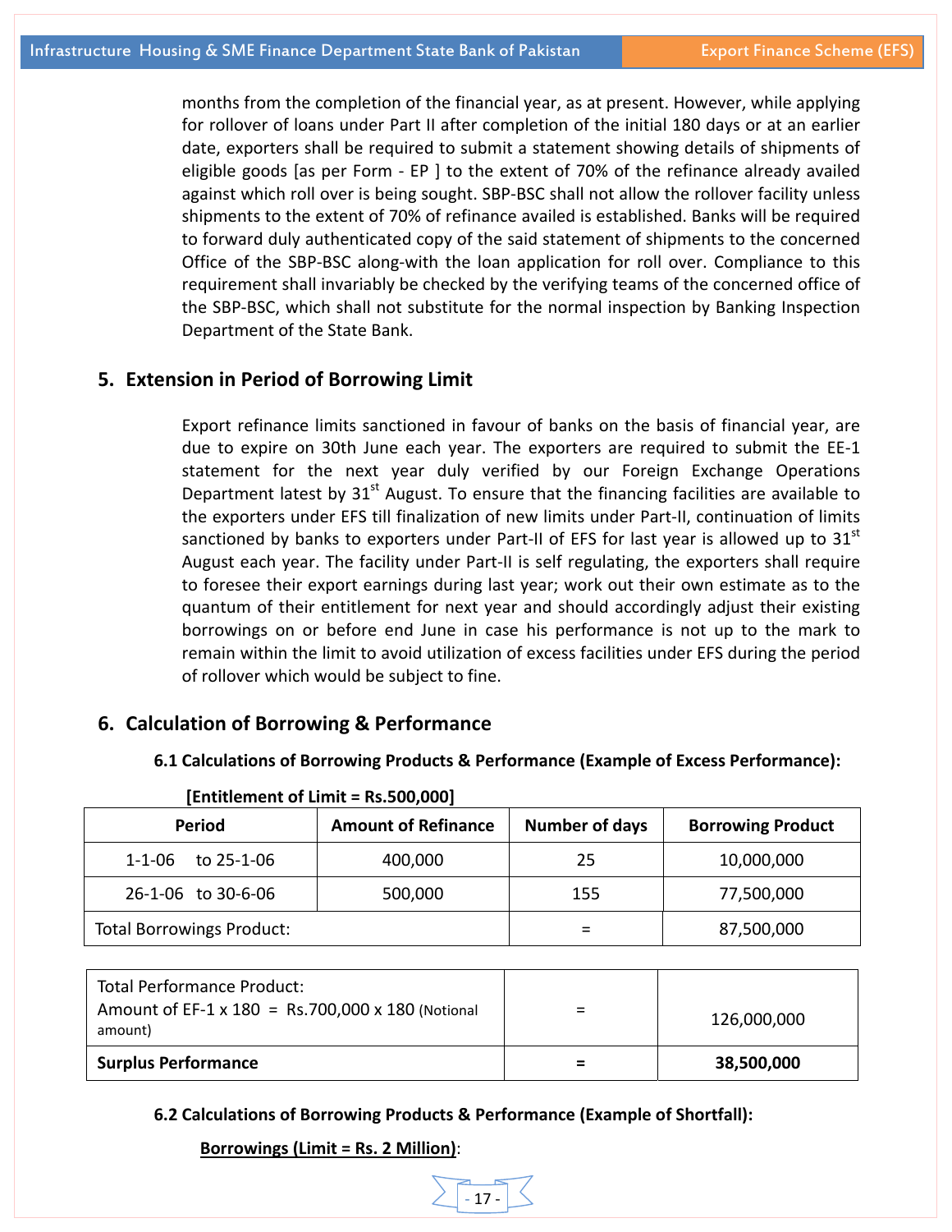months from the completion of the financial year, as at present. However, while applying for rollover of loans under Part II after completion of the initial 180 days or at an earlier date, exporters shall be required to submit a statement showing details of shipments of eligible goods [as per Form - EP ] to the extent of 70% of the refinance already availed against which roll over is being sought. SBP-BSC shall not allow the rollover facility unless shipments to the extent of 70% of refinance availed is established. Banks will be required to forward duly authenticated copy of the said statement of shipments to the concerned Office of the SBP-BSC along-with the loan application for roll over. Compliance to this requirement shall invariably be checked by the verifying teams of the concerned office of the SBP-BSC, which shall not substitute for the normal inspection by Banking Inspection Department of the State Bank.

## 5. Extension in Period of Borrowing Limit

Export refinance limits sanctioned in favour of banks on the basis of financial year, are due to expire on 30th June each year. The exporters are required to submit the EE-1 statement for the next year duly verified by our Foreign Exchange Operations Department latest by 31st August. To ensure that the financing facilities are available to the exporters under EFS till finalization of new limits under Part-II, continuation of limits sanctioned by banks to exporters under Part-II of EFS for last year is allowed up to 31st August each year. The facility under Part-II is self regulating, the exporters shall require to foresee their export earnings during last year; work out their own estimate as to the quantum of their entitlement for next year and should accordingly adjust their existing borrowings on or before end June in case his performance is not up to the mark to remain within the limit to avoid utilization of excess facilities under EFS during the period of rollover which would be subject to fine.

## 6. Calculation of Borrowing & Performance

### 6.1 Calculations of Borrowing Products & Performance (Example of Excess Performance):

**[Entitlement of Limit = Rs.500,000]**

| Period | Amount of Refinance | Number of days | Borrowing Product |
|---|---|---|---|
| 1-1-06 to 25-1-06 | 400,000 | 25 | 10,000,000 |
| 26-1-06 to 30-6-06 | 500,000 | 155 | 77,500,000 |
| Total Borrowings Product: | | = | 87,500,000 |

| | | |
|---|---|---|
| Total Performance Product: Amount of EF-1 x 180 = Rs.700,000 x 180 (Notional amount) | = | 126,000,000 |
| **Surplus Performance** | **=** | **38,500,000** |

### 6.2 Calculations of Borrowing Products & Performance (Example of Shortfall):

**Borrowings (Limit = Rs. 2 Million)**: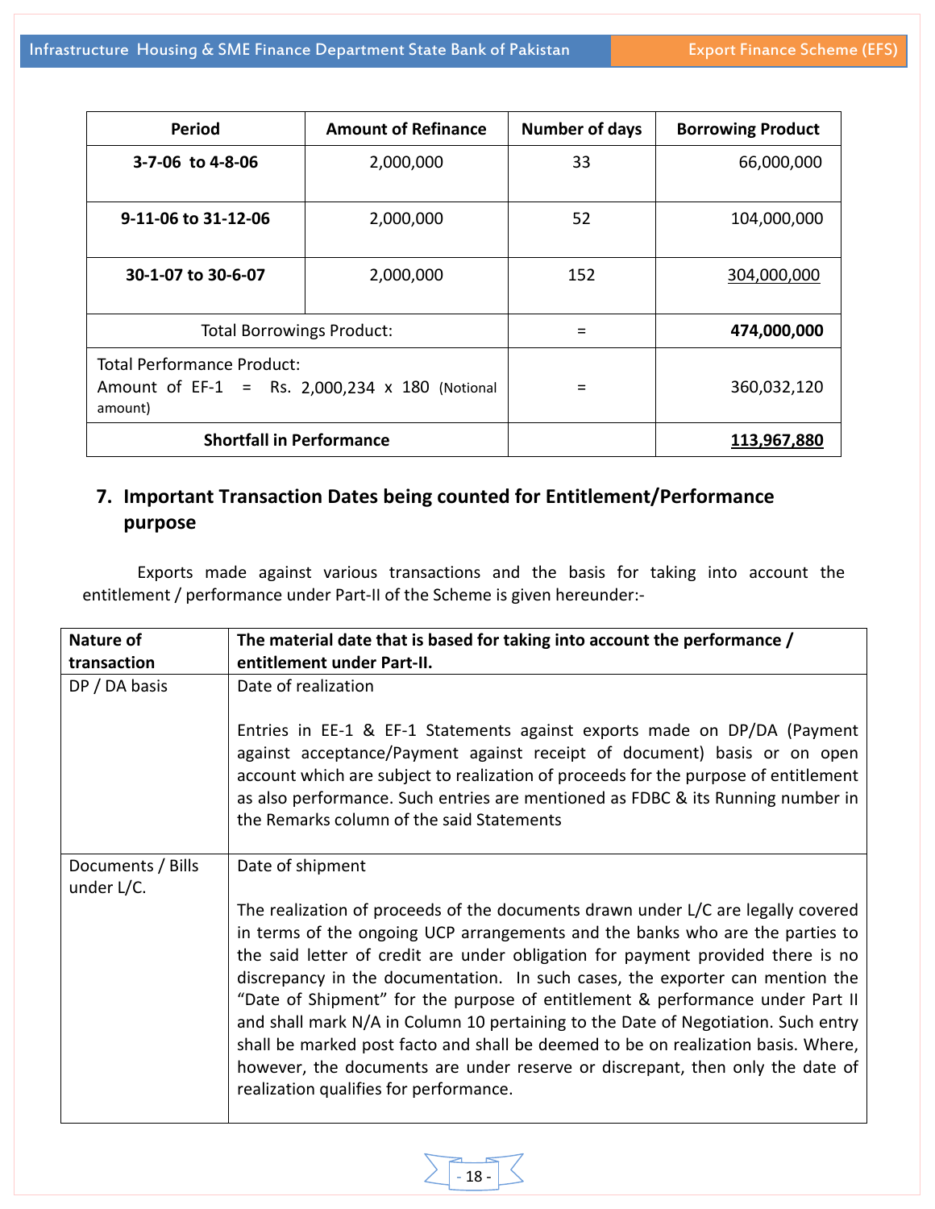| Period | Amount of Refinance | Number of days | Borrowing Product |
|---|---|---|---|
| **3-7-06 to 4-8-06** | 2,000,000 | 33 | 66,000,000 |
| **9-11-06 to 31-12-06** | 2,000,000 | 52 | 104,000,000 |
| **30-1-07 to 30-6-07** | 2,000,000 | 152 | 304,000,000 |
| Total Borrowings Product: | | = | **474,000,000** |
| Total Performance Product: Amount of EF-1 = Rs. 2,000,234 x 180 (Notional amount) | | = | 360,032,120 |
| **Shortfall in Performance** | | | **113,967,880** |

## 7. Important Transaction Dates being counted for Entitlement/Performance purpose

Exports made against various transactions and the basis for taking into account the entitlement / performance under Part-II of the Scheme is given hereunder:-

| Nature of transaction | The material date that is based for taking into account the performance / entitlement under Part-II. |
|---|---|
| DP / DA basis | Date of realization<br><br>Entries in EE-1 & EF-1 Statements against exports made on DP/DA (Payment against acceptance/Payment against receipt of document) basis or on open account which are subject to realization of proceeds for the purpose of entitlement as also performance. Such entries are mentioned as FDBC & its Running number in the Remarks column of the said Statements |
| Documents / Bills under L/C. | Date of shipment<br><br>The realization of proceeds of the documents drawn under L/C are legally covered in terms of the ongoing UCP arrangements and the banks who are the parties to the said letter of credit are under obligation for payment provided there is no discrepancy in the documentation. In such cases, the exporter can mention the "Date of Shipment" for the purpose of entitlement & performance under Part II and shall mark N/A in Column 10 pertaining to the Date of Negotiation. Such entry shall be marked post facto and shall be deemed to be on realization basis. Where, however, the documents are under reserve or discrepant, then only the date of realization qualifies for performance. |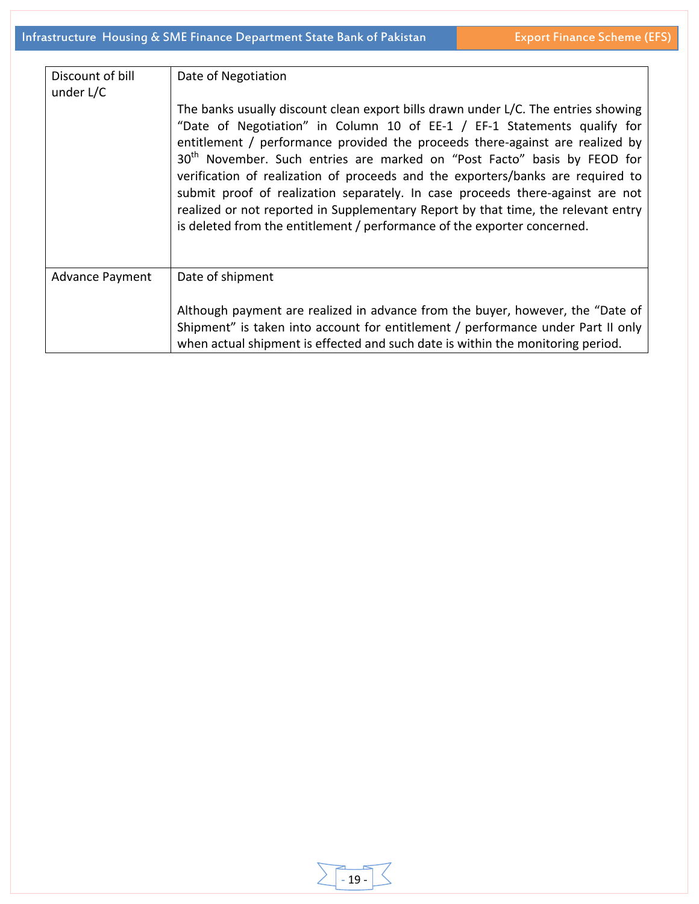| | |
|---|---|
| Discount of bill under L/C | Date of Negotiation<br><br>The banks usually discount clean export bills drawn under L/C. The entries showing "Date of Negotiation" in Column 10 of EE-1 / EF-1 Statements qualify for entitlement / performance provided the proceeds there-against are realized by 30th November. Such entries are marked on "Post Facto" basis by FEOD for verification of realization of proceeds and the exporters/banks are required to submit proof of realization separately. In case proceeds there-against are not realized or not reported in Supplementary Report by that time, the relevant entry is deleted from the entitlement / performance of the exporter concerned. |
| Advance Payment | Date of shipment<br><br>Although payment are realized in advance from the buyer, however, the "Date of Shipment" is taken into account for entitlement / performance under Part II only when actual shipment is effected and such date is within the monitoring period. |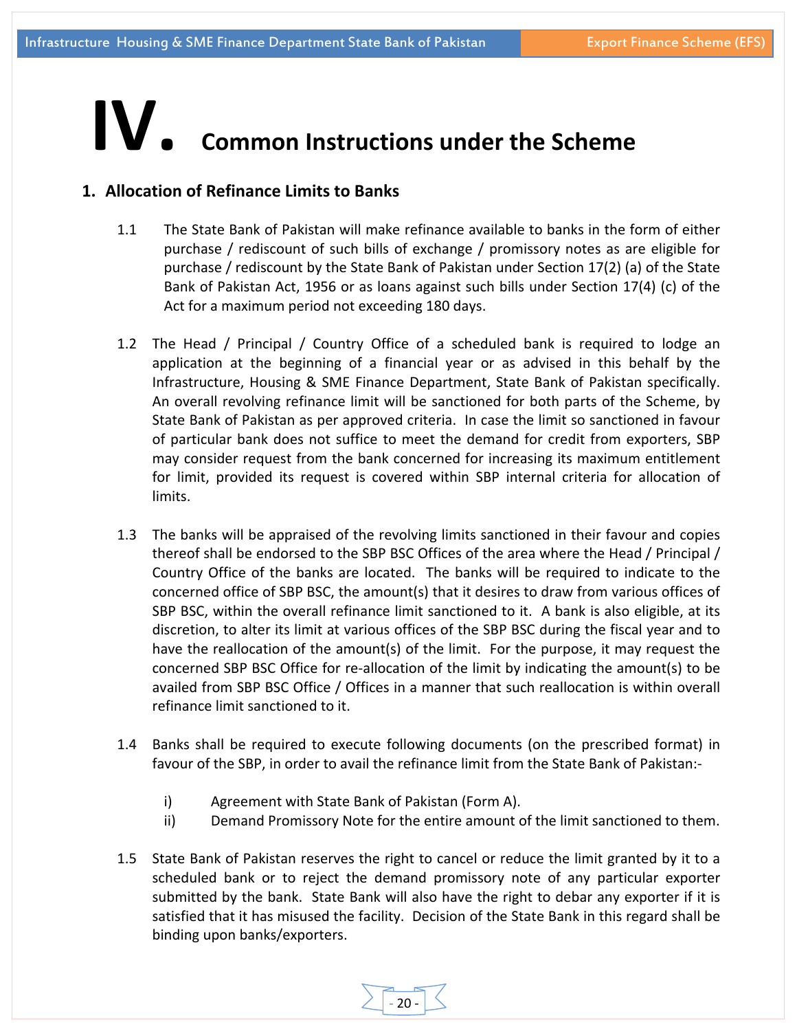# IV. Common Instructions under the Scheme

## 1. Allocation of Refinance Limits to Banks

1.1 The State Bank of Pakistan will make refinance available to banks in the form of either purchase / rediscount of such bills of exchange / promissory notes as are eligible for purchase / rediscount by the State Bank of Pakistan under Section 17(2) (a) of the State Bank of Pakistan Act, 1956 or as loans against such bills under Section 17(4) (c) of the Act for a maximum period not exceeding 180 days.

1.2 The Head / Principal / Country Office of a scheduled bank is required to lodge an application at the beginning of a financial year or as advised in this behalf by the Infrastructure, Housing & SME Finance Department, State Bank of Pakistan specifically. An overall revolving refinance limit will be sanctioned for both parts of the Scheme, by State Bank of Pakistan as per approved criteria. In case the limit so sanctioned in favour of particular bank does not suffice to meet the demand for credit from exporters, SBP may consider request from the bank concerned for increasing its maximum entitlement for limit, provided its request is covered within SBP internal criteria for allocation of limits.

1.3 The banks will be appraised of the revolving limits sanctioned in their favour and copies thereof shall be endorsed to the SBP BSC Offices of the area where the Head / Principal / Country Office of the banks are located. The banks will be required to indicate to the concerned office of SBP BSC, the amount(s) that it desires to draw from various offices of SBP BSC, within the overall refinance limit sanctioned to it. A bank is also eligible, at its discretion, to alter its limit at various offices of the SBP BSC during the fiscal year and to have the reallocation of the amount(s) of the limit. For the purpose, it may request the concerned SBP BSC Office for re-allocation of the limit by indicating the amount(s) to be availed from SBP BSC Office / Offices in a manner that such reallocation is within overall refinance limit sanctioned to it.

1.4 Banks shall be required to execute following documents (on the prescribed format) in favour of the SBP, in order to avail the refinance limit from the State Bank of Pakistan:-

i) Agreement with State Bank of Pakistan (Form A).
ii) Demand Promissory Note for the entire amount of the limit sanctioned to them.

1.5 State Bank of Pakistan reserves the right to cancel or reduce the limit granted by it to a scheduled bank or to reject the demand promissory note of any particular exporter submitted by the bank. State Bank will also have the right to debar any exporter if it is satisfied that it has misused the facility. Decision of the State Bank in this regard shall be binding upon banks/exporters.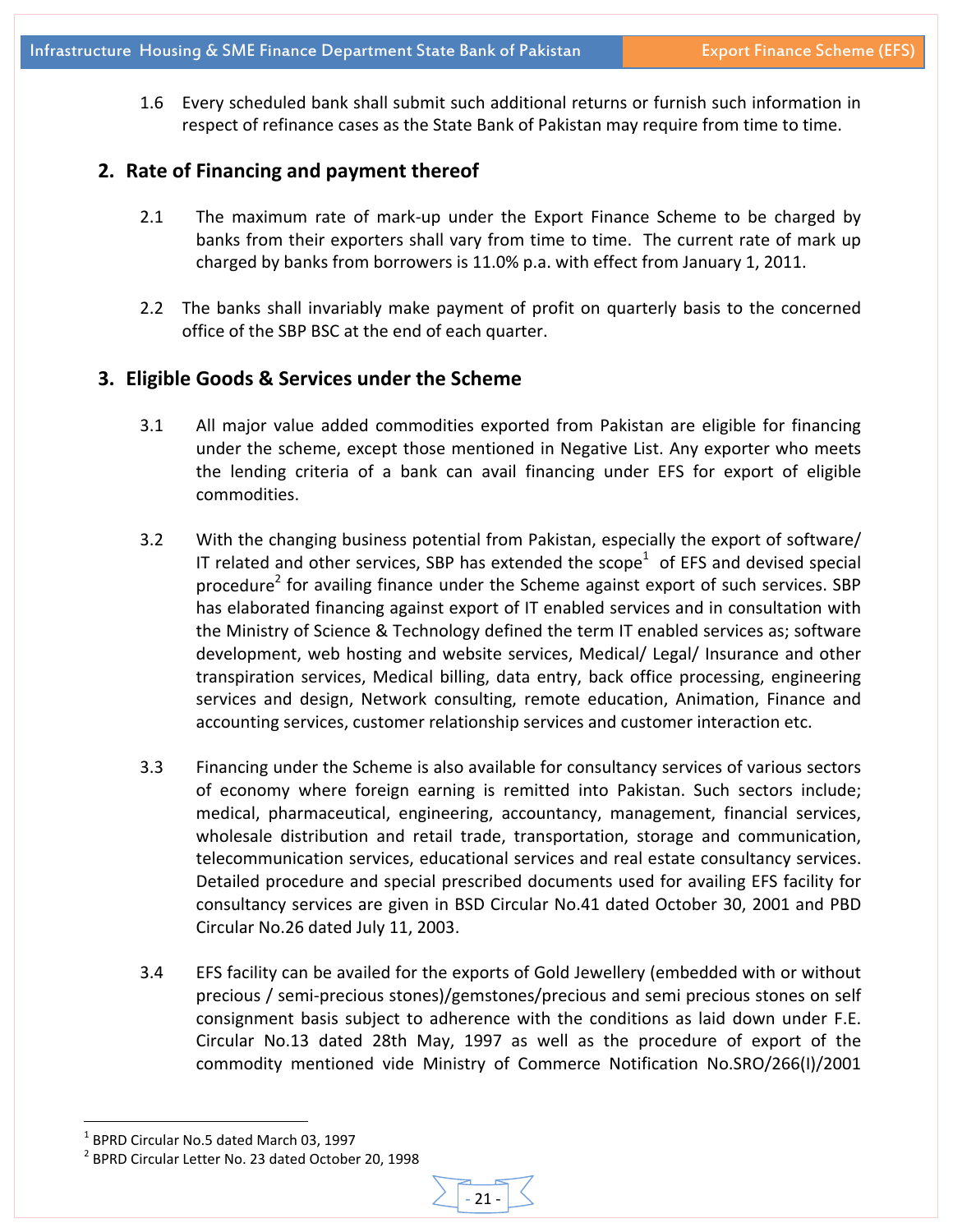1.6 Every scheduled bank shall submit such additional returns or furnish such information in respect of refinance cases as the State Bank of Pakistan may require from time to time.

## 2. Rate of Financing and payment thereof

2.1 The maximum rate of mark-up under the Export Finance Scheme to be charged by banks from their exporters shall vary from time to time. The current rate of mark up charged by banks from borrowers is 11.0% p.a. with effect from January 1, 2011.

2.2 The banks shall invariably make payment of profit on quarterly basis to the concerned office of the SBP BSC at the end of each quarter.

## 3. Eligible Goods & Services under the Scheme

3.1 All major value added commodities exported from Pakistan are eligible for financing under the scheme, except those mentioned in Negative List. Any exporter who meets the lending criteria of a bank can avail financing under EFS for export of eligible commodities.

3.2 With the changing business potential from Pakistan, especially the export of software/ IT related and other services, SBP has extended the scope[1] of EFS and devised special procedure[2] for availing finance under the Scheme against export of such services. SBP has elaborated financing against export of IT enabled services and in consultation with the Ministry of Science & Technology defined the term IT enabled services as; software development, web hosting and website services, Medical/ Legal/ Insurance and other transpiration services, Medical billing, data entry, back office processing, engineering services and design, Network consulting, remote education, Animation, Finance and accounting services, customer relationship services and customer interaction etc.

3.3 Financing under the Scheme is also available for consultancy services of various sectors of economy where foreign earning is remitted into Pakistan. Such sectors include; medical, pharmaceutical, engineering, accountancy, management, financial services, wholesale distribution and retail trade, transportation, storage and communication, telecommunication services, educational services and real estate consultancy services. Detailed procedure and special prescribed documents used for availing EFS facility for consultancy services are given in BSD Circular No.41 dated October 30, 2001 and PBD Circular No.26 dated July 11, 2003.

3.4 EFS facility can be availed for the exports of Gold Jewellery (embedded with or without precious / semi-precious stones)/gemstones/precious and semi precious stones on self consignment basis subject to adherence with the conditions as laid down under F.E. Circular No.13 dated 28th May, 1997 as well as the procedure of export of the commodity mentioned vide Ministry of Commerce Notification No.SRO/266(I)/2001

---

[1] BPRD Circular No.5 dated March 03, 1997

[2] BPRD Circular Letter No. 23 dated October 20, 1998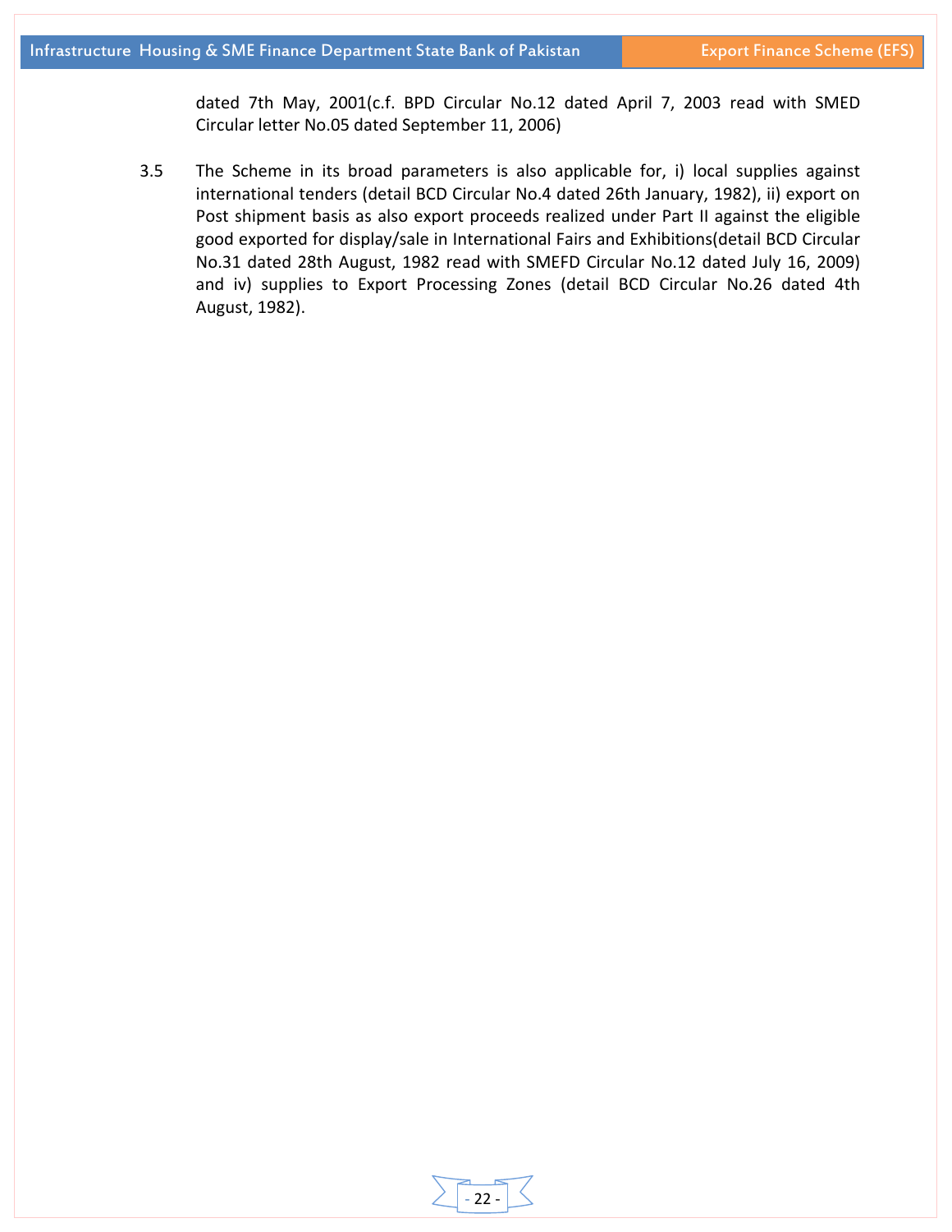dated 7th May, 2001(c.f. BPD Circular No.12 dated April 7, 2003 read with SMED Circular letter No.05 dated September 11, 2006)

3.5 The Scheme in its broad parameters is also applicable for, i) local supplies against international tenders (detail BCD Circular No.4 dated 26th January, 1982), ii) export on Post shipment basis as also export proceeds realized under Part II against the eligible good exported for display/sale in International Fairs and Exhibitions(detail BCD Circular No.31 dated 28th August, 1982 read with SMEFD Circular No.12 dated July 16, 2009) and iv) supplies to Export Processing Zones (detail BCD Circular No.26 dated 4th August, 1982).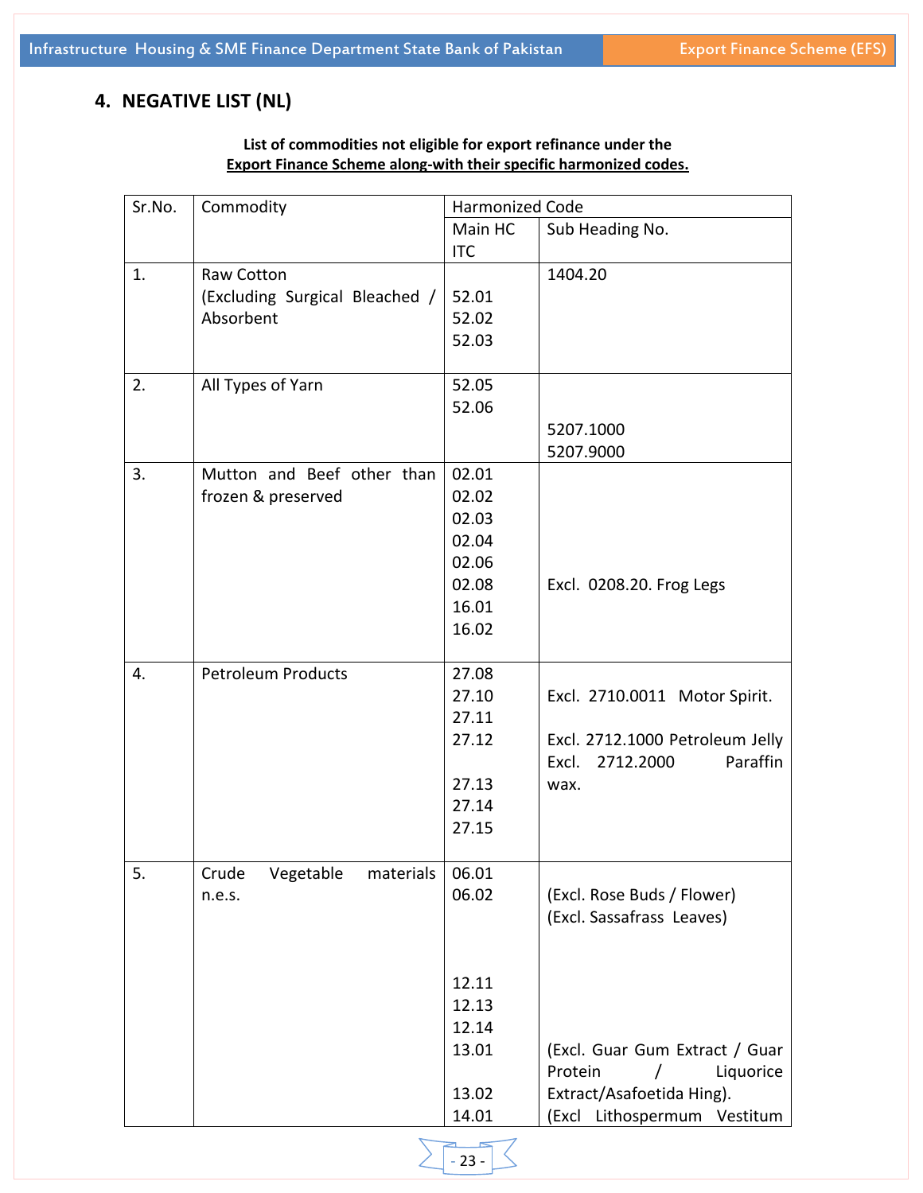## 4. NEGATIVE LIST (NL)

**List of commodities not eligible for export refinance under the**
**Export Finance Scheme along-with their specific harmonized codes.**

| Sr.No. | Commodity | Harmonized Code | |
|---|---|---|---|
| | | Main HC ITC | Sub Heading No. |
| 1. | Raw Cotton (Excluding Surgical Bleached / Absorbent | 52.01<br>52.02<br>52.03 | 1404.20 |
| 2. | All Types of Yarn | 52.05<br>52.06 | 5207.1000<br>5207.9000 |
| 3. | Mutton and Beef other than frozen & preserved | 02.01<br>02.02<br>02.03<br>02.04<br>02.06<br>02.08<br>16.01<br>16.02 | Excl. 0208.20. Frog Legs |
| 4. | Petroleum Products | 27.08<br>27.10<br>27.11<br>27.12<br>27.13<br>27.14<br>27.15 | Excl. 2710.0011 Motor Spirit.<br>Excl. 2712.1000 Petroleum Jelly<br>Excl. 2712.2000 Paraffin wax. |
| 5. | Crude Vegetable materials n.e.s. | 06.01<br>06.02<br>12.11<br>12.13<br>12.14<br>13.01<br>13.02<br>14.01 | (Excl. Rose Buds / Flower)<br>(Excl. Sassafrass Leaves)<br>(Excl. Guar Gum Extract / Guar Protein / Liquorice Extract/Asafoetida Hing).<br>(Excl Lithospermum Vestitum |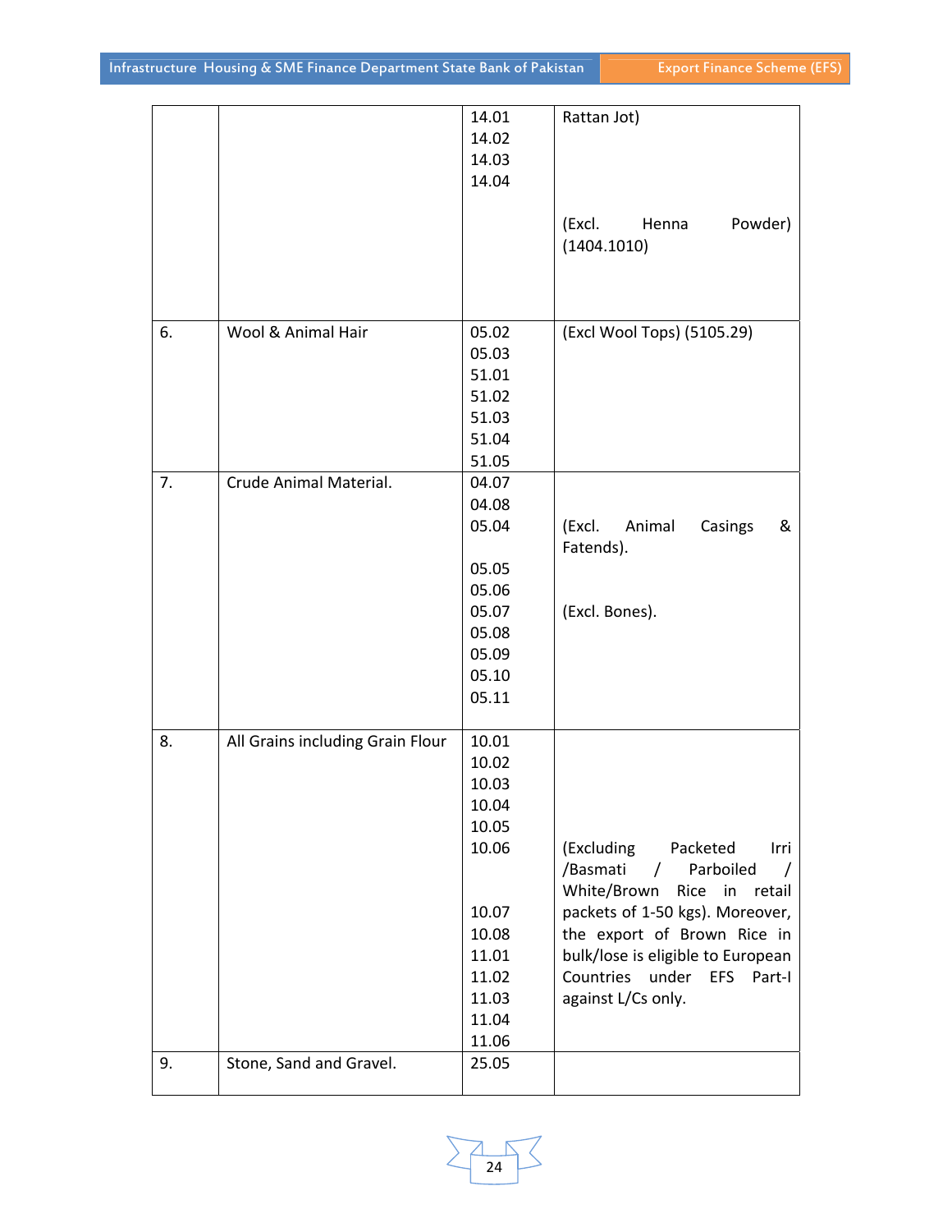| | | | |
|---|---|---|---|
| | | 14.01<br>14.02<br>14.03<br>14.04 | Rattan Jot)<br><br>(Excl. Henna Powder) (1404.1010) |
| 6. | Wool & Animal Hair | 05.02<br>05.03<br>51.01<br>51.02<br>51.03<br>51.04<br>51.05 | (Excl Wool Tops) (5105.29) |
| 7. | Crude Animal Material. | 04.07<br>04.08<br>05.04<br><br>05.05<br>05.06<br>05.07<br>05.08<br>05.09<br>05.10<br>05.11 | <br><br>(Excl. Animal Casings & Fatends).<br><br><br>(Excl. Bones). |
| 8. | All Grains including Grain Flour | 10.01<br>10.02<br>10.03<br>10.04<br>10.05<br>10.06<br><br><br>10.07<br>10.08<br>11.01<br>11.02<br>11.03<br>11.04<br>11.06 | (Excluding Packeted Irri /Basmati / Parboiled / White/Brown Rice in retail packets of 1-50 kgs). Moreover, the export of Brown Rice in bulk/lose is eligible to European Countries under EFS Part-I against L/Cs only. |
| 9. | Stone, Sand and Gravel. | 25.05 | |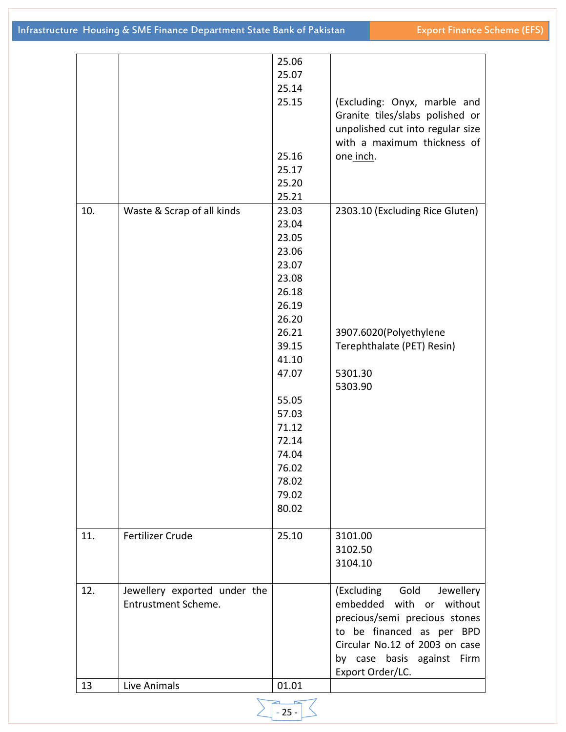| | | | |
|---|---|---|---|
| | | 25.06<br>25.07<br>25.14<br>25.15<br><br><br><br>25.16<br>25.17<br>25.20<br>25.21 | <br><br><br>(Excluding: Onyx, marble and Granite tiles/slabs polished or unpolished cut into regular size with a maximum thickness of one inch. |
| 10. | Waste & Scrap of all kinds | 23.03<br>23.04<br>23.05<br>23.06<br>23.07<br>23.08<br>26.18<br>26.19<br>26.20<br>26.21<br>39.15<br>41.10<br>47.07<br><br>55.05<br>57.03<br>71.12<br>72.14<br>74.04<br>76.02<br>78.02<br>79.02<br>80.02 | 2303.10 (Excluding Rice Gluten)<br><br><br><br><br><br><br><br><br>3907.6020(Polyethylene Terephthalate (PET) Resin)<br><br>5301.30<br>5303.90 |
| 11. | Fertilizer Crude | 25.10 | 3101.00<br>3102.50<br>3104.10 |
| 12. | Jewellery exported under the Entrustment Scheme. | | (Excluding Gold Jewellery embedded with or without precious/semi precious stones to be financed as per BPD Circular No.12 of 2003 on case by case basis against Firm Export Order/LC. |
| 13 | Live Animals | 01.01 | |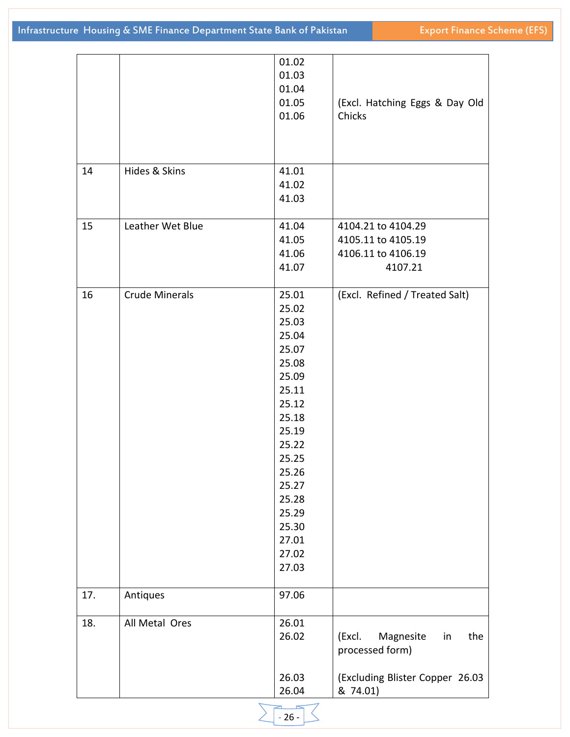| | | | |
|---|---|---|---|
| | | 01.02<br>01.03<br>01.04<br>01.05<br>01.06 | (Excl. Hatching Eggs & Day Old Chicks |
| 14 | Hides & Skins | 41.01<br>41.02<br>41.03 | |
| 15 | Leather Wet Blue | 41.04<br>41.05<br>41.06<br>41.07 | 4104.21 to 4104.29<br>4105.11 to 4105.19<br>4106.11 to 4106.19<br>4107.21 |
| 16 | Crude Minerals | 25.01<br>25.02<br>25.03<br>25.04<br>25.07<br>25.08<br>25.09<br>25.11<br>25.12<br>25.18<br>25.19<br>25.22<br>25.25<br>25.26<br>25.27<br>25.28<br>25.29<br>25.30<br>27.01<br>27.02<br>27.03 | (Excl. Refined / Treated Salt) |
| 17. | Antiques | 97.06 | |
| 18. | All Metal Ores | 26.01<br>26.02<br><br>26.03<br>26.04 | <br>(Excl. Magnesite in the processed form)<br><br>(Excluding Blister Copper 26.03 & 74.01) |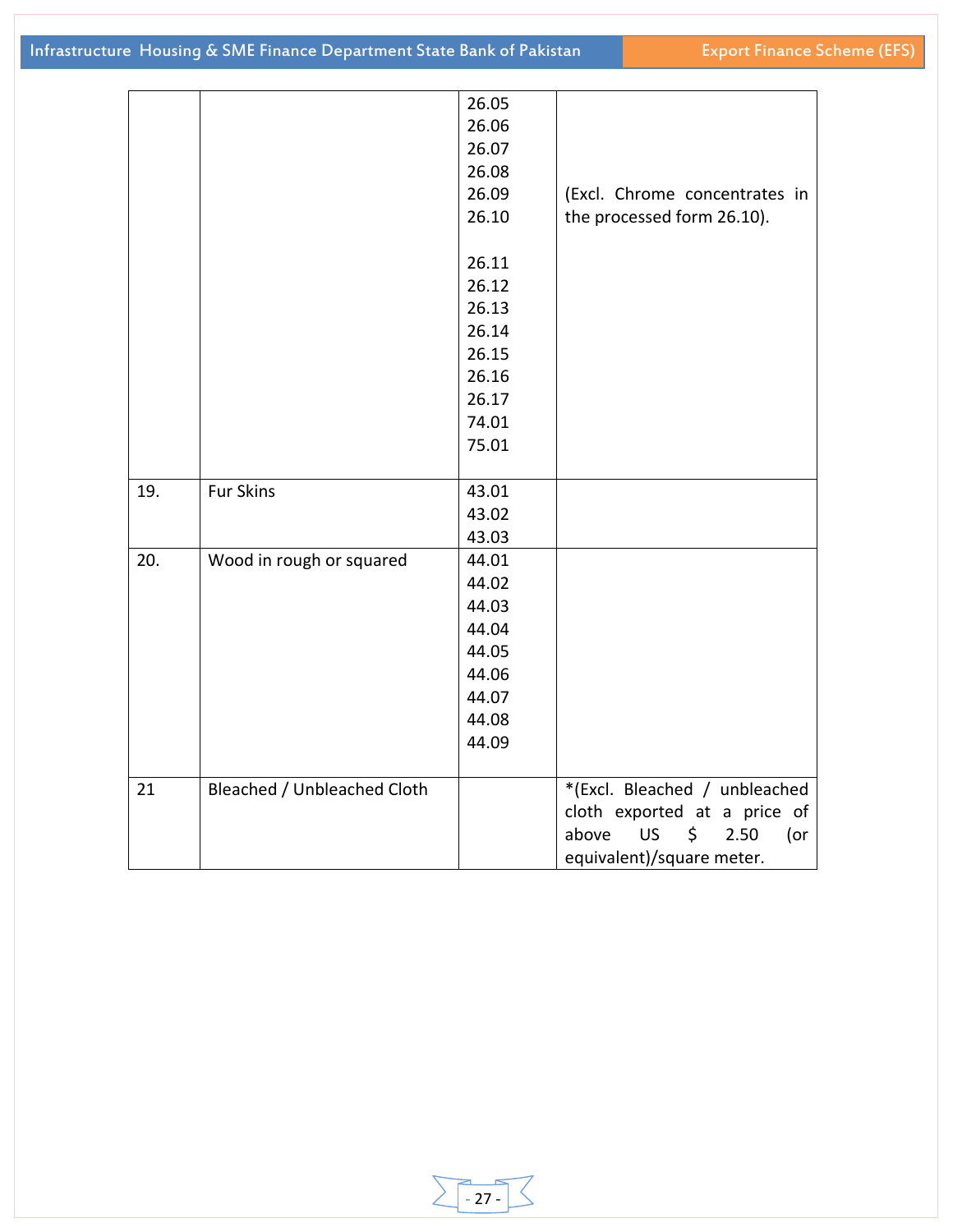| | | | |
|---|---|---|---|
| | | 26.05<br>26.06<br>26.07<br>26.08<br>26.09<br>26.10<br><br>26.11<br>26.12<br>26.13<br>26.14<br>26.15<br>26.16<br>26.17<br>74.01<br>75.01 | (Excl. Chrome concentrates in the processed form 26.10). |
| 19. | Fur Skins | 43.01<br>43.02<br>43.03 | |
| 20. | Wood in rough or squared | 44.01<br>44.02<br>44.03<br>44.04<br>44.05<br>44.06<br>44.07<br>44.08<br>44.09 | |
| 21 | Bleached / Unbleached Cloth | | *(Excl. Bleached / unbleached cloth exported at a price of above US $ 2.50 (or equivalent)/square meter. |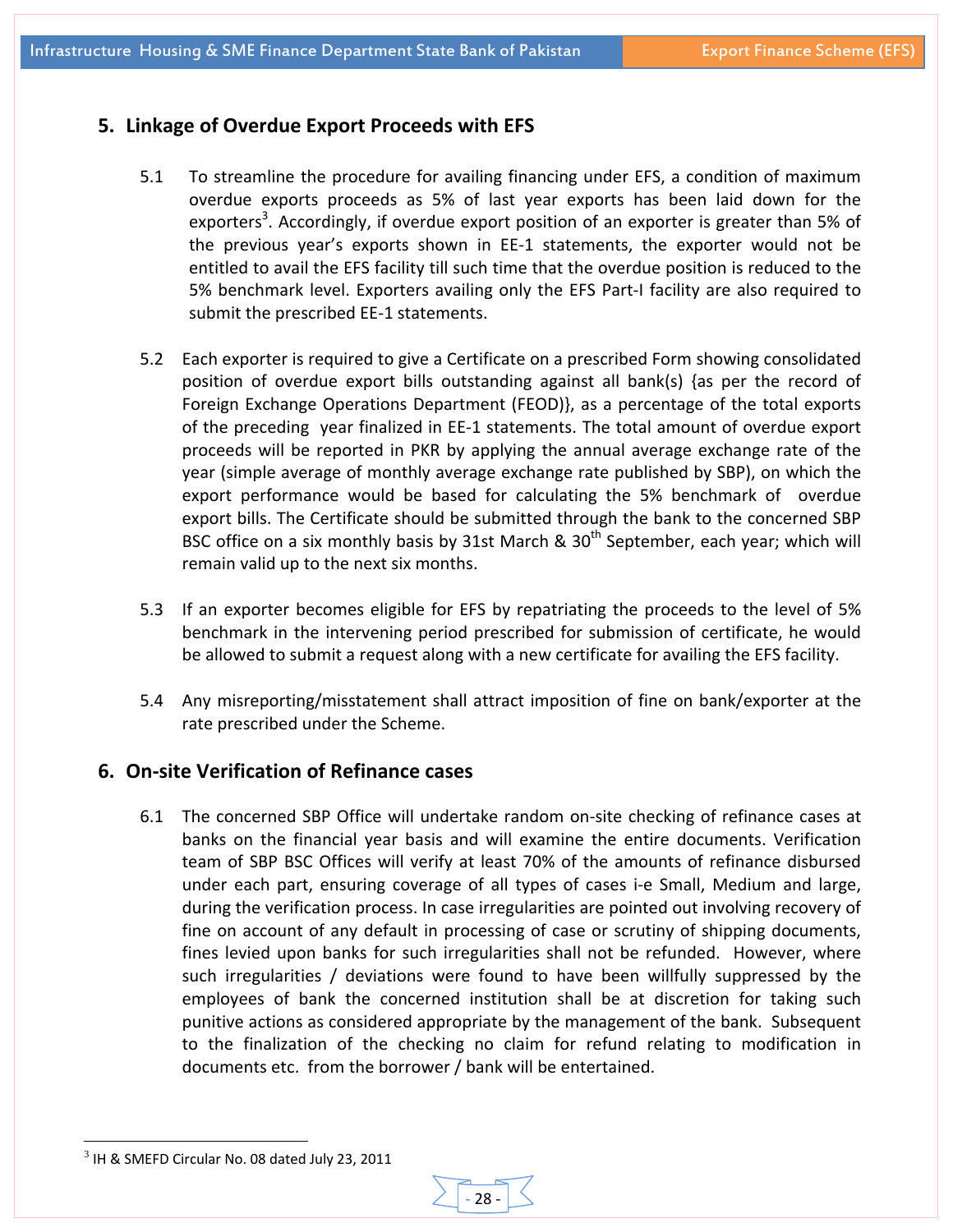## 5. Linkage of Overdue Export Proceeds with EFS

5.1 To streamline the procedure for availing financing under EFS, a condition of maximum overdue exports proceeds as 5% of last year exports has been laid down for the exporters[3]. Accordingly, if overdue export position of an exporter is greater than 5% of the previous year's exports shown in EE-1 statements, the exporter would not be entitled to avail the EFS facility till such time that the overdue position is reduced to the 5% benchmark level. Exporters availing only the EFS Part-I facility are also required to submit the prescribed EE-1 statements.

5.2 Each exporter is required to give a Certificate on a prescribed Form showing consolidated position of overdue export bills outstanding against all bank(s) {as per the record of Foreign Exchange Operations Department (FEOD)}, as a percentage of the total exports of the preceding year finalized in EE-1 statements. The total amount of overdue export proceeds will be reported in PKR by applying the annual average exchange rate of the year (simple average of monthly average exchange rate published by SBP), on which the export performance would be based for calculating the 5% benchmark of overdue export bills. The Certificate should be submitted through the bank to the concerned SBP BSC office on a six monthly basis by 31st March & 30th September, each year; which will remain valid up to the next six months.

5.3 If an exporter becomes eligible for EFS by repatriating the proceeds to the level of 5% benchmark in the intervening period prescribed for submission of certificate, he would be allowed to submit a request along with a new certificate for availing the EFS facility.

5.4 Any misreporting/misstatement shall attract imposition of fine on bank/exporter at the rate prescribed under the Scheme.

## 6. On-site Verification of Refinance cases

6.1 The concerned SBP Office will undertake random on-site checking of refinance cases at banks on the financial year basis and will examine the entire documents. Verification team of SBP BSC Offices will verify at least 70% of the amounts of refinance disbursed under each part, ensuring coverage of all types of cases i-e Small, Medium and large, during the verification process. In case irregularities are pointed out involving recovery of fine on account of any default in processing of case or scrutiny of shipping documents, fines levied upon banks for such irregularities shall not be refunded. However, where such irregularities / deviations were found to have been willfully suppressed by the employees of bank the concerned institution shall be at discretion for taking such punitive actions as considered appropriate by the management of the bank. Subsequent to the finalization of the checking no claim for refund relating to modification in documents etc. from the borrower / bank will be entertained.

---

[3] IH & SMEFD Circular No. 08 dated July 23, 2011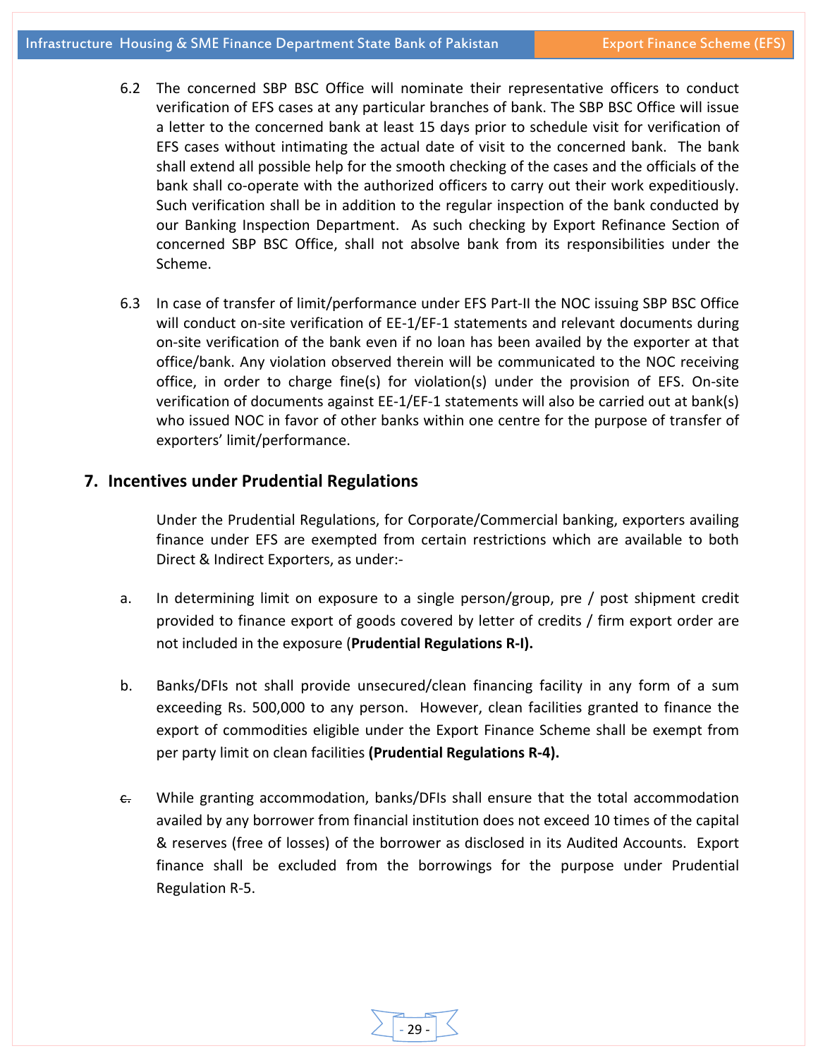6.2 The concerned SBP BSC Office will nominate their representative officers to conduct verification of EFS cases at any particular branches of bank. The SBP BSC Office will issue a letter to the concerned bank at least 15 days prior to schedule visit for verification of EFS cases without intimating the actual date of visit to the concerned bank. The bank shall extend all possible help for the smooth checking of the cases and the officials of the bank shall co-operate with the authorized officers to carry out their work expeditiously. Such verification shall be in addition to the regular inspection of the bank conducted by our Banking Inspection Department. As such checking by Export Refinance Section of concerned SBP BSC Office, shall not absolve bank from its responsibilities under the Scheme.

6.3 In case of transfer of limit/performance under EFS Part-II the NOC issuing SBP BSC Office will conduct on-site verification of EE-1/EF-1 statements and relevant documents during on-site verification of the bank even if no loan has been availed by the exporter at that office/bank. Any violation observed therein will be communicated to the NOC receiving office, in order to charge fine(s) for violation(s) under the provision of EFS. On-site verification of documents against EE-1/EF-1 statements will also be carried out at bank(s) who issued NOC in favor of other banks within one centre for the purpose of transfer of exporters' limit/performance.

## 7. Incentives under Prudential Regulations

Under the Prudential Regulations, for Corporate/Commercial banking, exporters availing finance under EFS are exempted from certain restrictions which are available to both Direct & Indirect Exporters, as under:-

a. In determining limit on exposure to a single person/group, pre / post shipment credit provided to finance export of goods covered by letter of credits / firm export order are not included in the exposure (**Prudential Regulations R-I).**

b. Banks/DFIs not shall provide unsecured/clean financing facility in any form of a sum exceeding Rs. 500,000 to any person. However, clean facilities granted to finance the export of commodities eligible under the Export Finance Scheme shall be exempt from per party limit on clean facilities **(Prudential Regulations R-4).**

~~c.~~ While granting accommodation, banks/DFIs shall ensure that the total accommodation availed by any borrower from financial institution does not exceed 10 times of the capital & reserves (free of losses) of the borrower as disclosed in its Audited Accounts. Export finance shall be excluded from the borrowings for the purpose under Prudential Regulation R-5.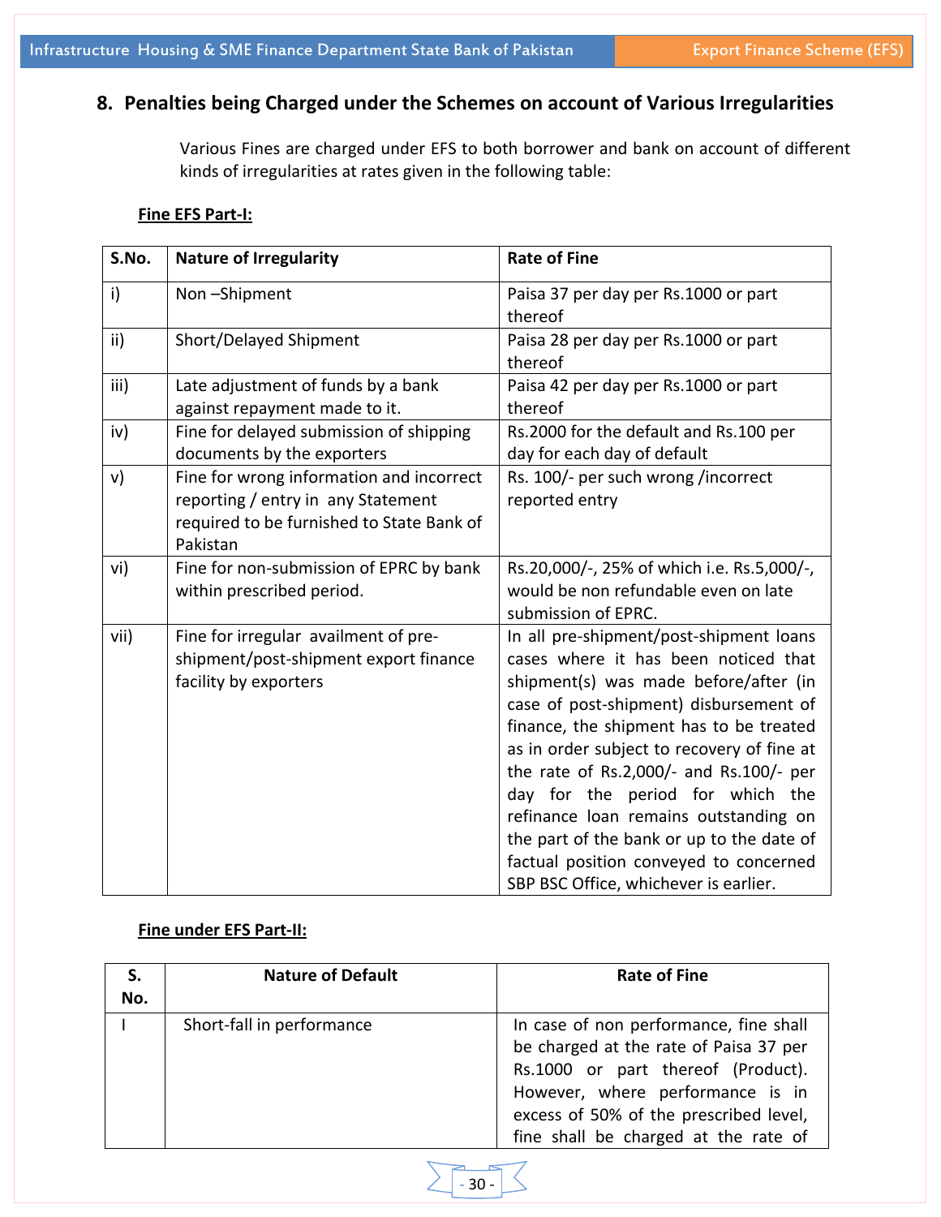## 8. Penalties being Charged under the Schemes on account of Various Irregularities

Various Fines are charged under EFS to both borrower and bank on account of different kinds of irregularities at rates given in the following table:

**Fine EFS Part-I:**

| S.No. | Nature of Irregularity | Rate of Fine |
|---|---|---|
| i) | Non –Shipment | Paisa 37 per day per Rs.1000 or part thereof |
| ii) | Short/Delayed Shipment | Paisa 28 per day per Rs.1000 or part thereof |
| iii) | Late adjustment of funds by a bank against repayment made to it. | Paisa 42 per day per Rs.1000 or part thereof |
| iv) | Fine for delayed submission of shipping documents by the exporters | Rs.2000 for the default and Rs.100 per day for each day of default |
| v) | Fine for wrong information and incorrect reporting / entry in any Statement required to be furnished to State Bank of Pakistan | Rs. 100/- per such wrong /incorrect reported entry |
| vi) | Fine for non-submission of EPRC by bank within prescribed period. | Rs.20,000/-, 25% of which i.e. Rs.5,000/-, would be non refundable even on late submission of EPRC. |
| vii) | Fine for irregular availment of pre-shipment/post-shipment export finance facility by exporters | In all pre-shipment/post-shipment loans cases where it has been noticed that shipment(s) was made before/after (in case of post-shipment) disbursement of finance, the shipment has to be treated as in order subject to recovery of fine at the rate of Rs.2,000/- and Rs.100/- per day for the period for which the refinance loan remains outstanding on the part of the bank or up to the date of factual position conveyed to concerned SBP BSC Office, whichever is earlier. |

**Fine under EFS Part-II:**

| S. No. | Nature of Default | Rate of Fine |
|---|---|---|
| I | Short-fall in performance | In case of non performance, fine shall be charged at the rate of Paisa 37 per Rs.1000 or part thereof (Product). However, where performance is in excess of 50% of the prescribed level, fine shall be charged at the rate of |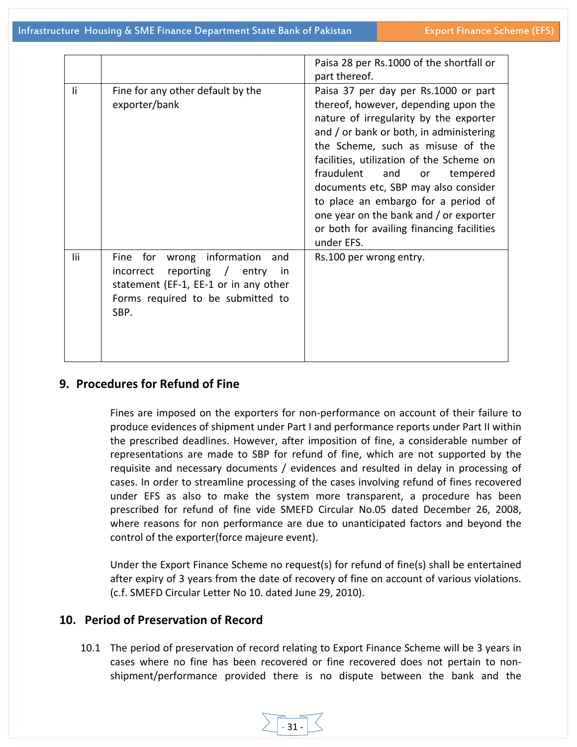| | | |
|---|---|---|
| | | Paisa 28 per Rs.1000 of the shortfall or part thereof. |
| Ii | Fine for any other default by the exporter/bank | Paisa 37 per day per Rs.1000 or part thereof, however, depending upon the nature of irregularity by the exporter and / or bank or both, in administering the Scheme, such as misuse of the facilities, utilization of the Scheme on fraudulent and or tempered documents etc, SBP may also consider to place an embargo for a period of one year on the bank and / or exporter or both for availing financing facilities under EFS. |
| Iii | Fine for wrong information and incorrect reporting / entry in statement (EF-1, EE-1 or in any other Forms required to be submitted to SBP. | Rs.100 per wrong entry. |

## 9. Procedures for Refund of Fine

Fines are imposed on the exporters for non-performance on account of their failure to produce evidences of shipment under Part I and performance reports under Part II within the prescribed deadlines. However, after imposition of fine, a considerable number of representations are made to SBP for refund of fine, which are not supported by the requisite and necessary documents / evidences and resulted in delay in processing of cases. In order to streamline processing of the cases involving refund of fines recovered under EFS as also to make the system more transparent, a procedure has been prescribed for refund of fine vide SMEFD Circular No.05 dated December 26, 2008, where reasons for non performance are due to unanticipated factors and beyond the control of the exporter(force majeure event).

Under the Export Finance Scheme no request(s) for refund of fine(s) shall be entertained after expiry of 3 years from the date of recovery of fine on account of various violations. (c.f. SMEFD Circular Letter No 10. dated June 29, 2010).

## 10. Period of Preservation of Record

10.1 The period of preservation of record relating to Export Finance Scheme will be 3 years in cases where no fine has been recovered or fine recovered does not pertain to non-shipment/performance provided there is no dispute between the bank and the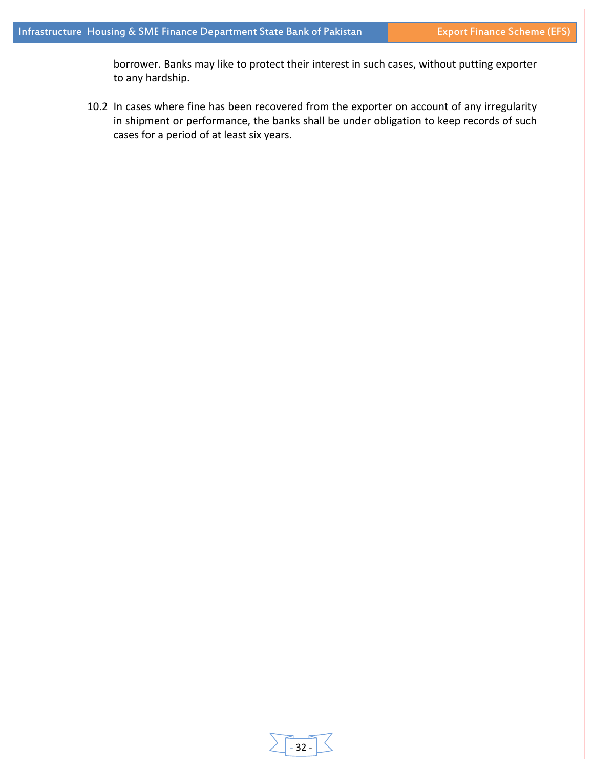borrower. Banks may like to protect their interest in such cases, without putting exporter to any hardship.

10.2 In cases where fine has been recovered from the exporter on account of any irregularity in shipment or performance, the banks shall be under obligation to keep records of such cases for a period of at least six years.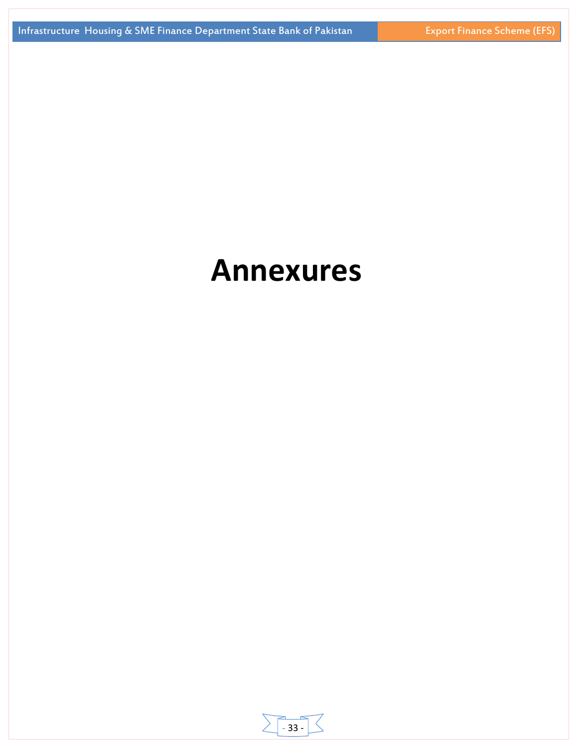# Annexures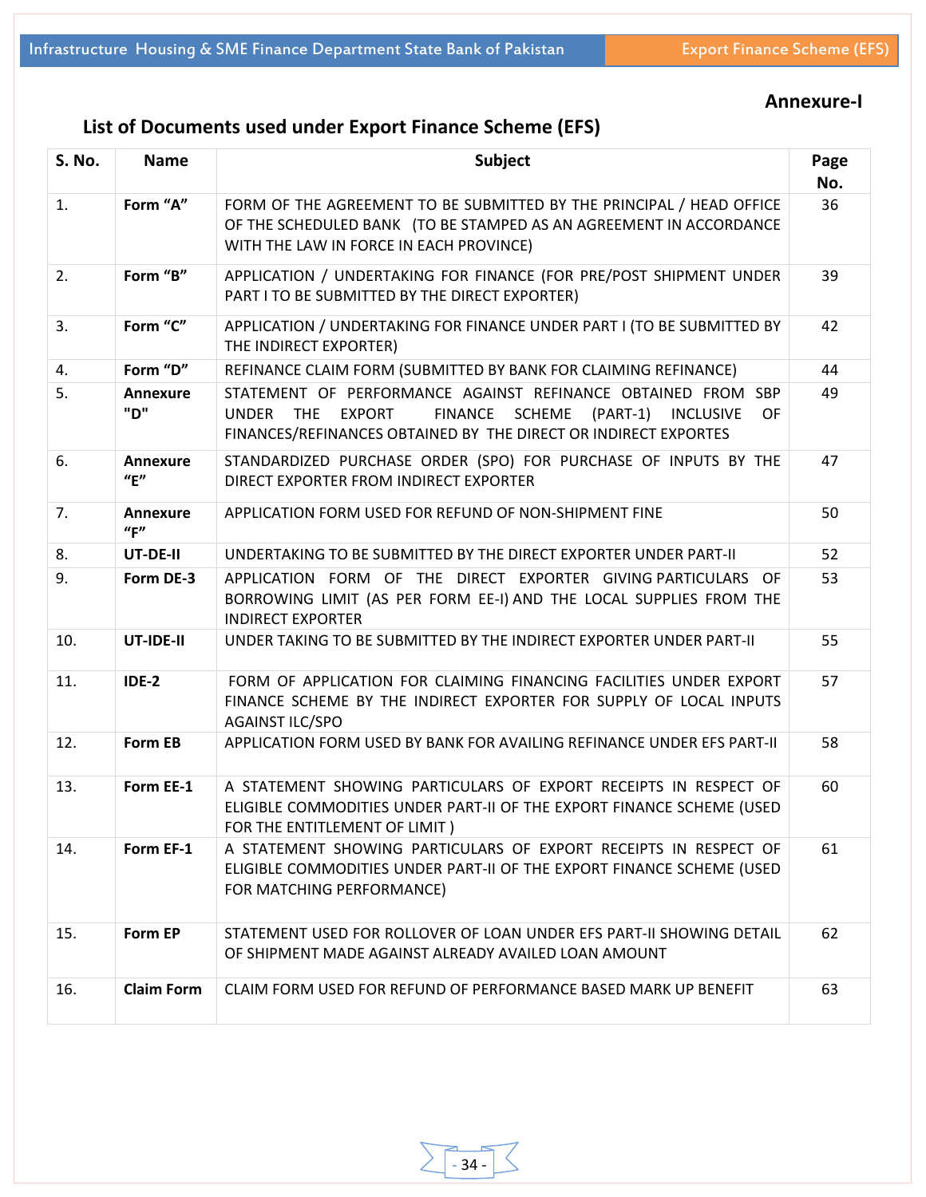**Annexure-I**

## List of Documents used under Export Finance Scheme (EFS)

| S. No. | Name | Subject | Page No. |
|---|---|---|---|
| 1. | **Form "A"** | FORM OF THE AGREEMENT TO BE SUBMITTED BY THE PRINCIPAL / HEAD OFFICE OF THE SCHEDULED BANK (TO BE STAMPED AS AN AGREEMENT IN ACCORDANCE WITH THE LAW IN FORCE IN EACH PROVINCE) | 36 |
| 2. | **Form "B"** | APPLICATION / UNDERTAKING FOR FINANCE (FOR PRE/POST SHIPMENT UNDER PART I TO BE SUBMITTED BY THE DIRECT EXPORTER) | 39 |
| 3. | **Form "C"** | APPLICATION / UNDERTAKING FOR FINANCE UNDER PART I (TO BE SUBMITTED BY THE INDIRECT EXPORTER) | 42 |
| 4. | **Form "D"** | REFINANCE CLAIM FORM (SUBMITTED BY BANK FOR CLAIMING REFINANCE) | 44 |
| 5. | **Annexure "D"** | STATEMENT OF PERFORMANCE AGAINST REFINANCE OBTAINED FROM SBP UNDER THE EXPORT FINANCE SCHEME (PART-1) INCLUSIVE OF FINANCES/REFINANCES OBTAINED BY THE DIRECT OR INDIRECT EXPORTES | 49 |
| 6. | **Annexure "E"** | STANDARDIZED PURCHASE ORDER (SPO) FOR PURCHASE OF INPUTS BY THE DIRECT EXPORTER FROM INDIRECT EXPORTER | 47 |
| 7. | **Annexure "F"** | APPLICATION FORM USED FOR REFUND OF NON-SHIPMENT FINE | 50 |
| 8. | **UT-DE-II** | UNDERTAKING TO BE SUBMITTED BY THE DIRECT EXPORTER UNDER PART-II | 52 |
| 9. | **Form DE-3** | APPLICATION FORM OF THE DIRECT EXPORTER GIVING PARTICULARS OF BORROWING LIMIT (AS PER FORM EE-I) AND THE LOCAL SUPPLIES FROM THE INDIRECT EXPORTER | 53 |
| 10. | **UT-IDE-II** | UNDER TAKING TO BE SUBMITTED BY THE INDIRECT EXPORTER UNDER PART-II | 55 |
| 11. | **IDE-2** | FORM OF APPLICATION FOR CLAIMING FINANCING FACILITIES UNDER EXPORT FINANCE SCHEME BY THE INDIRECT EXPORTER FOR SUPPLY OF LOCAL INPUTS AGAINST ILC/SPO | 57 |
| 12. | **Form EB** | APPLICATION FORM USED BY BANK FOR AVAILING REFINANCE UNDER EFS PART-II | 58 |
| 13. | **Form EE-1** | A STATEMENT SHOWING PARTICULARS OF EXPORT RECEIPTS IN RESPECT OF ELIGIBLE COMMODITIES UNDER PART-II OF THE EXPORT FINANCE SCHEME (USED FOR THE ENTITLEMENT OF LIMIT ) | 60 |
| 14. | **Form EF-1** | A STATEMENT SHOWING PARTICULARS OF EXPORT RECEIPTS IN RESPECT OF ELIGIBLE COMMODITIES UNDER PART-II OF THE EXPORT FINANCE SCHEME (USED FOR MATCHING PERFORMANCE) | 61 |
| 15. | **Form EP** | STATEMENT USED FOR ROLLOVER OF LOAN UNDER EFS PART-II SHOWING DETAIL OF SHIPMENT MADE AGAINST ALREADY AVAILED LOAN AMOUNT | 62 |
| 16. | **Claim Form** | CLAIM FORM USED FOR REFUND OF PERFORMANCE BASED MARK UP BENEFIT | 63 |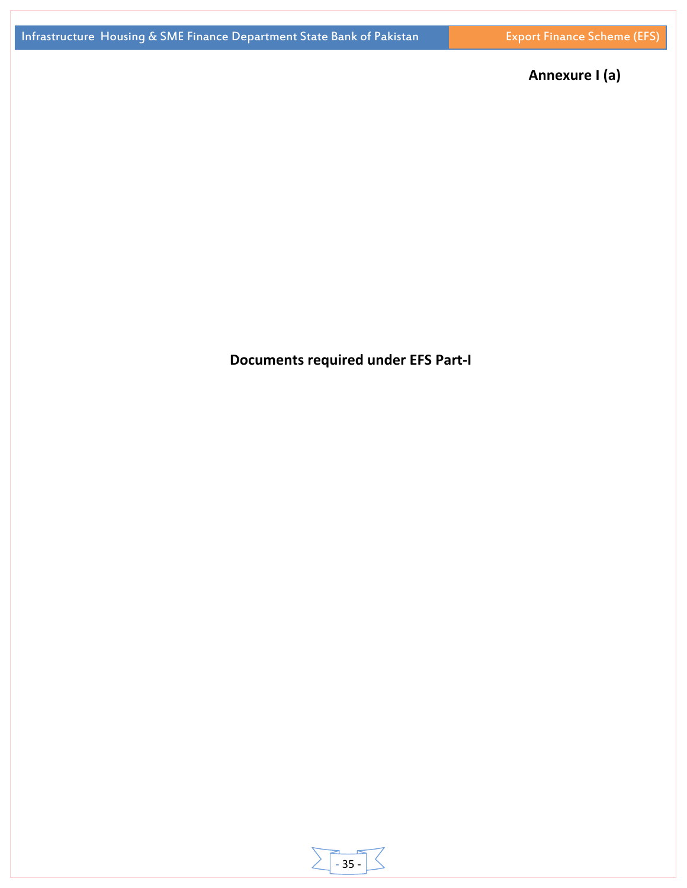Annexure I (a)

# Documents required under EFS Part-I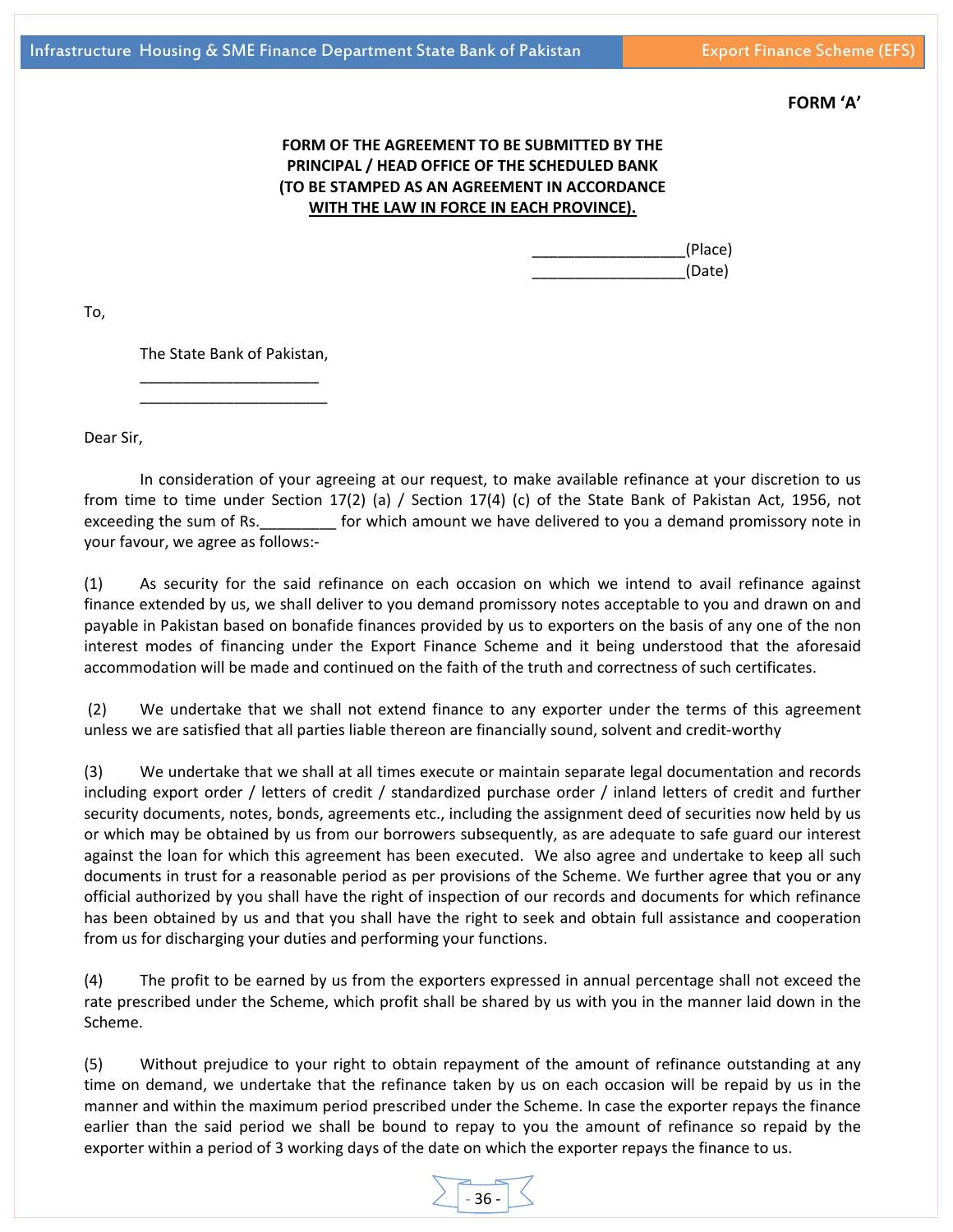**FORM 'A'**

**FORM OF THE AGREEMENT TO BE SUBMITTED BY THE PRINCIPAL / HEAD OFFICE OF THE SCHEDULED BANK (TO BE STAMPED AS AN AGREEMENT IN ACCORDANCE WITH THE LAW IN FORCE IN EACH PROVINCE).**

__________________(Place)
__________________(Date)

To,

The State Bank of Pakistan,
_____________________
______________________

Dear Sir,

In consideration of your agreeing at our request, to make available refinance at your discretion to us from time to time under Section 17(2) (a) / Section 17(4) (c) of the State Bank of Pakistan Act, 1956, not exceeding the sum of Rs._________ for which amount we have delivered to you a demand promissory note in your favour, we agree as follows:-

(1) As security for the said refinance on each occasion on which we intend to avail refinance against finance extended by us, we shall deliver to you demand promissory notes acceptable to you and drawn on and payable in Pakistan based on bonafide finances provided by us to exporters on the basis of any one of the non interest modes of financing under the Export Finance Scheme and it being understood that the aforesaid accommodation will be made and continued on the faith of the truth and correctness of such certificates.

(2) We undertake that we shall not extend finance to any exporter under the terms of this agreement unless we are satisfied that all parties liable thereon are financially sound, solvent and credit-worthy

(3) We undertake that we shall at all times execute or maintain separate legal documentation and records including export order / letters of credit / standardized purchase order / inland letters of credit and further security documents, notes, bonds, agreements etc., including the assignment deed of securities now held by us or which may be obtained by us from our borrowers subsequently, as are adequate to safe guard our interest against the loan for which this agreement has been executed. We also agree and undertake to keep all such documents in trust for a reasonable period as per provisions of the Scheme. We further agree that you or any official authorized by you shall have the right of inspection of our records and documents for which refinance has been obtained by us and that you shall have the right to seek and obtain full assistance and cooperation from us for discharging your duties and performing your functions.

(4) The profit to be earned by us from the exporters expressed in annual percentage shall not exceed the rate prescribed under the Scheme, which profit shall be shared by us with you in the manner laid down in the Scheme.

(5) Without prejudice to your right to obtain repayment of the amount of refinance outstanding at any time on demand, we undertake that the refinance taken by us on each occasion will be repaid by us in the manner and within the maximum period prescribed under the Scheme. In case the exporter repays the finance earlier than the said period we shall be bound to repay to you the amount of refinance so repaid by the exporter within a period of 3 working days of the date on which the exporter repays the finance to us.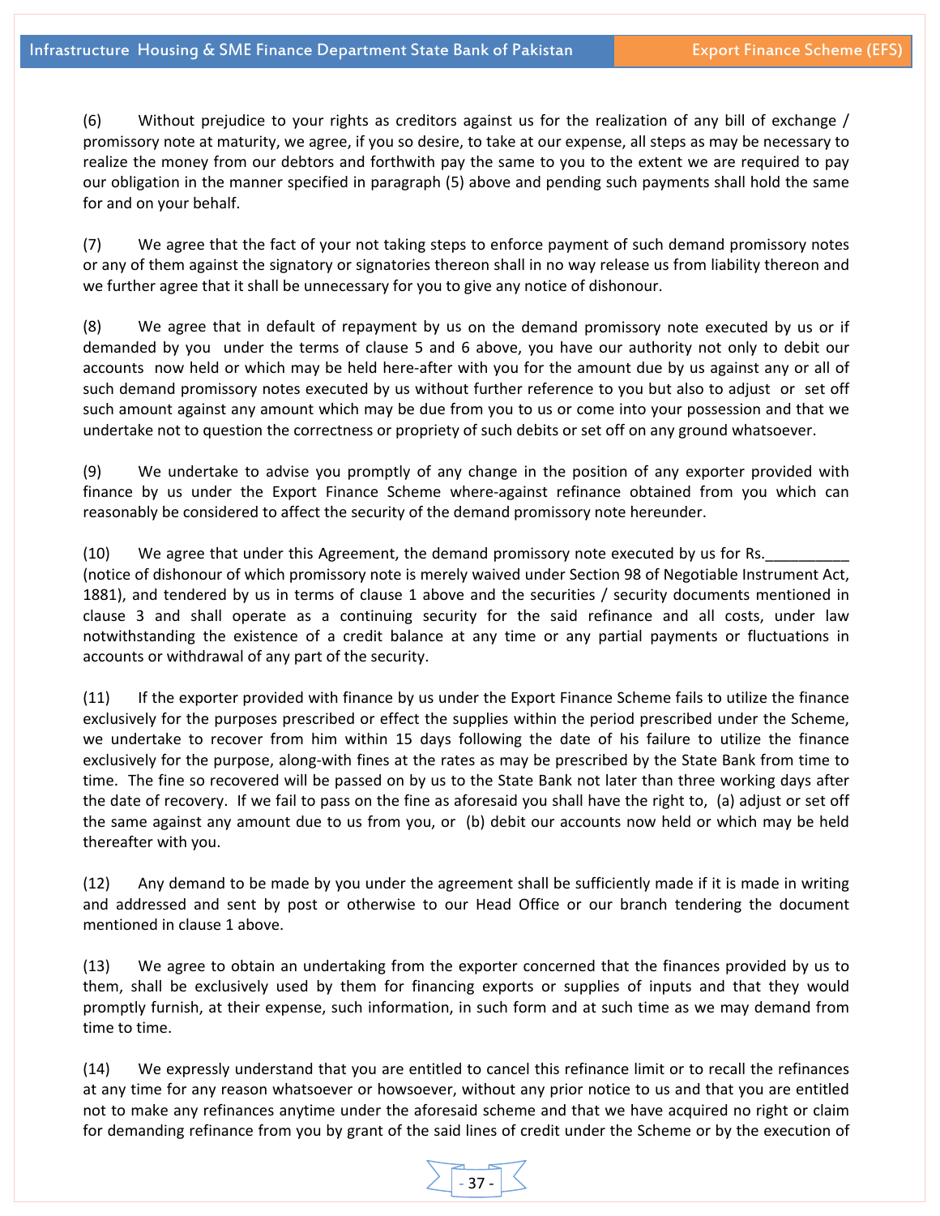(6) Without prejudice to your rights as creditors against us for the realization of any bill of exchange / promissory note at maturity, we agree, if you so desire, to take at our expense, all steps as may be necessary to realize the money from our debtors and forthwith pay the same to you to the extent we are required to pay our obligation in the manner specified in paragraph (5) above and pending such payments shall hold the same for and on your behalf.

(7) We agree that the fact of your not taking steps to enforce payment of such demand promissory notes or any of them against the signatory or signatories thereon shall in no way release us from liability thereon and we further agree that it shall be unnecessary for you to give any notice of dishonour.

(8) We agree that in default of repayment by us on the demand promissory note executed by us or if demanded by you under the terms of clause 5 and 6 above, you have our authority not only to debit our accounts now held or which may be held here-after with you for the amount due by us against any or all of such demand promissory notes executed by us without further reference to you but also to adjust or set off such amount against any amount which may be due from you to us or come into your possession and that we undertake not to question the correctness or propriety of such debits or set off on any ground whatsoever.

(9) We undertake to advise you promptly of any change in the position of any exporter provided with finance by us under the Export Finance Scheme where-against refinance obtained from you which can reasonably be considered to affect the security of the demand promissory note hereunder.

(10) We agree that under this Agreement, the demand promissory note executed by us for Rs.__________ (notice of dishonour of which promissory note is merely waived under Section 98 of Negotiable Instrument Act, 1881), and tendered by us in terms of clause 1 above and the securities / security documents mentioned in clause 3 and shall operate as a continuing security for the said refinance and all costs, under law notwithstanding the existence of a credit balance at any time or any partial payments or fluctuations in accounts or withdrawal of any part of the security.

(11) If the exporter provided with finance by us under the Export Finance Scheme fails to utilize the finance exclusively for the purposes prescribed or effect the supplies within the period prescribed under the Scheme, we undertake to recover from him within 15 days following the date of his failure to utilize the finance exclusively for the purpose, along-with fines at the rates as may be prescribed by the State Bank from time to time. The fine so recovered will be passed on by us to the State Bank not later than three working days after the date of recovery. If we fail to pass on the fine as aforesaid you shall have the right to, (a) adjust or set off the same against any amount due to us from you, or (b) debit our accounts now held or which may be held thereafter with you.

(12) Any demand to be made by you under the agreement shall be sufficiently made if it is made in writing and addressed and sent by post or otherwise to our Head Office or our branch tendering the document mentioned in clause 1 above.

(13) We agree to obtain an undertaking from the exporter concerned that the finances provided by us to them, shall be exclusively used by them for financing exports or supplies of inputs and that they would promptly furnish, at their expense, such information, in such form and at such time as we may demand from time to time.

(14) We expressly understand that you are entitled to cancel this refinance limit or to recall the refinances at any time for any reason whatsoever or howsoever, without any prior notice to us and that you are entitled not to make any refinances anytime under the aforesaid scheme and that we have acquired no right or claim for demanding refinance from you by grant of the said lines of credit under the Scheme or by the execution of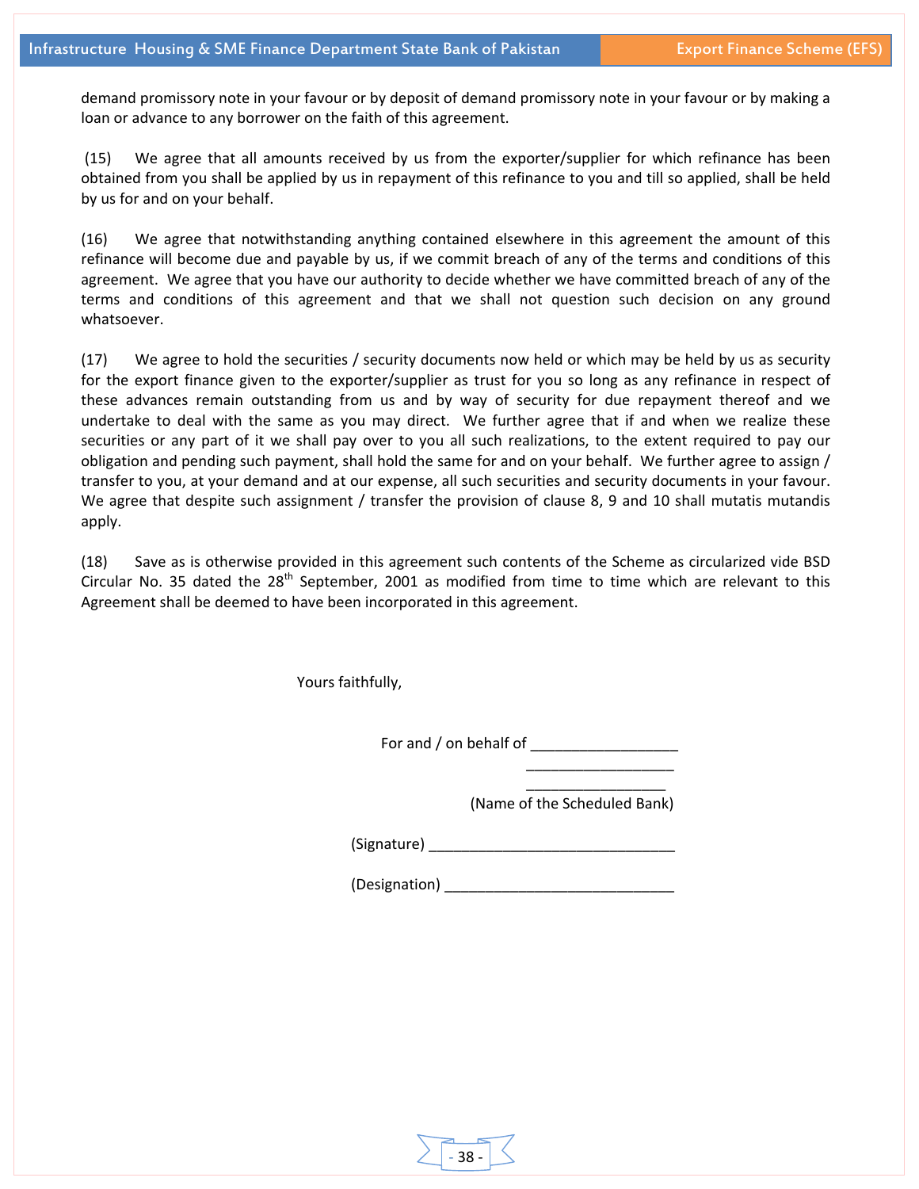demand promissory note in your favour or by deposit of demand promissory note in your favour or by making a loan or advance to any borrower on the faith of this agreement.

(15) We agree that all amounts received by us from the exporter/supplier for which refinance has been obtained from you shall be applied by us in repayment of this refinance to you and till so applied, shall be held by us for and on your behalf.

(16) We agree that notwithstanding anything contained elsewhere in this agreement the amount of this refinance will become due and payable by us, if we commit breach of any of the terms and conditions of this agreement. We agree that you have our authority to decide whether we have committed breach of any of the terms and conditions of this agreement and that we shall not question such decision on any ground whatsoever.

(17) We agree to hold the securities / security documents now held or which may be held by us as security for the export finance given to the exporter/supplier as trust for you so long as any refinance in respect of these advances remain outstanding from us and by way of security for due repayment thereof and we undertake to deal with the same as you may direct. We further agree that if and when we realize these securities or any part of it we shall pay over to you all such realizations, to the extent required to pay our obligation and pending such payment, shall hold the same for and on your behalf. We further agree to assign / transfer to you, at your demand and at our expense, all such securities and security documents in your favour. We agree that despite such assignment / transfer the provision of clause 8, 9 and 10 shall mutatis mutandis apply.

(18) Save as is otherwise provided in this agreement such contents of the Scheme as circularized vide BSD Circular No. 35 dated the 28th September, 2001 as modified from time to time which are relevant to this Agreement shall be deemed to have been incorporated in this agreement.

Yours faithfully,

For and / on behalf of __________________
__________________
__________________
(Name of the Scheduled Bank)

(Signature) ______________________________

(Designation) ____________________________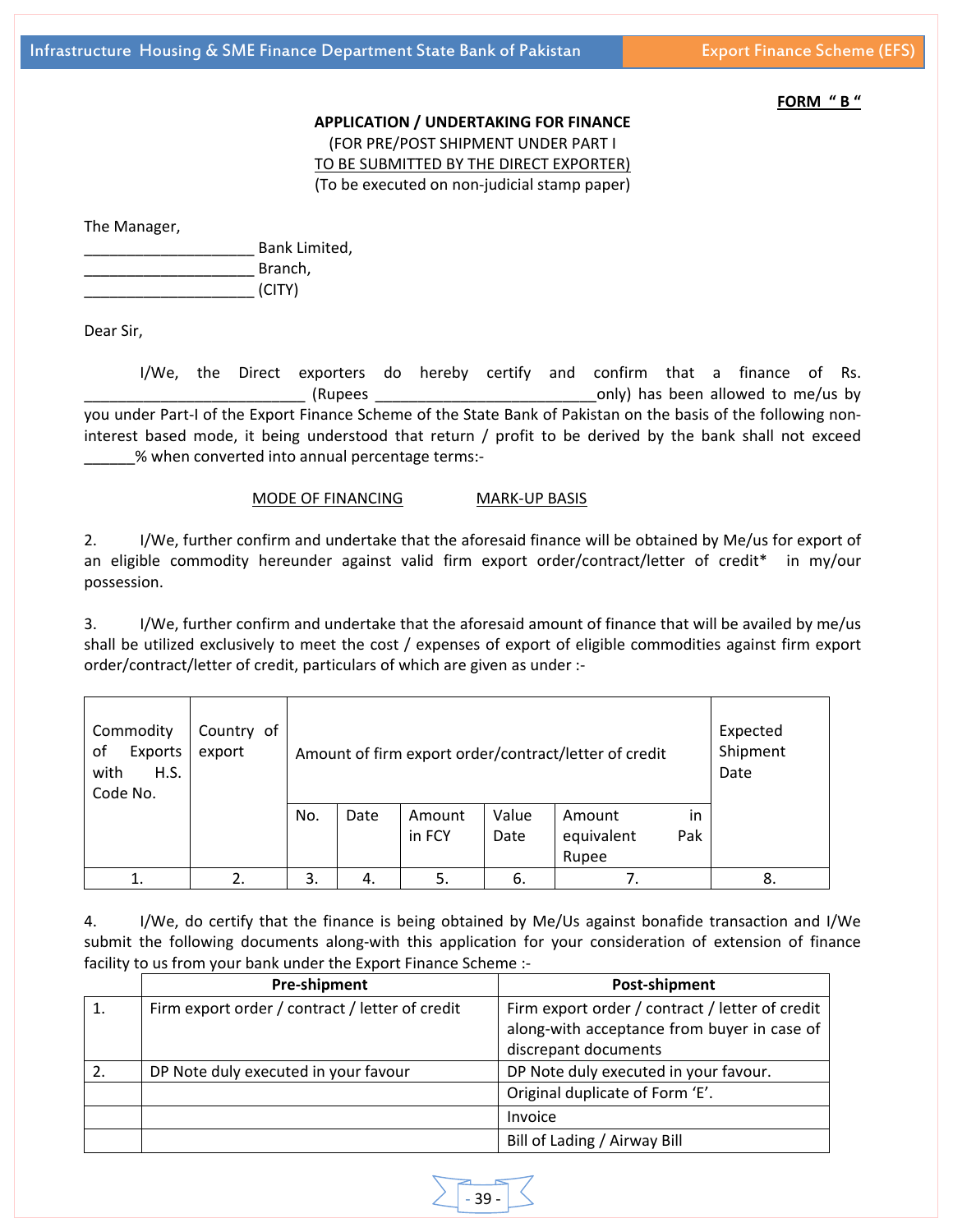**FORM " B "**

**APPLICATION / UNDERTAKING FOR FINANCE**

(FOR PRE/POST SHIPMENT UNDER PART I

TO BE SUBMITTED BY THE DIRECT EXPORTER)

(To be executed on non-judicial stamp paper)

The Manager,

____________________ Bank Limited,

____________________ Branch,

____________________ (CITY)

Dear Sir,

I/We, the Direct exporters do hereby certify and confirm that a finance of Rs. _________________________ (Rupees _________________________only) has been allowed to me/us by you under Part-I of the Export Finance Scheme of the State Bank of Pakistan on the basis of the following non-interest based mode, it being understood that return / profit to be derived by the bank shall not exceed ______% when converted into annual percentage terms:-

MODE OF FINANCING MARK-UP BASIS

2. I/We, further confirm and undertake that the aforesaid finance will be obtained by Me/us for export of an eligible commodity hereunder against valid firm export order/contract/letter of credit* in my/our possession.

3. I/We, further confirm and undertake that the aforesaid amount of finance that will be availed by me/us shall be utilized exclusively to meet the cost / expenses of export of eligible commodities against firm export order/contract/letter of credit, particulars of which are given as under :-

| Commodity of Exports with H.S. Code No. | Country of export | Amount of firm export order/contract/letter of credit | | | | | Expected Shipment Date |
|---|---|---|---|---|---|---|---|
| | | No. | Date | Amount in FCY | Value Date | Amount in equivalent Pak Rupee | |
| 1. | 2. | 3. | 4. | 5. | 6. | 7. | 8. |

4. I/We, do certify that the finance is being obtained by Me/Us against bonafide transaction and I/We submit the following documents along-with this application for your consideration of extension of finance facility to us from your bank under the Export Finance Scheme :-

| | Pre-shipment | Post-shipment |
|---|---|---|
| 1. | Firm export order / contract / letter of credit | Firm export order / contract / letter of credit along-with acceptance from buyer in case of discrepant documents |
| 2. | DP Note duly executed in your favour | DP Note duly executed in your favour. |
| | | Original duplicate of Form 'E'. |
| | | Invoice |
| | | Bill of Lading / Airway Bill |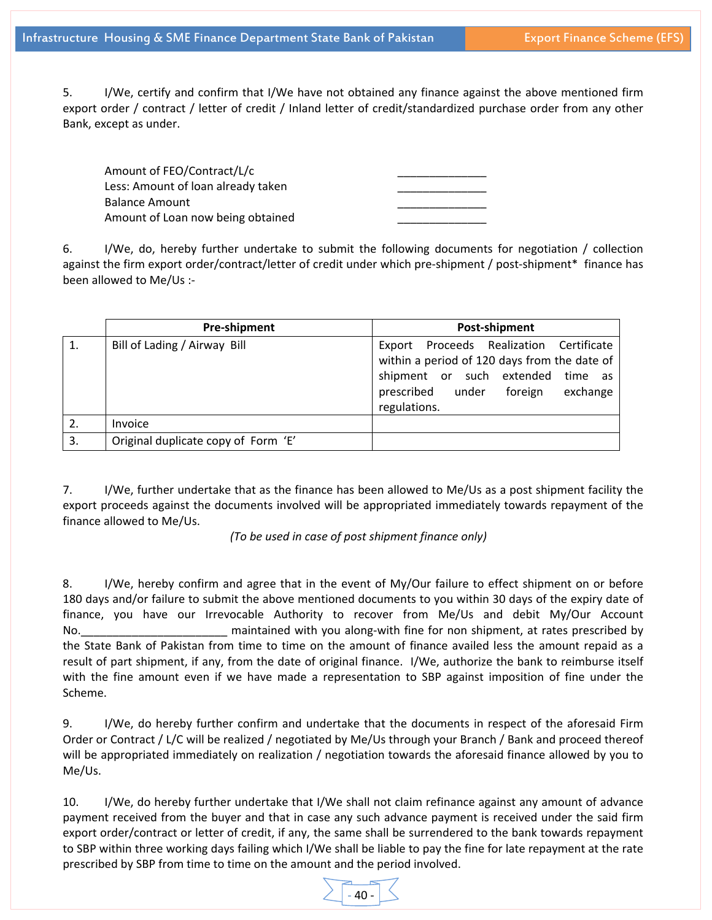5. I/We, certify and confirm that I/We have not obtained any finance against the above mentioned firm export order / contract / letter of credit / Inland letter of credit/standardized purchase order from any other Bank, except as under.

| | |
|---|---|
| Amount of FEO/Contract/L/c | ______________ |
| Less: Amount of loan already taken | ______________ |
| Balance Amount | ______________ |
| Amount of Loan now being obtained | ______________ |

6. I/We, do, hereby further undertake to submit the following documents for negotiation / collection against the firm export order/contract/letter of credit under which pre-shipment / post-shipment* finance has been allowed to Me/Us :-

| | Pre-shipment | Post-shipment |
|---|---|---|
| 1. | Bill of Lading / Airway Bill | Export Proceeds Realization Certificate within a period of 120 days from the date of shipment or such extended time as prescribed under foreign exchange regulations. |
| 2. | Invoice | |
| 3. | Original duplicate copy of Form 'E' | |

7. I/We, further undertake that as the finance has been allowed to Me/Us as a post shipment facility the export proceeds against the documents involved will be appropriated immediately towards repayment of the finance allowed to Me/Us.

*(To be used in case of post shipment finance only)*

8. I/We, hereby confirm and agree that in the event of My/Our failure to effect shipment on or before 180 days and/or failure to submit the above mentioned documents to you within 30 days of the expiry date of finance, you have our Irrevocable Authority to recover from Me/Us and debit My/Our Account No.________________________ maintained with you along-with fine for non shipment, at rates prescribed by the State Bank of Pakistan from time to time on the amount of finance availed less the amount repaid as a result of part shipment, if any, from the date of original finance. I/We, authorize the bank to reimburse itself with the fine amount even if we have made a representation to SBP against imposition of fine under the Scheme.

9. I/We, do hereby further confirm and undertake that the documents in respect of the aforesaid Firm Order or Contract / L/C will be realized / negotiated by Me/Us through your Branch / Bank and proceed thereof will be appropriated immediately on realization / negotiation towards the aforesaid finance allowed by you to Me/Us.

10. I/We, do hereby further undertake that I/We shall not claim refinance against any amount of advance payment received from the buyer and that in case any such advance payment is received under the said firm export order/contract or letter of credit, if any, the same shall be surrendered to the bank towards repayment to SBP within three working days failing which I/We shall be liable to pay the fine for late repayment at the rate prescribed by SBP from time to time on the amount and the period involved.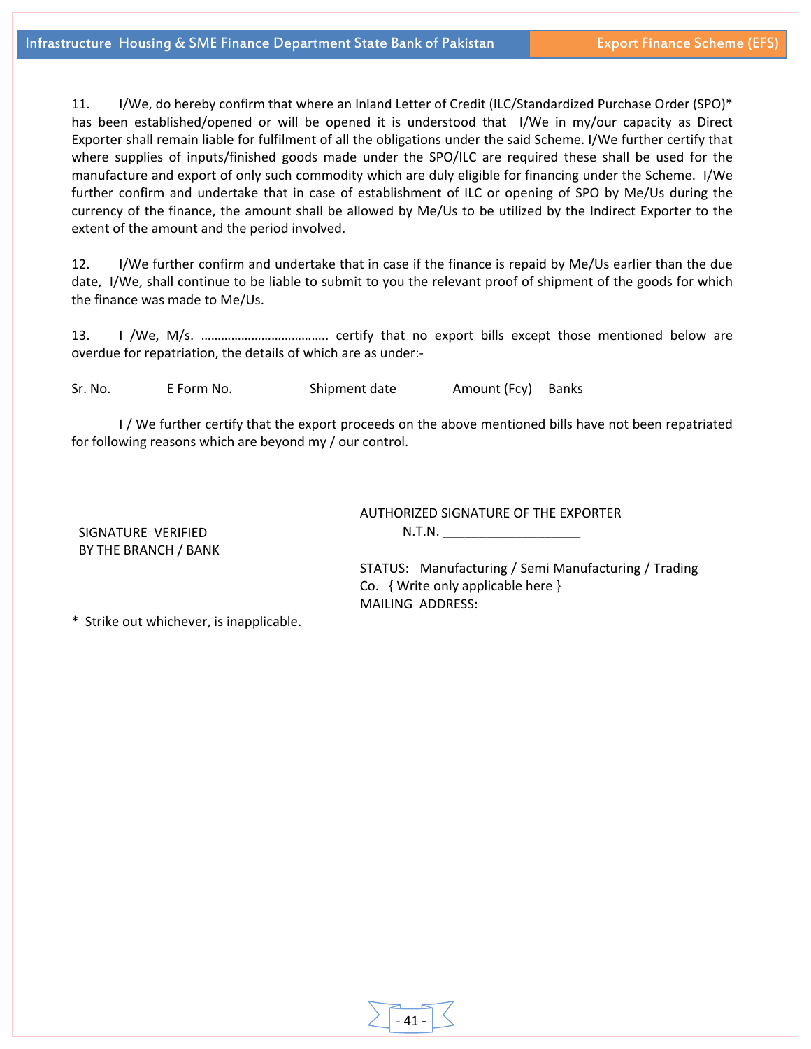11. I/We, do hereby confirm that where an Inland Letter of Credit (ILC/Standardized Purchase Order (SPO)* has been established/opened or will be opened it is understood that I/We in my/our capacity as Direct Exporter shall remain liable for fulfilment of all the obligations under the said Scheme. I/We further certify that where supplies of inputs/finished goods made under the SPO/ILC are required these shall be used for the manufacture and export of only such commodity which are duly eligible for financing under the Scheme. I/We further confirm and undertake that in case of establishment of ILC or opening of SPO by Me/Us during the currency of the finance, the amount shall be allowed by Me/Us to be utilized by the Indirect Exporter to the extent of the amount and the period involved.

12. I/We further confirm and undertake that in case if the finance is repaid by Me/Us earlier than the due date, I/We, shall continue to be liable to submit to you the relevant proof of shipment of the goods for which the finance was made to Me/Us.

13. I /We, M/s. ………………………………. certify that no export bills except those mentioned below are overdue for repatriation, the details of which are as under:-

| Sr. No. | E Form No. | Shipment date | Amount (Fcy) | Banks |
|---|---|---|---|---|

I / We further certify that the export proceeds on the above mentioned bills have not been repatriated for following reasons which are beyond my / our control.

AUTHORIZED SIGNATURE OF THE EXPORTER

N.T.N. ___________________

SIGNATURE VERIFIED
BY THE BRANCH / BANK

STATUS: Manufacturing / Semi Manufacturing / Trading Co. { Write only applicable here }

MAILING ADDRESS:

* Strike out whichever, is inapplicable.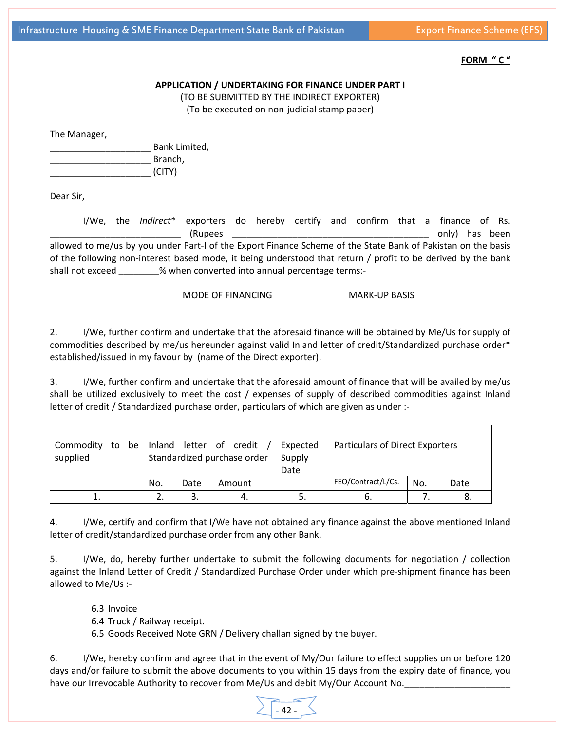**FORM " C "**

**APPLICATION / UNDERTAKING FOR FINANCE UNDER PART I**

(TO BE SUBMITTED BY THE INDIRECT EXPORTER)

(To be executed on non-judicial stamp paper)

The Manager,
____________________ Bank Limited,
____________________ Branch,
____________________ (CITY)

Dear Sir,

I/We, the *Indirect** exporters do hereby certify and confirm that a finance of Rs. _________________________ (Rupees ______________________________________ only) has been allowed to me/us by you under Part-I of the Export Finance Scheme of the State Bank of Pakistan on the basis of the following non-interest based mode, it being understood that return / profit to be derived by the bank shall not exceed ________% when converted into annual percentage terms:-

MODE OF FINANCING MARK-UP BASIS

2. I/We, further confirm and undertake that the aforesaid finance will be obtained by Me/Us for supply of commodities described by me/us hereunder against valid Inland letter of credit/Standardized purchase order* established/issued in my favour by (name of the Direct exporter).

3. I/We, further confirm and undertake that the aforesaid amount of finance that will be availed by me/us shall be utilized exclusively to meet the cost / expenses of supply of described commodities against Inland letter of credit / Standardized purchase order, particulars of which are given as under :-

| Commodity to be supplied | Inland letter of credit / Standardized purchase order | | | Expected Supply Date | Particulars of Direct Exporters | | |
|---|---|---|---|---|---|---|---|
| | No. | Date | Amount | | FEO/Contract/L/Cs. | No. | Date |
| 1. | 2. | 3. | 4. | 5. | 6. | 7. | 8. |

4. I/We, certify and confirm that I/We have not obtained any finance against the above mentioned Inland letter of credit/standardized purchase order from any other Bank.

5. I/We, do, hereby further undertake to submit the following documents for negotiation / collection against the Inland Letter of Credit / Standardized Purchase Order under which pre-shipment finance has been allowed to Me/Us :-

6.3 Invoice
6.4 Truck / Railway receipt.
6.5 Goods Received Note GRN / Delivery challan signed by the buyer.

6. I/We, hereby confirm and agree that in the event of My/Our failure to effect supplies on or before 120 days and/or failure to submit the above documents to you within 15 days from the expiry date of finance, you have our Irrevocable Authority to recover from Me/Us and debit My/Our Account No._____________________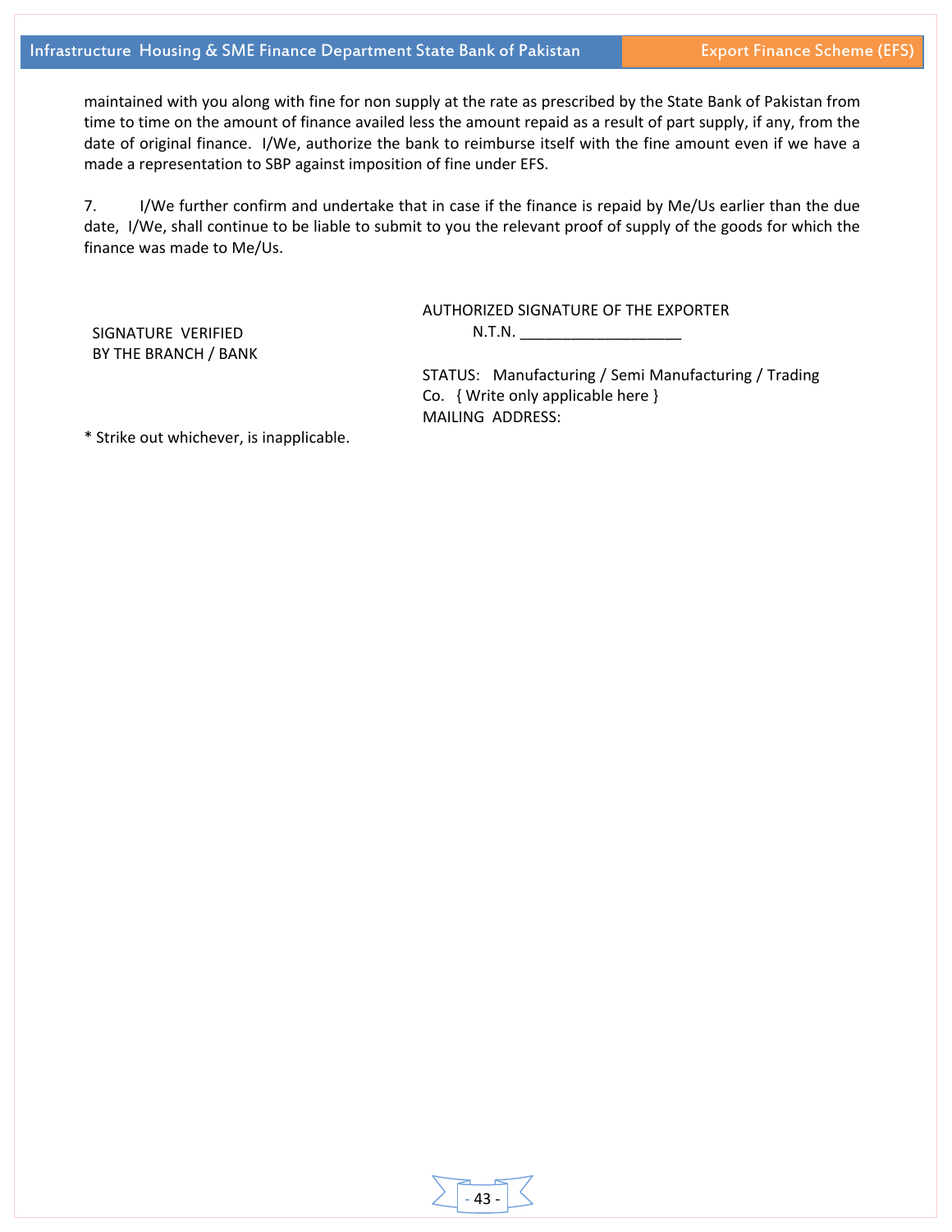maintained with you along with fine for non supply at the rate as prescribed by the State Bank of Pakistan from time to time on the amount of finance availed less the amount repaid as a result of part supply, if any, from the date of original finance. I/We, authorize the bank to reimburse itself with the fine amount even if we have a made a representation to SBP against imposition of fine under EFS.

7. I/We further confirm and undertake that in case if the finance is repaid by Me/Us earlier than the due date, I/We, shall continue to be liable to submit to you the relevant proof of supply of the goods for which the finance was made to Me/Us.

AUTHORIZED SIGNATURE OF THE EXPORTER

N.T.N. ___________________

SIGNATURE VERIFIED
BY THE BRANCH / BANK

STATUS: Manufacturing / Semi Manufacturing / Trading Co. { Write only applicable here }

MAILING ADDRESS:

* Strike out whichever, is inapplicable.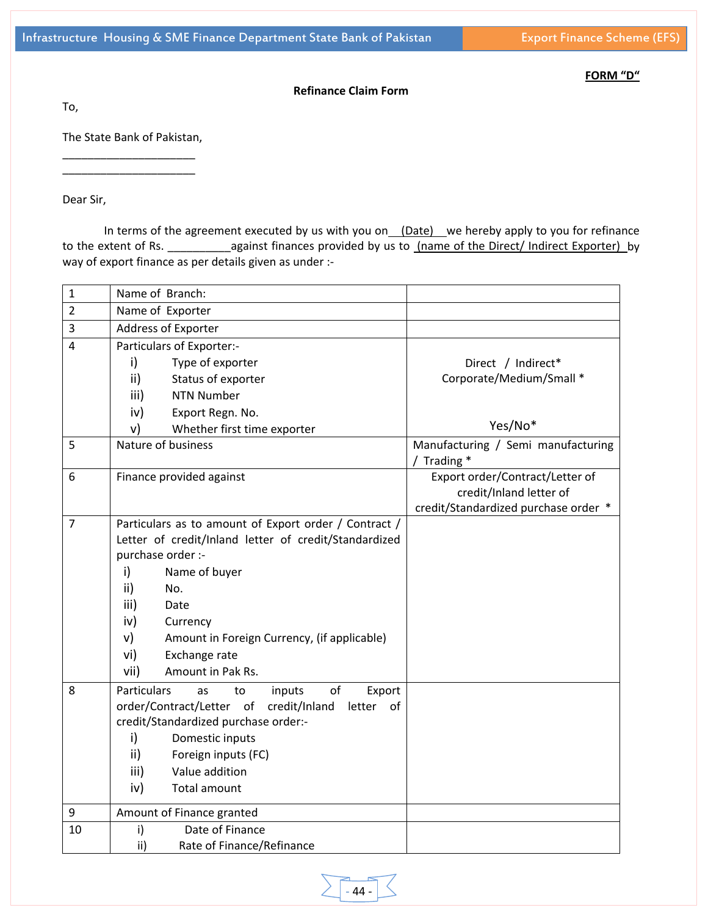**FORM "D"**

**Refinance Claim Form**

To,

The State Bank of Pakistan,
_____________________
_____________________

Dear Sir,

In terms of the agreement executed by us with you on __(Date)__ we hereby apply to you for refinance to the extent of Rs. __________against finances provided by us to _(name of the Direct/ Indirect Exporter)_ by way of export finance as per details given as under :-

| | | |
|---|---|---|
| 1 | Name of Branch: | |
| 2 | Name of Exporter | |
| 3 | Address of Exporter | |
| 4 | Particulars of Exporter:-<br>i) Type of exporter<br>ii) Status of exporter<br>iii) NTN Number<br>iv) Export Regn. No.<br>v) Whether first time exporter | Direct / Indirect*<br>Corporate/Medium/Small *<br><br><br>Yes/No* |
| 5 | Nature of business | Manufacturing / Semi manufacturing / Trading * |
| 6 | Finance provided against | Export order/Contract/Letter of credit/Inland letter of credit/Standardized purchase order * |
| 7 | Particulars as to amount of Export order / Contract / Letter of credit/Inland letter of credit/Standardized purchase order :-<br>i) Name of buyer<br>ii) No.<br>iii) Date<br>iv) Currency<br>v) Amount in Foreign Currency, (if applicable)<br>vi) Exchange rate<br>vii) Amount in Pak Rs. | |
| 8 | Particulars as to inputs of Export order/Contract/Letter of credit/Inland letter of credit/Standardized purchase order:-<br>i) Domestic inputs<br>ii) Foreign inputs (FC)<br>iii) Value addition<br>iv) Total amount | |
| 9 | Amount of Finance granted | |
| 10 | i) Date of Finance<br>ii) Rate of Finance/Refinance | |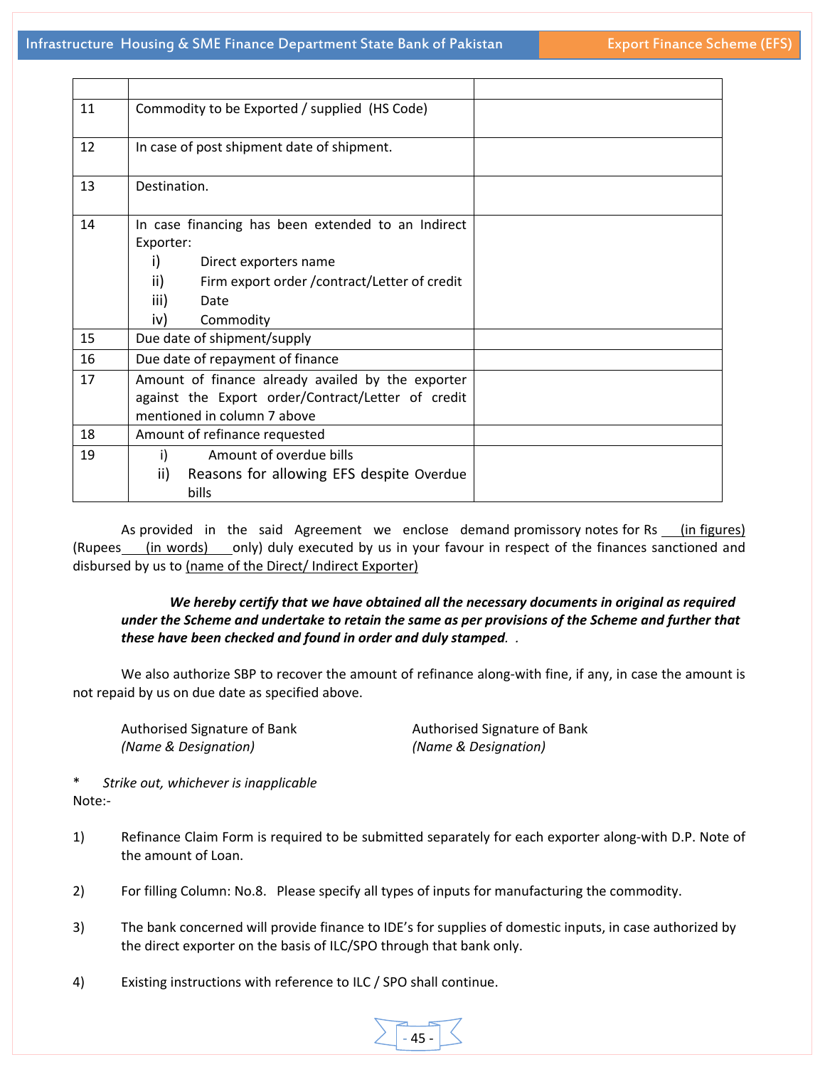| | | |
|---|---|---|
| 11 | Commodity to be Exported / supplied (HS Code) | |
| 12 | In case of post shipment date of shipment. | |
| 13 | Destination. | |
| 14 | In case financing has been extended to an Indirect Exporter:<br>i) Direct exporters name<br>ii) Firm export order /contract/Letter of credit<br>iii) Date<br>iv) Commodity | |
| 15 | Due date of shipment/supply | |
| 16 | Due date of repayment of finance | |
| 17 | Amount of finance already availed by the exporter against the Export order/Contract/Letter of credit mentioned in column 7 above | |
| 18 | Amount of refinance requested | |
| 19 | i) Amount of overdue bills<br>ii) Reasons for allowing EFS despite Overdue bills | |

As provided in the said Agreement we enclose demand promissory notes for Rs ___(in figures) (Rupees___(in words)___only) duly executed by us in your favour in respect of the finances sanctioned and disbursed by us to (name of the Direct/ Indirect Exporter)

***We hereby certify that we have obtained all the necessary documents in original as required under the Scheme and undertake to retain the same as per provisions of the Scheme and further that these have been checked and found in order and duly stamped.*** .

We also authorize SBP to recover the amount of refinance along-with fine, if any, in case the amount is not repaid by us on due date as specified above.

Authorised Signature of Bank
*(Name & Designation)*

Authorised Signature of Bank
*(Name & Designation)*

\* *Strike out, whichever is inapplicable*

Note:-

1) Refinance Claim Form is required to be submitted separately for each exporter along-with D.P. Note of the amount of Loan.

2) For filling Column: No.8. Please specify all types of inputs for manufacturing the commodity.

3) The bank concerned will provide finance to IDE's for supplies of domestic inputs, in case authorized by the direct exporter on the basis of ILC/SPO through that bank only.

4) Existing instructions with reference to ILC / SPO shall continue.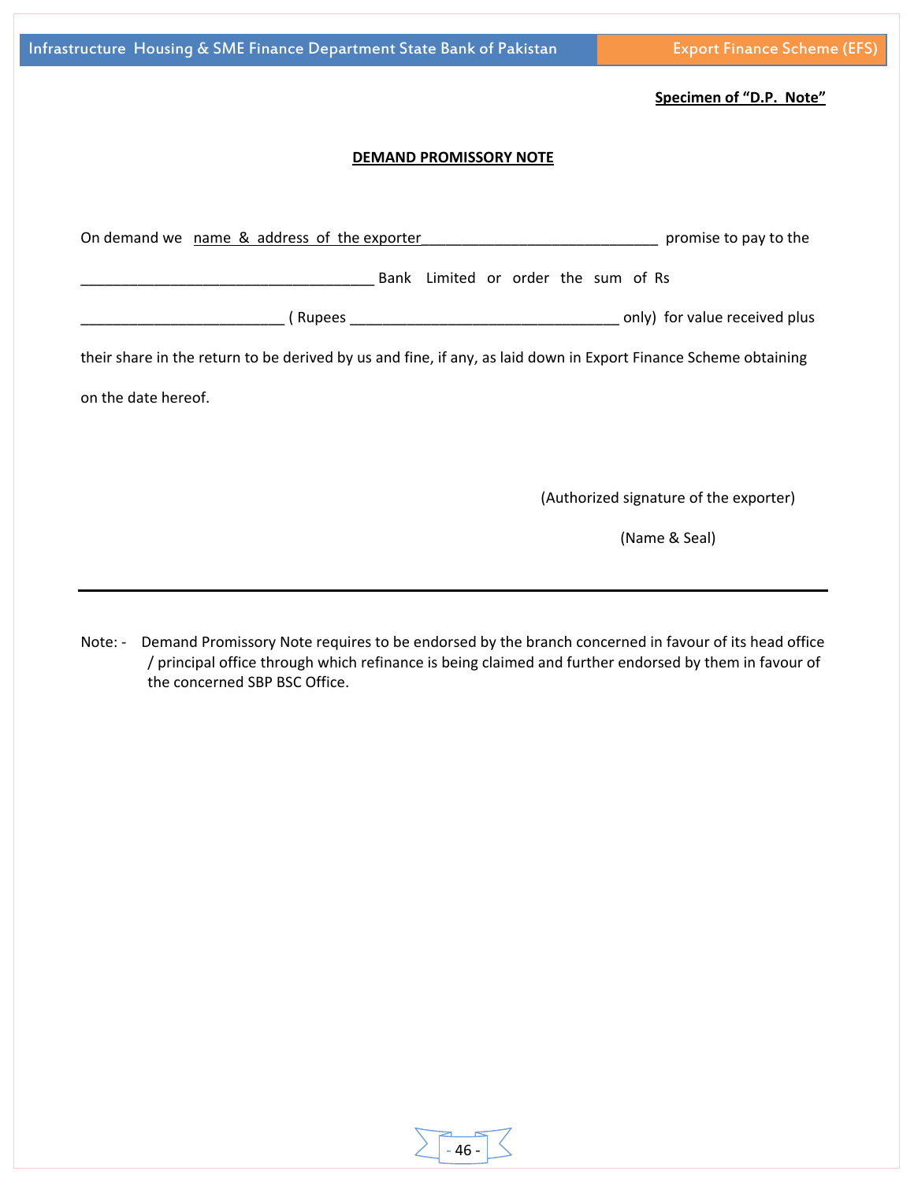**Specimen of "D.P. Note"**

**DEMAND PROMISSORY NOTE**

On demand we name & address of the exporter______________________________ promise to pay to the _____________________________________ Bank Limited or order the sum of Rs _________________________ ( Rupees _________________________________ only) for value received plus their share in the return to be derived by us and fine, if any, as laid down in Export Finance Scheme obtaining on the date hereof.

(Authorized signature of the exporter)

(Name & Seal)

---

Note: - Demand Promissory Note requires to be endorsed by the branch concerned in favour of its head office / principal office through which refinance is being claimed and further endorsed by them in favour of the concerned SBP BSC Office.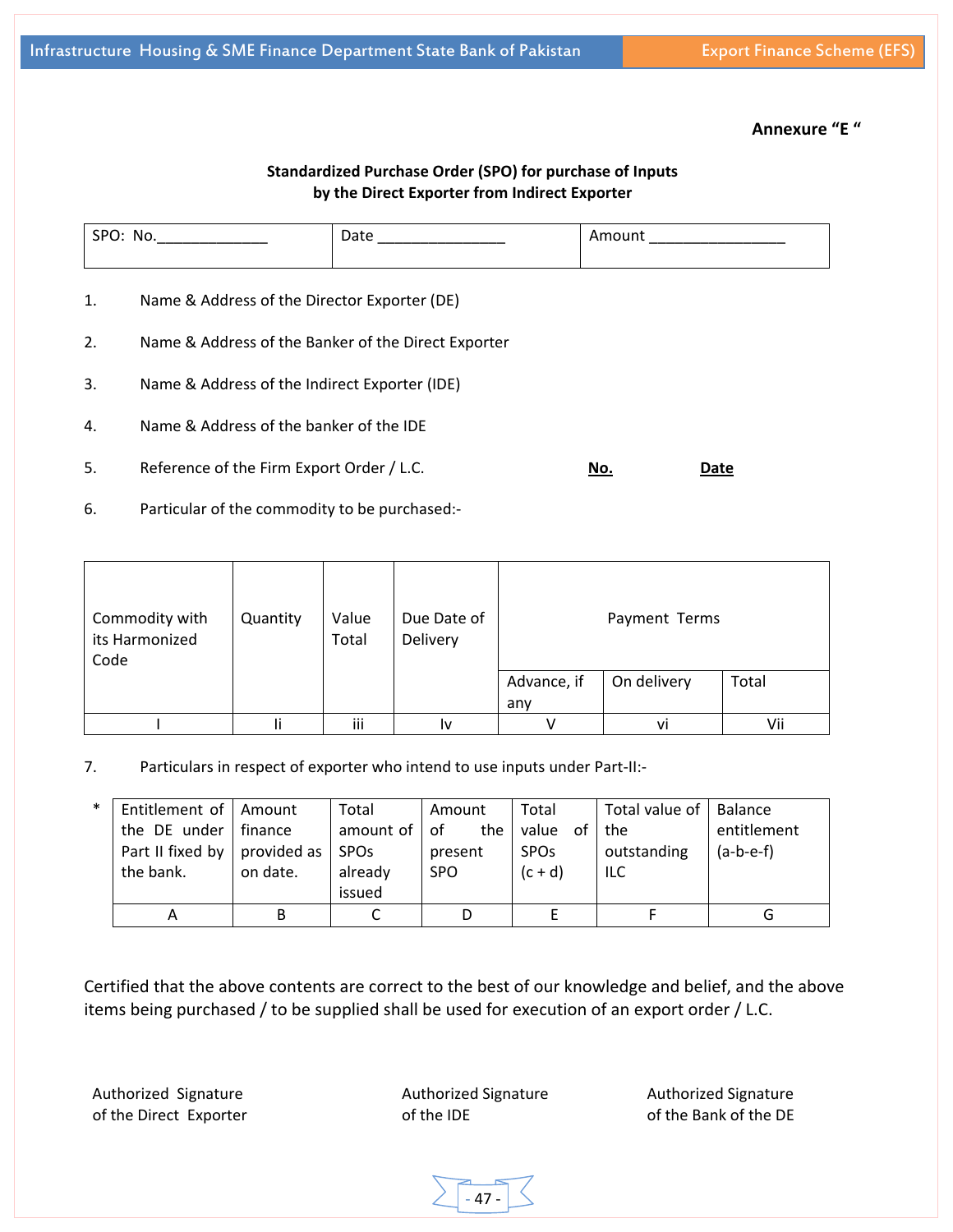**Annexure "E "**

**Standardized Purchase Order (SPO) for purchase of Inputs by the Direct Exporter from Indirect Exporter**

| SPO: No.______________ | Date ________________ | Amount _________________ |
|---|---|---|

1. Name & Address of the Director Exporter (DE)

2. Name & Address of the Banker of the Direct Exporter

3. Name & Address of the Indirect Exporter (IDE)

4. Name & Address of the banker of the IDE

5. Reference of the Firm Export Order / L.C. **No.** **Date**

6. Particular of the commodity to be purchased:-

| Commodity with its Harmonized Code | Quantity | Value Total | Due Date of Delivery | Payment Terms | | |
|---|---|---|---|---|---|---|
| | | | | Advance, if any | On delivery | Total |
| I | Ii | iii | Iv | V | vi | Vii |

7. Particulars in respect of exporter who intend to use inputs under Part-II:-

| * | Entitlement of the DE under Part II fixed by the bank. | Amount finance provided as on date. | Total amount of SPOs already issued | Amount of the present SPO | Total value of SPOs (c + d) | Total value of the outstanding ILC | Balance entitlement (a-b-e-f) |
|---|---|---|---|---|---|---|---|
| | A | B | C | D | E | F | G |

Certified that the above contents are correct to the best of our knowledge and belief, and the above items being purchased / to be supplied shall be used for execution of an export order / L.C.

Authorized Signature of the Direct Exporter

Authorized Signature of the IDE

Authorized Signature of the Bank of the DE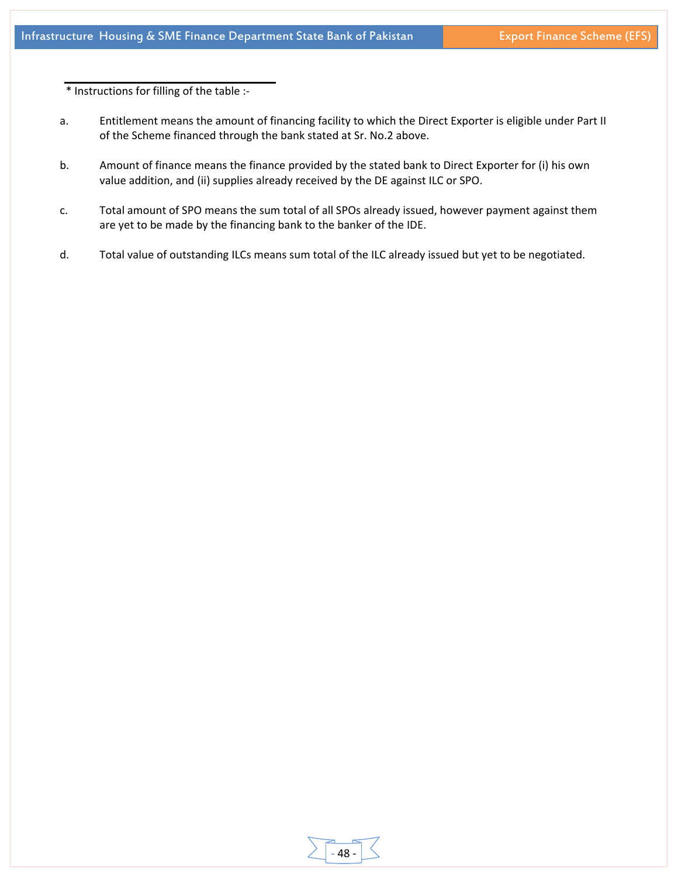\* Instructions for filling of the table :-

a. Entitlement means the amount of financing facility to which the Direct Exporter is eligible under Part II of the Scheme financed through the bank stated at Sr. No.2 above.

b. Amount of finance means the finance provided by the stated bank to Direct Exporter for (i) his own value addition, and (ii) supplies already received by the DE against ILC or SPO.

c. Total amount of SPO means the sum total of all SPOs already issued, however payment against them are yet to be made by the financing bank to the banker of the IDE.

d. Total value of outstanding ILCs means sum total of the ILC already issued but yet to be negotiated.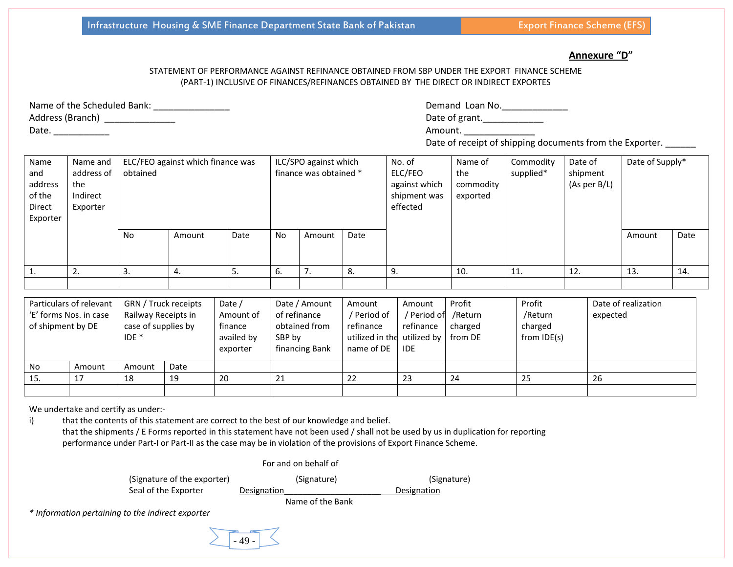**Annexure "D"**

STATEMENT OF PERFORMANCE AGAINST REFINANCE OBTAINED FROM SBP UNDER THE EXPORT FINANCE SCHEME (PART-1) INCLUSIVE OF FINANCES/REFINANCES OBTAINED BY THE DIRECT OR INDIRECT EXPORTES

Name of the Scheduled Bank: _______________
Address (Branch) ______________
Date. ___________

Demand Loan No._____________
Date of grant.____________
Amount. ______________
Date of receipt of shipping documents from the Exporter. ______

| Name and address of the Direct Exporter | Name and address of the Indirect Exporter | ELC/FEO against which finance was obtained | | | ILC/SPO against which finance was obtained * | | | No. of ELC/FEO against which shipment was effected | Name of the commodity exported | Commodity supplied* | Date of shipment (As per B/L) | Date of Supply* | |
|---|---|---|---|---|---|---|---|---|---|---|---|---|---|
| | | No | Amount | Date | No | Amount | Date | | | | | Amount | Date |
| 1. | 2. | 3. | 4. | 5. | 6. | 7. | 8. | 9. | 10. | 11. | 12. | 13. | 14. |
| | | | | | | | | | | | | | |

| Particulars of relevant 'E' forms Nos. in case of shipment by DE | | GRN / Truck receipts Railway Receipts in case of supplies by IDE * | | Date / Amount of finance availed by exporter | Date / Amount of refinance obtained from SBP by financing Bank | Amount / Period of refinance utilized in the name of DE | Amount / Period of refinance utilized by IDE | Profit /Return charged from DE | Profit /Return charged from IDE(s) | Date of realization expected |
|---|---|---|---|---|---|---|---|---|---|---|
| No | Amount | Amount | Date | | | | | | | |
| 15. | 17 | 18 | 19 | 20 | 21 | 22 | 23 | 24 | 25 | 26 |
| | | | | | | | | | | |

We undertake and certify as under:-

i) that the contents of this statement are correct to the best of our knowledge and belief.
that the shipments / E Forms reported in this statement have not been used / shall not be used by us in duplication for reporting performance under Part-I or Part-II as the case may be in violation of the provisions of Export Finance Scheme.

For and on behalf of

(Signature of the exporter)
Seal of the Exporter

(Signature)
Designation____________________

(Signature)
Designation

Name of the Bank

*\* Information pertaining to the indirect exporter*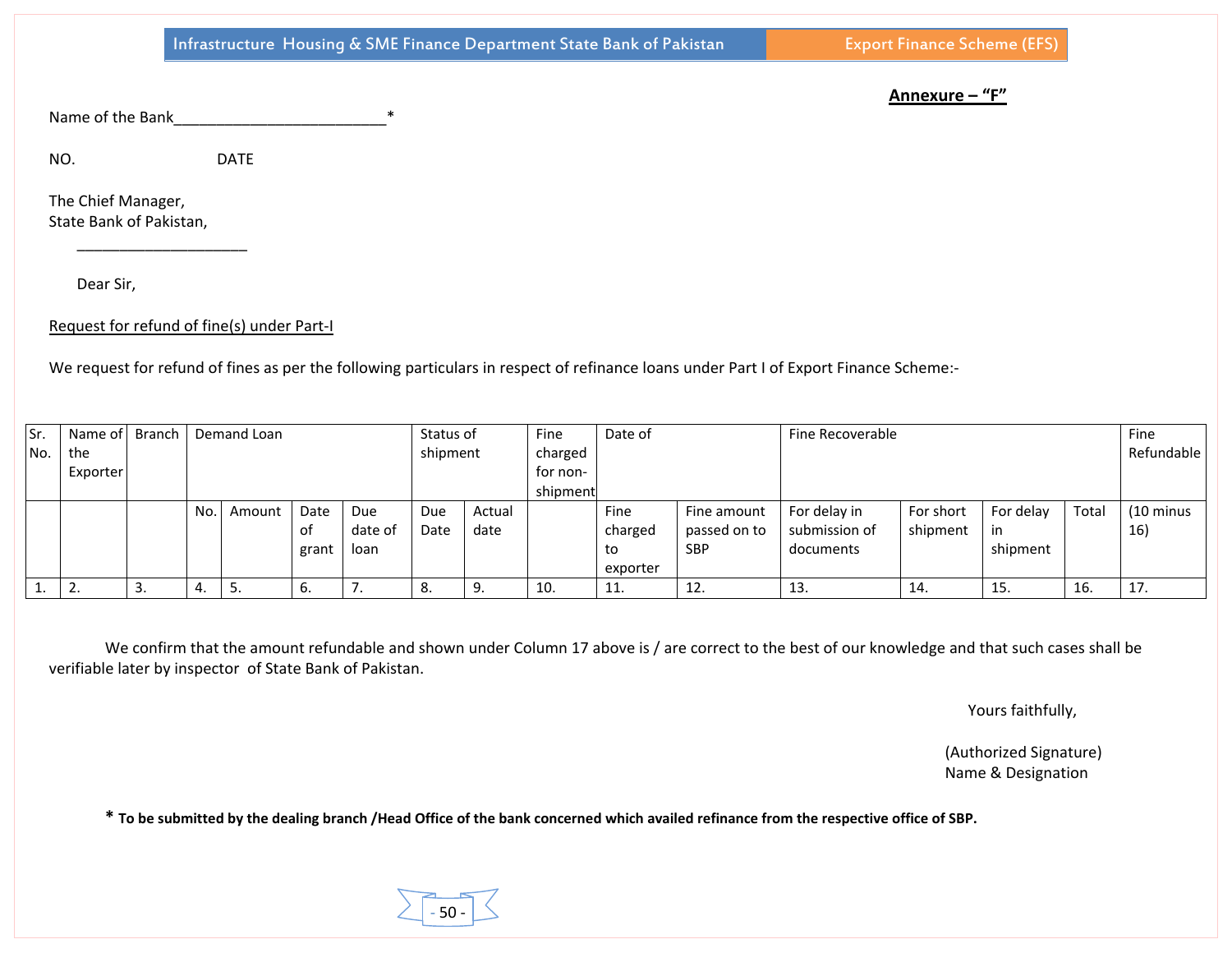**Annexure – "F"**

Name of the Bank_________________________*

NO. DATE

The Chief Manager,
State Bank of Pakistan,
____________________

Dear Sir,

Request for refund of fine(s) under Part-I

We request for refund of fines as per the following particulars in respect of refinance loans under Part I of Export Finance Scheme:-

| Sr. No. | Name of the Exporter | Branch | Demand Loan | | | | Status of shipment | | Fine charged for non-shipment | Date of | | Fine Recoverable | | | | Fine Refundable |
|---|---|---|---|---|---|---|---|---|---|---|---|---|---|---|---|---|
| | | | No. | Amount | Date of grant | Due date of loan | Due Date | Actual date | | Fine charged to exporter | Fine amount passed on to SBP | For delay in submission of documents | For short shipment | For delay in shipment | Total | (10 minus 16) |
| 1. | 2. | 3. | 4. | 5. | 6. | 7. | 8. | 9. | 10. | 11. | 12. | 13. | 14. | 15. | 16. | 17. |

We confirm that the amount refundable and shown under Column 17 above is / are correct to the best of our knowledge and that such cases shall be verifiable later by inspector of State Bank of Pakistan.

Yours faithfully,

(Authorized Signature)
Name & Designation

**\* To be submitted by the dealing branch /Head Office of the bank concerned which availed refinance from the respective office of SBP.**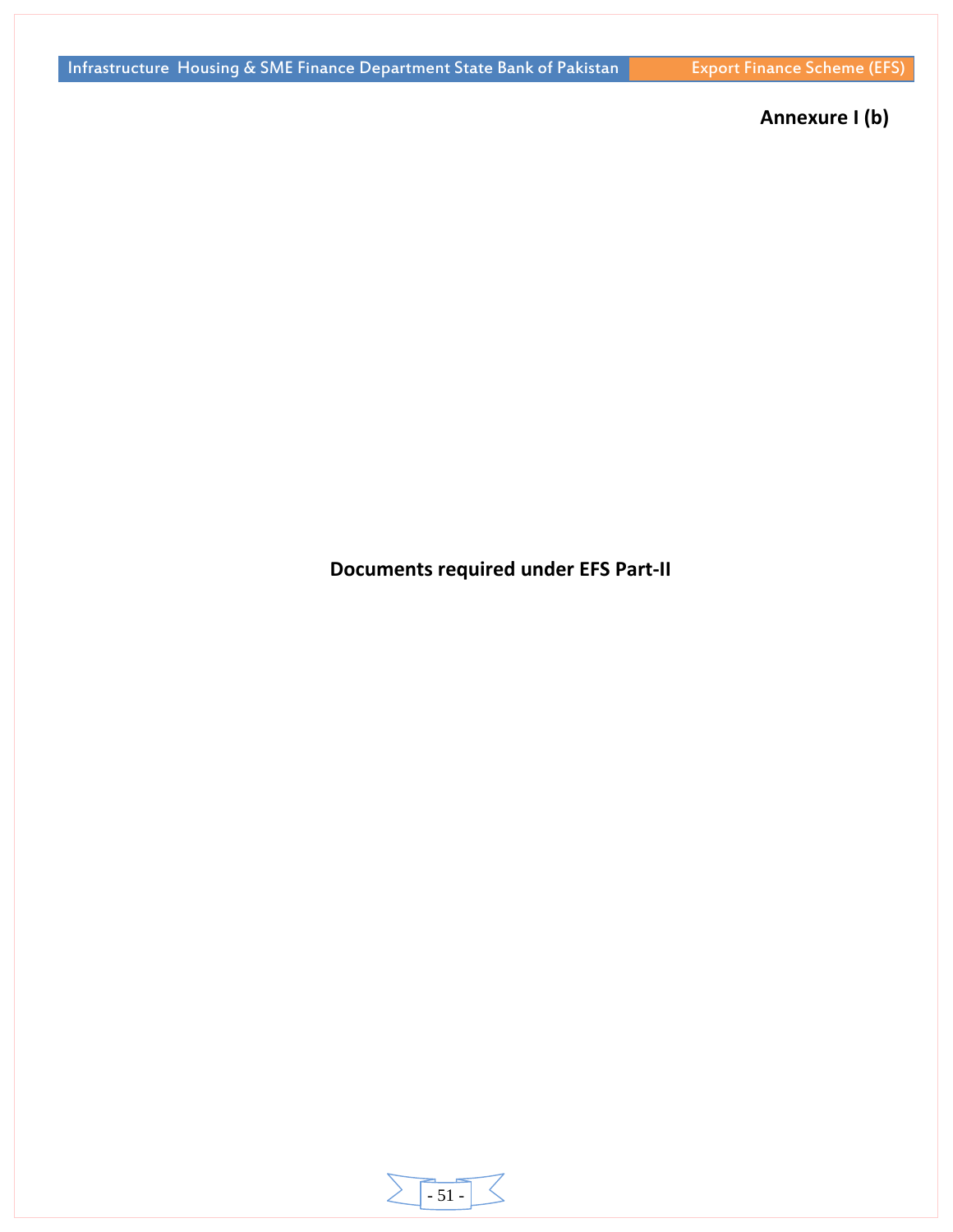**Annexure I (b)**

# Documents required under EFS Part-II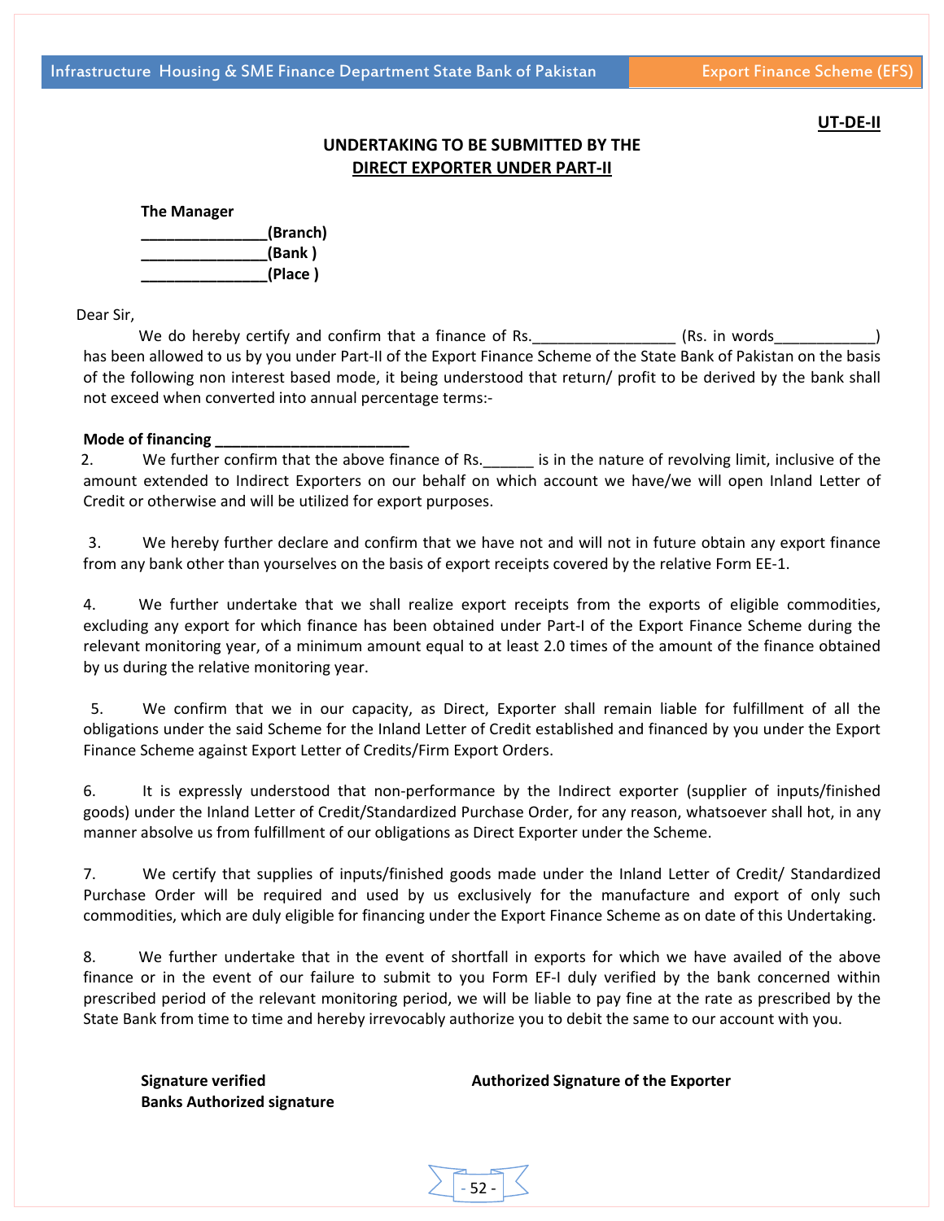**UT-DE-II**

**UNDERTAKING TO BE SUBMITTED BY THE**
**DIRECT EXPORTER UNDER PART-II**

**The Manager**
**_______________(Branch)**
**_______________(Bank )**
**_______________(Place )**

Dear Sir,

We do hereby certify and confirm that a finance of Rs._________________ (Rs. in words____________) has been allowed to us by you under Part-II of the Export Finance Scheme of the State Bank of Pakistan on the basis of the following non interest based mode, it being understood that return/ profit to be derived by the bank shall not exceed when converted into annual percentage terms:-

**Mode of financing ________________________**

2. We further confirm that the above finance of Rs.______ is in the nature of revolving limit, inclusive of the amount extended to Indirect Exporters on our behalf on which account we have/we will open Inland Letter of Credit or otherwise and will be utilized for export purposes.

3. We hereby further declare and confirm that we have not and will not in future obtain any export finance from any bank other than yourselves on the basis of export receipts covered by the relative Form EE-1.

4. We further undertake that we shall realize export receipts from the exports of eligible commodities, excluding any export for which finance has been obtained under Part-I of the Export Finance Scheme during the relevant monitoring year, of a minimum amount equal to at least 2.0 times of the amount of the finance obtained by us during the relative monitoring year.

5. We confirm that we in our capacity, as Direct, Exporter shall remain liable for fulfillment of all the obligations under the said Scheme for the Inland Letter of Credit established and financed by you under the Export Finance Scheme against Export Letter of Credits/Firm Export Orders.

6. It is expressly understood that non-performance by the Indirect exporter (supplier of inputs/finished goods) under the Inland Letter of Credit/Standardized Purchase Order, for any reason, whatsoever shall hot, in any manner absolve us from fulfillment of our obligations as Direct Exporter under the Scheme.

7. We certify that supplies of inputs/finished goods made under the Inland Letter of Credit/ Standardized Purchase Order will be required and used by us exclusively for the manufacture and export of only such commodities, which are duly eligible for financing under the Export Finance Scheme as on date of this Undertaking.

8. We further undertake that in the event of shortfall in exports for which we have availed of the above finance or in the event of our failure to submit to you Form EF-I duly verified by the bank concerned within prescribed period of the relevant monitoring period, we will be liable to pay fine at the rate as prescribed by the State Bank from time to time and hereby irrevocably authorize you to debit the same to our account with you.

**Signature verified**
**Banks Authorized signature**

**Authorized Signature of the Exporter**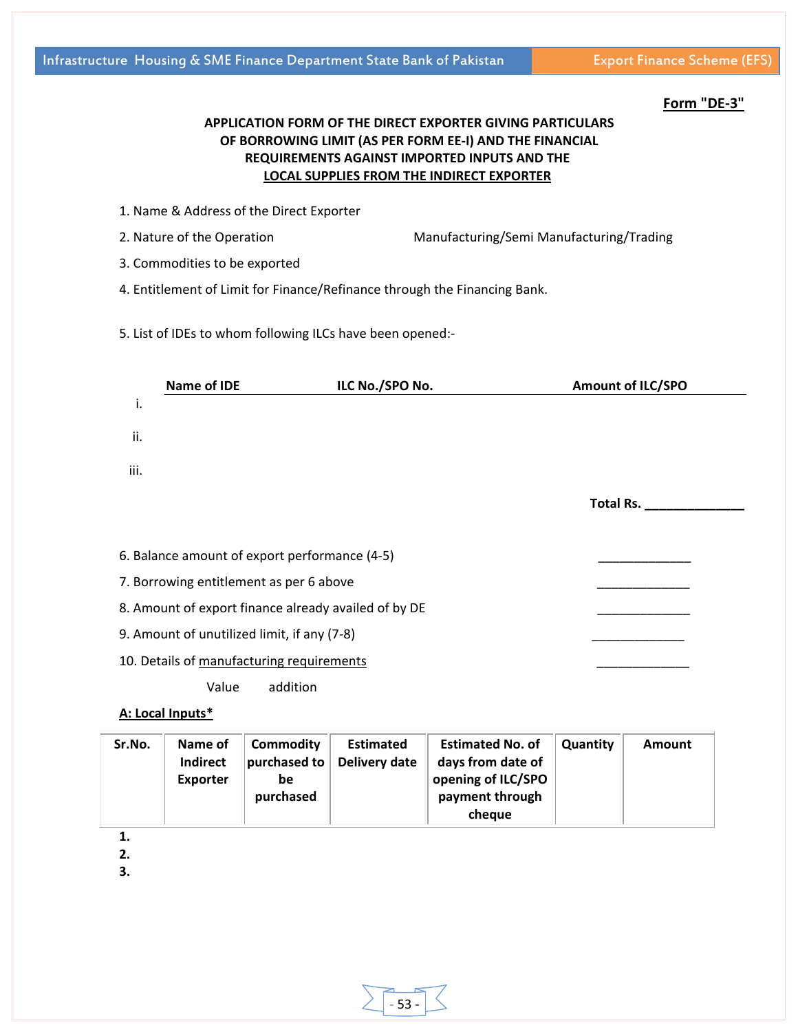**Form "DE-3"**

**APPLICATION FORM OF THE DIRECT EXPORTER GIVING PARTICULARS OF BORROWING LIMIT (AS PER FORM EE-I) AND THE FINANCIAL REQUIREMENTS AGAINST IMPORTED INPUTS AND THE LOCAL SUPPLIES FROM THE INDIRECT EXPORTER**

1. Name & Address of the Direct Exporter
2. Nature of the Operation Manufacturing/Semi Manufacturing/Trading
3. Commodities to be exported
4. Entitlement of Limit for Finance/Refinance through the Financing Bank.
5. List of IDEs to whom following ILCs have been opened:-

| | Name of IDE | ILC No./SPO No. | Amount of ILC/SPO |
|---|---|---|---|
| i. | | | |
| ii. | | | |
| iii. | | | |

**Total Rs. ______________**

6. Balance amount of export performance (4-5) ______________
7. Borrowing entitlement as per 6 above ______________
8. Amount of export finance already availed of by DE ______________
9. Amount of unutilized limit, if any (7-8) ______________
10. Details of manufacturing requirements ______________

Value addition

**A: Local Inputs***

| Sr.No. | Name of Indirect Exporter | Commodity purchased to be purchased | Estimated Delivery date | Estimated No. of days from date of opening of ILC/SPO payment through cheque | Quantity | Amount |
|---|---|---|---|---|---|---|
| **1.** | | | | | | |
| **2.** | | | | | | |
| **3.** | | | | | | |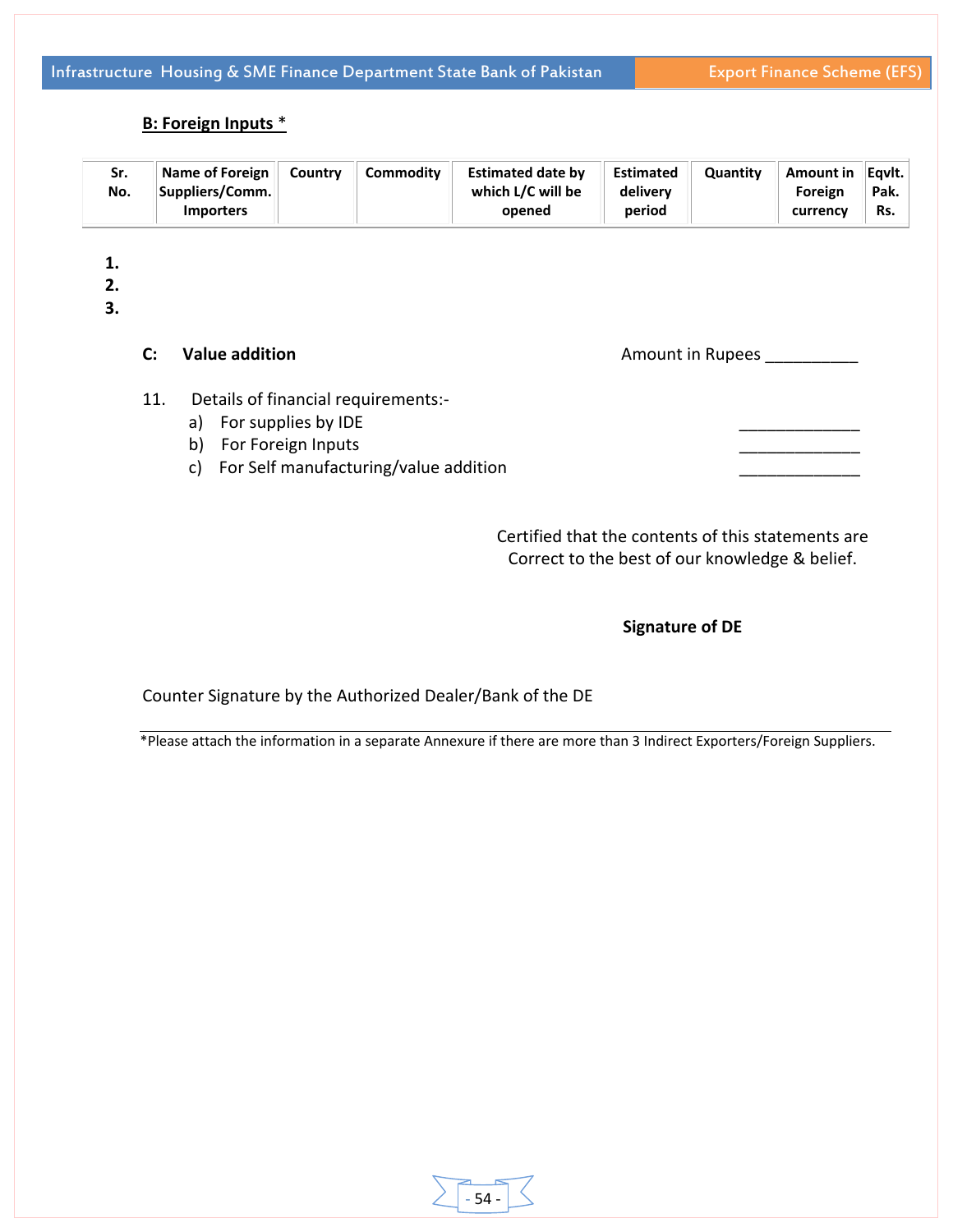**B: Foreign Inputs** *

| Sr. No. | Name of Foreign Suppliers/Comm. Importers | Country | Commodity | Estimated date by which L/C will be opened | Estimated delivery period | Quantity | Amount in Foreign currency | Eqvlt. Pak. Rs. |
|---|---|---|---|---|---|---|---|---|
| 1. | | | | | | | | |
| 2. | | | | | | | | |
| 3. | | | | | | | | |

**C: Value addition** Amount in Rupees __________

11. Details of financial requirements:-
    a) For supplies by IDE _____________
    b) For Foreign Inputs _____________
    c) For Self manufacturing/value addition _____________

Certified that the contents of this statements are Correct to the best of our knowledge & belief.

**Signature of DE**

Counter Signature by the Authorized Dealer/Bank of the DE

*Please attach the information in a separate Annexure if there are more than 3 Indirect Exporters/Foreign Suppliers.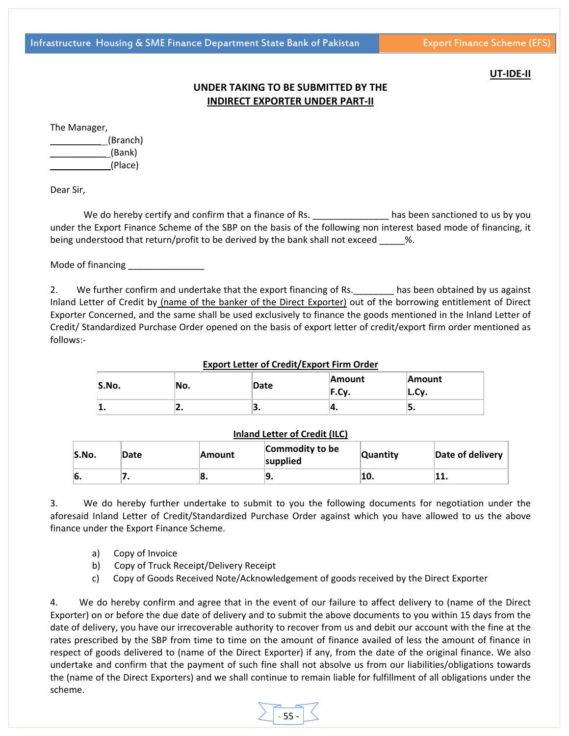**UT-IDE-II**

## UNDER TAKING TO BE SUBMITTED BY THE <u>INDIRECT EXPORTER UNDER PART-II</u>

The Manager,
___________(Branch)
___________(Bank)
____________(Place)

Dear Sir,

We do hereby certify and confirm that a finance of Rs. _______________ has been sanctioned to us by you under the Export Finance Scheme of the SBP on the basis of the following non interest based mode of financing, it being understood that return/profit to be derived by the bank shall not exceed _____%.

Mode of financing _______________

2. We further confirm and undertake that the export financing of Rs.________ has been obtained by us against Inland Letter of Credit by <u>(name of the banker of the Direct Exporter)</u> out of the borrowing entitlement of Direct Exporter Concerned, and the same shall be used exclusively to finance the goods mentioned in the Inland Letter of Credit/ Standardized Purchase Order opened on the basis of export letter of credit/export firm order mentioned as follows:-

**<u>Export Letter of Credit/Export Firm Order</u>**

| S.No. | No. | Date | Amount F.Cy. | Amount L.Cy. |
|---|---|---|---|---|
| 1. | 2. | 3. | 4. | 5. |

**<u>Inland Letter of Credit (ILC)</u>**

| S.No. | Date | Amount | Commodity to be supplied | Quantity | Date of delivery |
|---|---|---|---|---|---|
| 6. | 7. | 8. | 9. | 10. | 11. |

3. We do hereby further undertake to submit to you the following documents for negotiation under the aforesaid Inland Letter of Credit/Standardized Purchase Order against which you have allowed to us the above finance under the Export Finance Scheme.

a) Copy of Invoice
b) Copy of Truck Receipt/Delivery Receipt
c) Copy of Goods Received Note/Acknowledgement of goods received by the Direct Exporter

4. We do hereby confirm and agree that in the event of our failure to affect delivery to (name of the Direct Exporter) on or before the due date of delivery and to submit the above documents to you within 15 days from the date of delivery, you have our irrecoverable authority to recover from us and debit our account with the fine at the rates prescribed by the SBP from time to time on the amount of finance availed of less the amount of finance in respect of goods delivered to (name of the Direct Exporter) if any, from the date of the original finance. We also undertake and confirm that the payment of such fine shall not absolve us from our liabilities/obligations towards the (name of the Direct Exporters) and we shall continue to remain liable for fulfillment of all obligations under the scheme.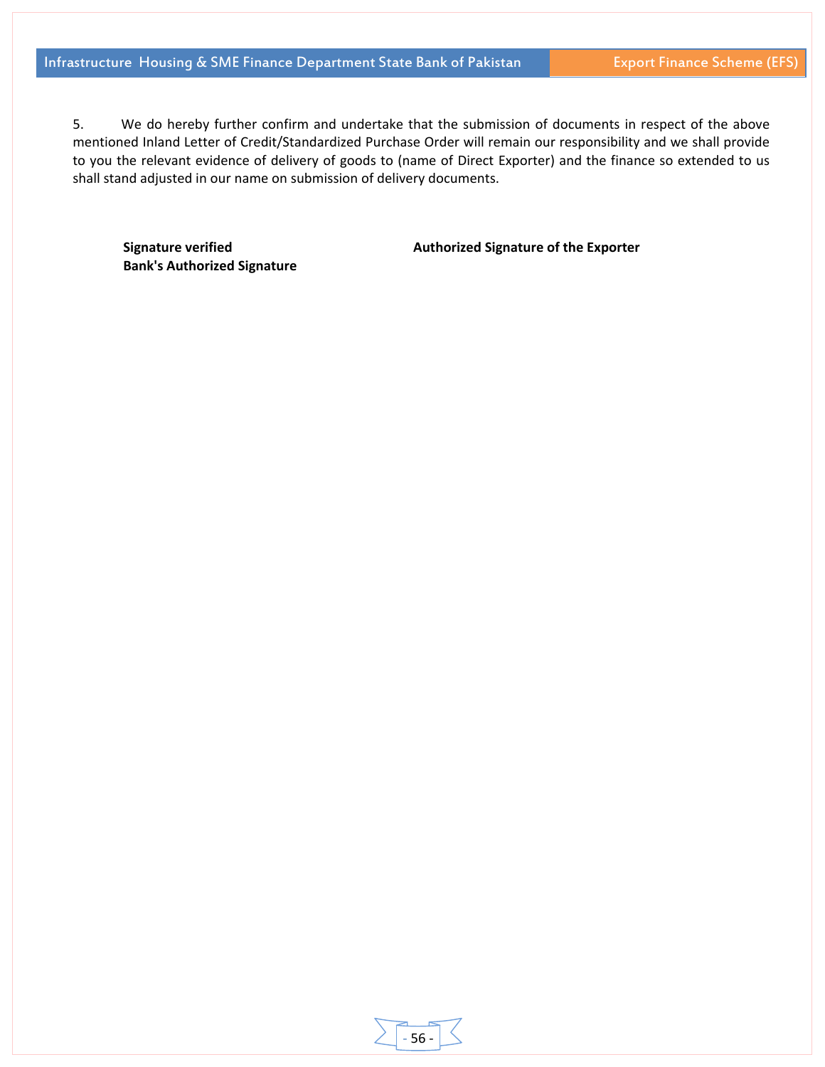5. We do hereby further confirm and undertake that the submission of documents in respect of the above mentioned Inland Letter of Credit/Standardized Purchase Order will remain our responsibility and we shall provide to you the relevant evidence of delivery of goods to (name of Direct Exporter) and the finance so extended to us shall stand adjusted in our name on submission of delivery documents.

**Signature verified**
**Bank's Authorized Signature**

**Authorized Signature of the Exporter**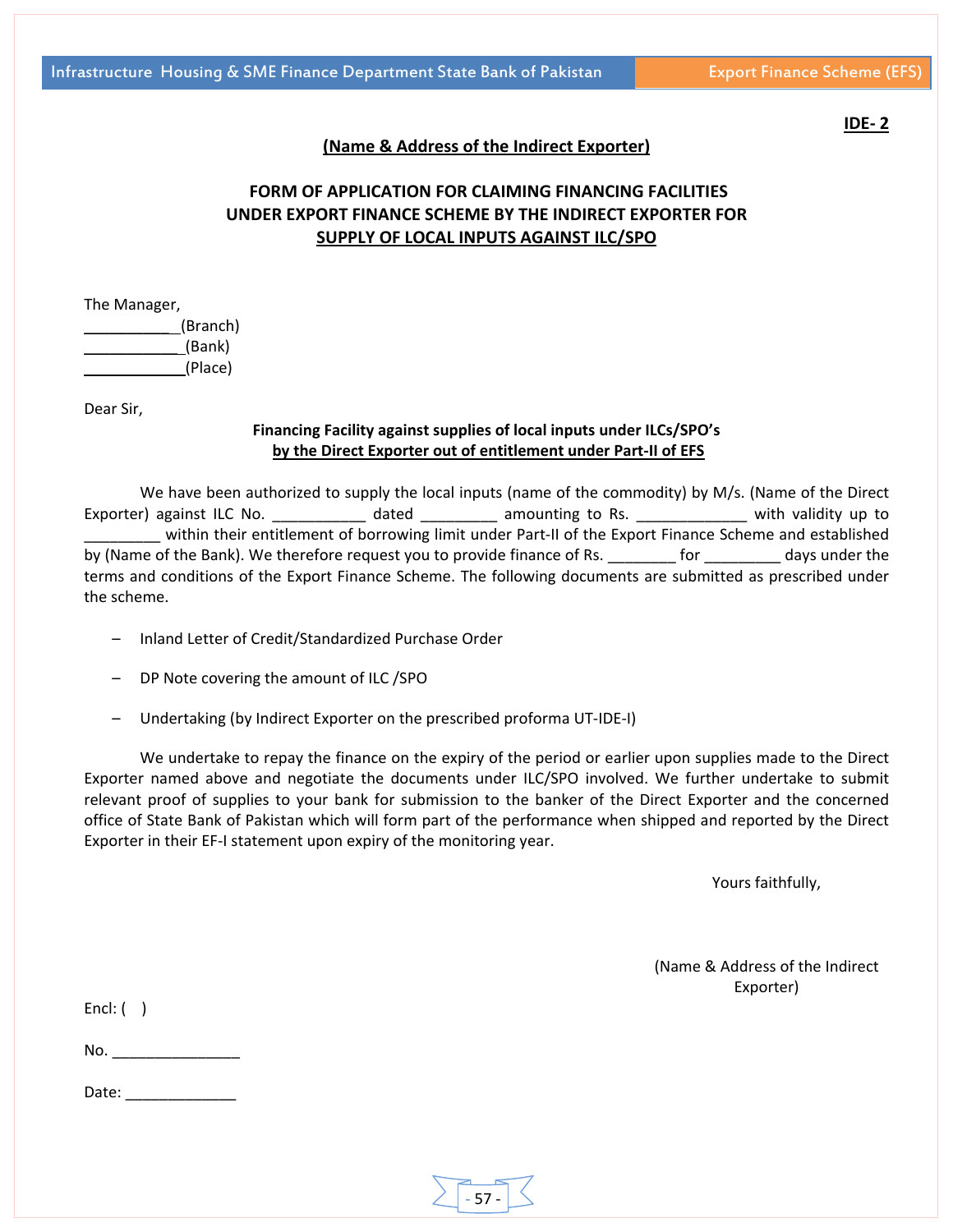**IDE- 2**

**(Name & Address of the Indirect Exporter)**

**FORM OF APPLICATION FOR CLAIMING FINANCING FACILITIES UNDER EXPORT FINANCE SCHEME BY THE INDIRECT EXPORTER FOR SUPPLY OF LOCAL INPUTS AGAINST ILC/SPO**

The Manager,
___________(Branch)
____________(Bank)
____________(Place)

Dear Sir,

**Financing Facility against supplies of local inputs under ILCs/SPO's by the Direct Exporter out of entitlement under Part-II of EFS**

We have been authorized to supply the local inputs (name of the commodity) by M/s. (Name of the Direct Exporter) against ILC No. ___________ dated _________ amounting to Rs. _____________ with validity up to _________ within their entitlement of borrowing limit under Part-II of the Export Finance Scheme and established by (Name of the Bank). We therefore request you to provide finance of Rs. ________ for _________ days under the terms and conditions of the Export Finance Scheme. The following documents are submitted as prescribed under the scheme.

- Inland Letter of Credit/Standardized Purchase Order
- DP Note covering the amount of ILC /SPO
- Undertaking (by Indirect Exporter on the prescribed proforma UT-IDE-I)

We undertake to repay the finance on the expiry of the period or earlier upon supplies made to the Direct Exporter named above and negotiate the documents under ILC/SPO involved. We further undertake to submit relevant proof of supplies to your bank for submission to the banker of the Direct Exporter and the concerned office of State Bank of Pakistan which will form part of the performance when shipped and reported by the Direct Exporter in their EF-I statement upon expiry of the monitoring year.

Yours faithfully,

(Name & Address of the Indirect Exporter)

Encl: ( )

No. _______________

Date: _____________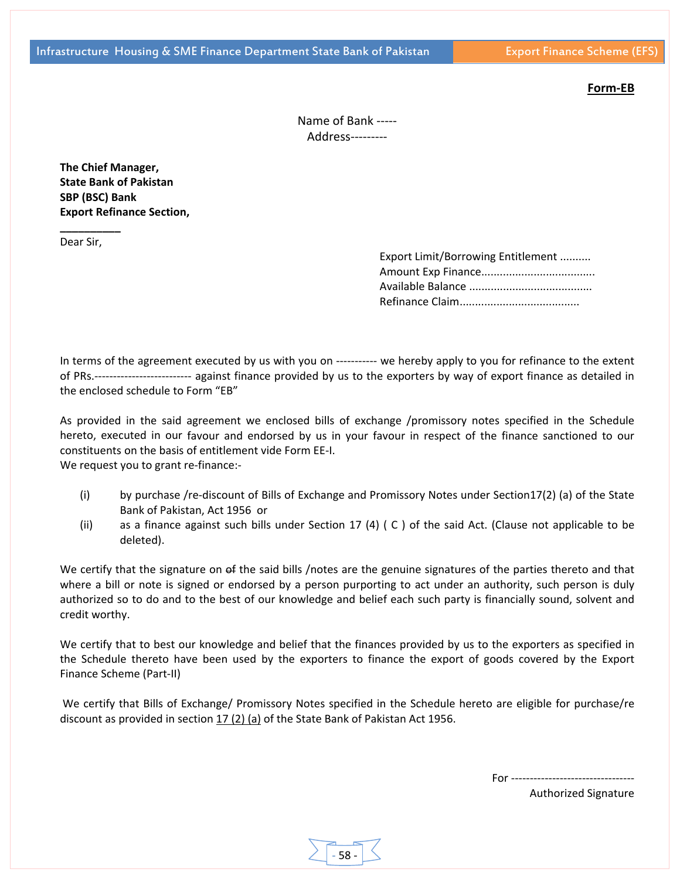**Form-EB**

Name of Bank -----
Address---------

**The Chief Manager,**
**State Bank of Pakistan**
**SBP (BSC) Bank**
**Export Refinance Section,**
**__________**

Dear Sir,

Export Limit/Borrowing Entitlement ..........
Amount Exp Finance....................................
Available Balance .......................................
Refinance Claim......................................

In terms of the agreement executed by us with you on ----------- we hereby apply to you for refinance to the extent of PRs.------------------------- against finance provided by us to the exporters by way of export finance as detailed in the enclosed schedule to Form "EB"

As provided in the said agreement we enclosed bills of exchange /promissory notes specified in the Schedule hereto, executed in our favour and endorsed by us in your favour in respect of the finance sanctioned to our constituents on the basis of entitlement vide Form EE-I.
We request you to grant re-finance:-

(i) by purchase /re-discount of Bills of Exchange and Promissory Notes under Section17(2) (a) of the State Bank of Pakistan, Act 1956 or
(ii) as a finance against such bills under Section 17 (4) ( C ) of the said Act. (Clause not applicable to be deleted).

We certify that the signature on ~~of~~ the said bills /notes are the genuine signatures of the parties thereto and that where a bill or note is signed or endorsed by a person purporting to act under an authority, such person is duly authorized so to do and to the best of our knowledge and belief each such party is financially sound, solvent and credit worthy.

We certify that to best our knowledge and belief that the finances provided by us to the exporters as specified in the Schedule thereto have been used by the exporters to finance the export of goods covered by the Export Finance Scheme (Part-II)

We certify that Bills of Exchange/ Promissory Notes specified in the Schedule hereto are eligible for purchase/re discount as provided in section 17 (2) (a) of the State Bank of Pakistan Act 1956.

For --------------------------------
Authorized Signature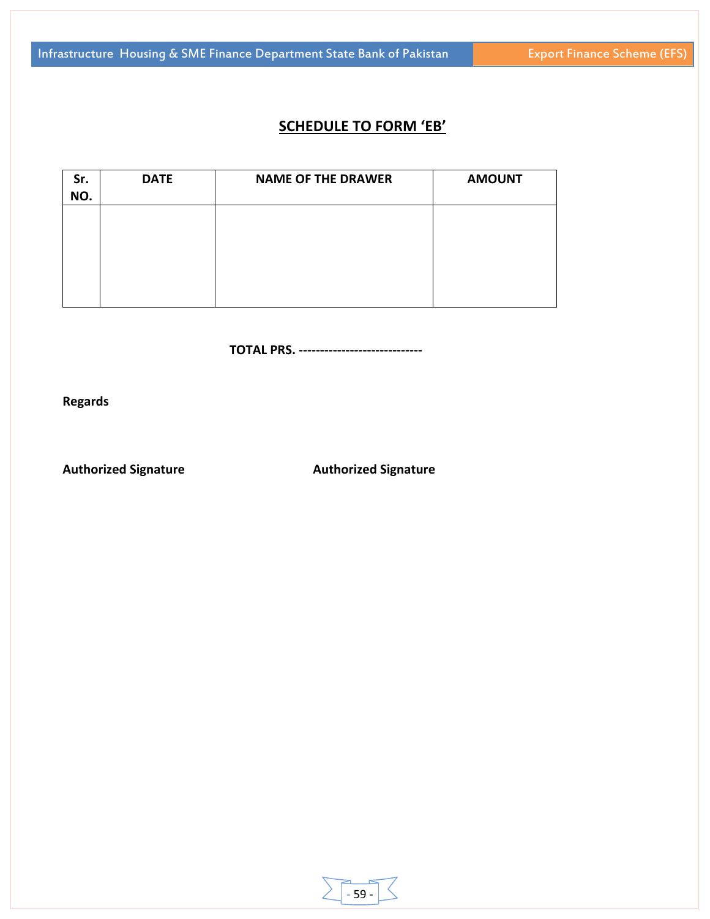# SCHEDULE TO FORM 'EB'

| Sr. NO. | DATE | NAME OF THE DRAWER | AMOUNT |
|---|---|---|---|
| | | | |

**TOTAL PRS. ----------------------------**

**Regards**

**Authorized Signature** **Authorized Signature**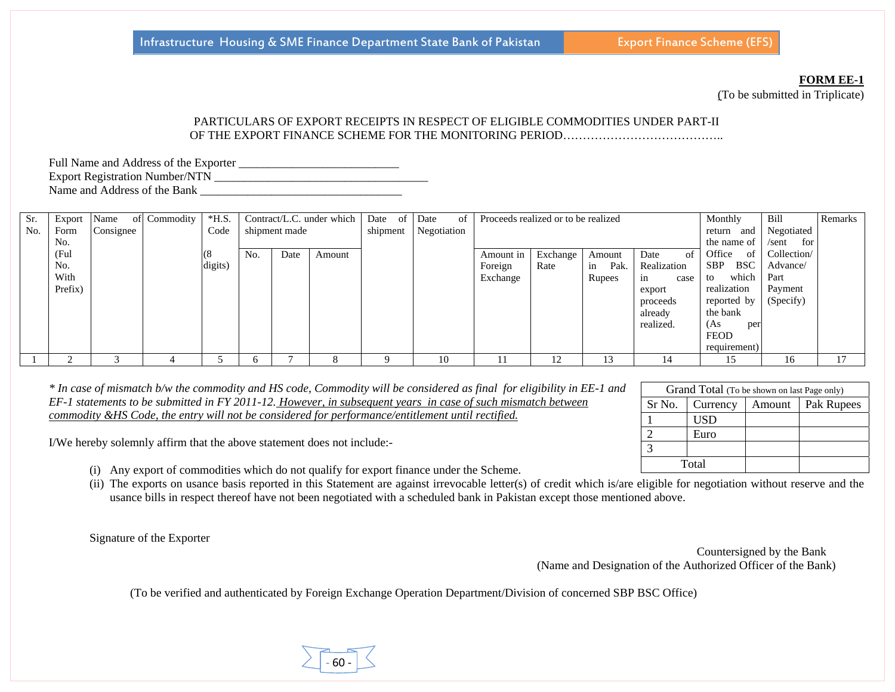**FORM EE-1**

(To be submitted in Triplicate)

PARTICULARS OF EXPORT RECEIPTS IN RESPECT OF ELIGIBLE COMMODITIES UNDER PART-II OF THE EXPORT FINANCE SCHEME FOR THE MONITORING PERIOD…………………………………..

Full Name and Address of the Exporter ___________________________

Export Registration Number/NTN ____________________________________

Name and Address of the Bank __________________________________

| Sr. No. | Export Form No. (Ful No. With Prefix) | Name of Consignee | Commodity | *H.S. Code (8 digits) | Contract/L.C. under which shipment made | | | Date of shipment | Date of Negotiation | Proceeds realized or to be realized | | | | Monthly return and the name of Office of SBP BSC to which realization reported by the bank (As per FEOD requirement) | Bill Negotiated /sent for Collection/ Advance/ Part Payment (Specify) | Remarks |
|---|---|---|---|---|---|---|---|---|---|---|---|---|---|---|---|---|
| | | | | | No. | Date | Amount | | | Amount in Foreign Exchange | Exchange Rate | Amount in Pak. Rupees | Date of Realization in case export proceeds already realized. | | | |
| 1 | 2 | 3 | 4 | 5 | 6 | 7 | 8 | 9 | 10 | 11 | 12 | 13 | 14 | 15 | 16 | 17 |

*\* In case of mismatch b/w the commodity and HS code, Commodity will be considered as final for eligibility in EE-1 and EF-1 statements to be submitted in FY 2011-12. <u>However, in subsequent years in case of such mismatch between commodity &HS Code, the entry will not be considered for performance/entitlement until rectified.</u>*

| Grand Total (To be shown on last Page only) | | | |
|---|---|---|---|
| Sr No. | Currency | Amount | Pak Rupees |
| 1 | USD | | |
| 2 | Euro | | |
| 3 | | | |
| Total | | | |

I/We hereby solemnly affirm that the above statement does not include:-

(i) Any export of commodities which do not qualify for export finance under the Scheme.

(ii) The exports on usance basis reported in this Statement are against irrevocable letter(s) of credit which is/are eligible for negotiation without reserve and the usance bills in respect thereof have not been negotiated with a scheduled bank in Pakistan except those mentioned above.

Signature of the Exporter

Countersigned by the Bank
(Name and Designation of the Authorized Officer of the Bank)

(To be verified and authenticated by Foreign Exchange Operation Department/Division of concerned SBP BSC Office)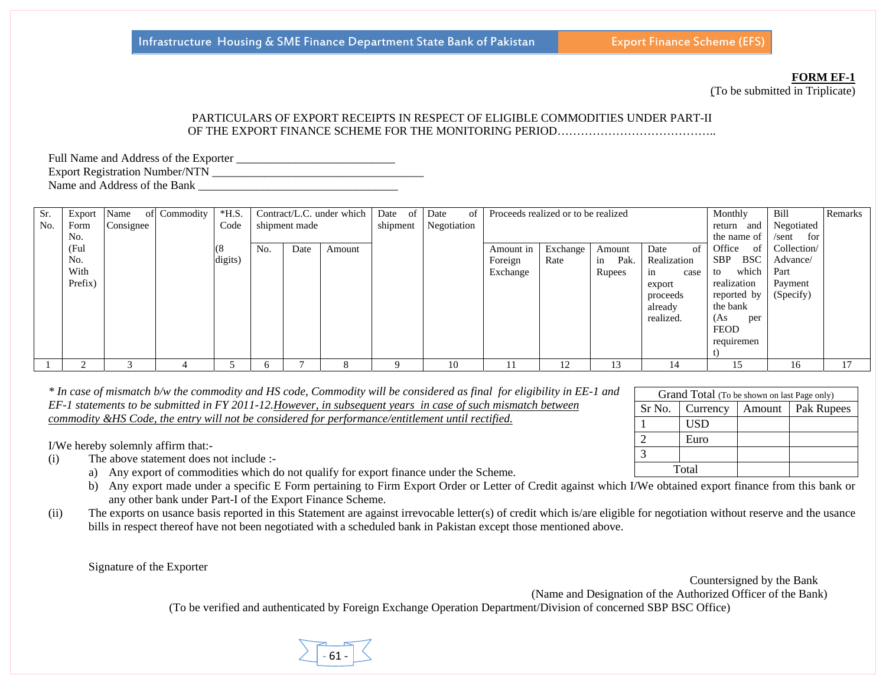**FORM EF-1**
(To be submitted in Triplicate)

PARTICULARS OF EXPORT RECEIPTS IN RESPECT OF ELIGIBLE COMMODITIES UNDER PART-II OF THE EXPORT FINANCE SCHEME FOR THE MONITORING PERIOD…………………………………..

Full Name and Address of the Exporter ___________________________
Export Registration Number/NTN ____________________________________
Name and Address of the Bank __________________________________

| Sr. No. | Export Form No. (Ful No. With Prefix) | Name of Consignee | Commodity | *H.S. Code (8 digits) | Contract/L.C. under which shipment made | | | Date of shipment | Date of Negotiation | Proceeds realized or to be realized | | | | Monthly return and the name of Office of SBP BSC to which realization reported by the bank (As per FEOD requirement) | Bill Negotiated /sent for Collection/ Advance/ Part Payment (Specify) | Remarks |
|---|---|---|---|---|---|---|---|---|---|---|---|---|---|---|---|---|
| | | | | | No. | Date | Amount | | | Amount in Foreign Exchange | Exchange Rate | Amount in Pak. Rupees | Date of Realization in case export proceeds already realized. | | | |
| 1 | 2 | 3 | 4 | 5 | 6 | 7 | 8 | 9 | 10 | 11 | 12 | 13 | 14 | 15 | 16 | 17 |

*\* In case of mismatch b/w the commodity and HS code, Commodity will be considered as final for eligibility in EE-1 and EF-1 statements to be submitted in FY 2011-12.However, in subsequent years in case of such mismatch between commodity &HS Code, the entry will not be considered for performance/entitlement until rectified.*

| Grand Total (To be shown on last Page only) | | | |
|---|---|---|---|
| Sr No. | Currency | Amount | Pak Rupees |
| 1 | USD | | |
| 2 | Euro | | |
| 3 | | | |
| Total | | | |

I/We hereby solemnly affirm that:-

(i) The above statement does not include :-
   a) Any export of commodities which do not qualify for export finance under the Scheme.
   b) Any export made under a specific E Form pertaining to Firm Export Order or Letter of Credit against which I/We obtained export finance from this bank or any other bank under Part-I of the Export Finance Scheme.

(ii) The exports on usance basis reported in this Statement are against irrevocable letter(s) of credit which is/are eligible for negotiation without reserve and the usance bills in respect thereof have not been negotiated with a scheduled bank in Pakistan except those mentioned above.

Signature of the Exporter

Countersigned by the Bank
(Name and Designation of the Authorized Officer of the Bank)

(To be verified and authenticated by Foreign Exchange Operation Department/Division of concerned SBP BSC Office)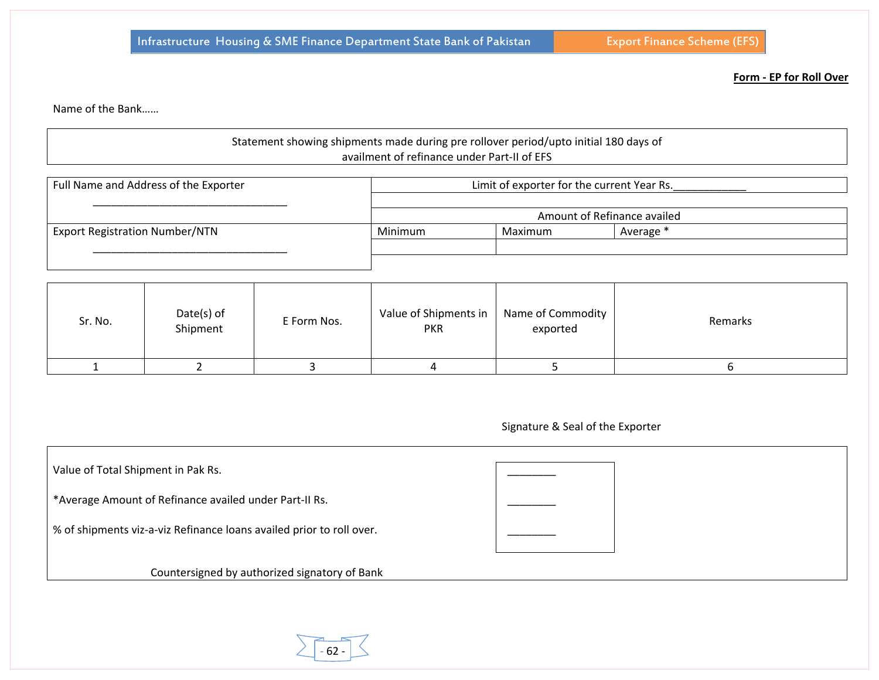**Form - EP for Roll Over**

Name of the Bank……

Statement showing shipments made during pre rollover period/upto initial 180 days of availment of refinance under Part-II of EFS

| Full Name and Address of the Exporter | Limit of exporter for the current Year Rs.____________ | | |
|---|---|---|---|
| ________________________________ | | | |
| | Amount of Refinance availed | | |
| Export Registration Number/NTN | Minimum | Maximum | Average * |
| ________________________________ | | | |

| Sr. No. | Date(s) of Shipment | E Form Nos. | Value of Shipments in PKR | Name of Commodity exported | Remarks |
|---|---|---|---|---|---|
| 1 | 2 | 3 | 4 | 5 | 6 |

Signature & Seal of the Exporter

| | |
|---|---|
| Value of Total Shipment in Pak Rs. | ________ |
| *Average Amount of Refinance availed under Part-II Rs. | ________ |
| % of shipments viz-a-viz Refinance loans availed prior to roll over. | ________ |

Countersigned by authorized signatory of Bank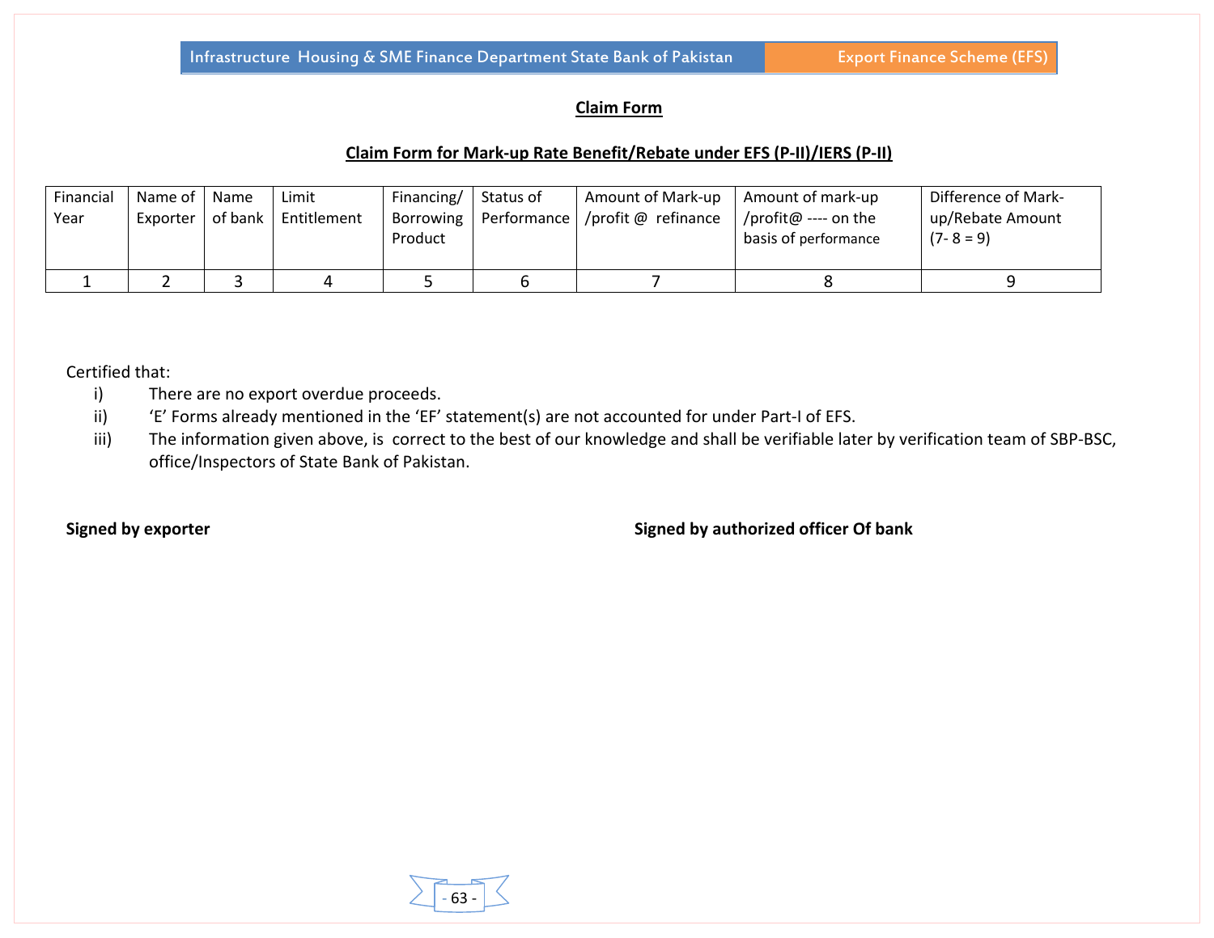## Claim Form

### Claim Form for Mark-up Rate Benefit/Rebate under EFS (P-II)/IERS (P-II)

| Financial Year | Name of Exporter | Name of bank | Limit Entitlement | Financing/ Borrowing Product | Status of Performance | Amount of Mark-up /profit @ refinance | Amount of mark-up /profit@ ---- on the basis of performance | Difference of Mark-up/Rebate Amount (7- 8 = 9) |
|---|---|---|---|---|---|---|---|---|
| 1 | 2 | 3 | 4 | 5 | 6 | 7 | 8 | 9 |

Certified that:

i) There are no export overdue proceeds.

ii) 'E' Forms already mentioned in the 'EF' statement(s) are not accounted for under Part-I of EFS.

iii) The information given above, is correct to the best of our knowledge and shall be verifiable later by verification team of SBP-BSC, office/Inspectors of State Bank of Pakistan.

**Signed by exporter**

**Signed by authorized officer Of bank**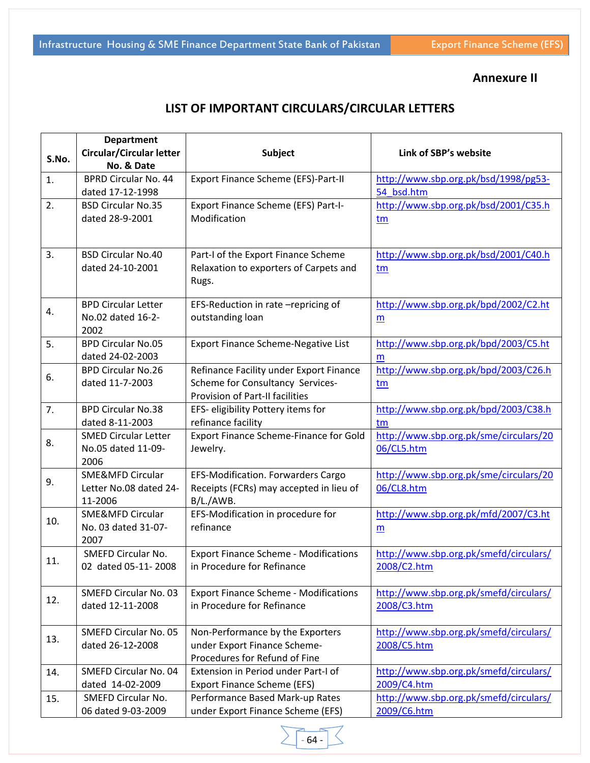**Annexure II**

## LIST OF IMPORTANT CIRCULARS/CIRCULAR LETTERS

| S.No. | Department Circular/Circular letter No. & Date | Subject | Link of SBP's website |
|---|---|---|---|
| 1. | BPRD Circular No. 44 dated 17-12-1998 | Export Finance Scheme (EFS)-Part-II | http://www.sbp.org.pk/bsd/1998/pg53-54_bsd.htm |
| 2. | BSD Circular No.35 dated 28-9-2001 | Export Finance Scheme (EFS) Part-I-Modification | http://www.sbp.org.pk/bsd/2001/C35.htm |
| 3. | BSD Circular No.40 dated 24-10-2001 | Part-I of the Export Finance Scheme Relaxation to exporters of Carpets and Rugs. | http://www.sbp.org.pk/bsd/2001/C40.htm |
| 4. | BPD Circular Letter No.02 dated 16-2-2002 | EFS-Reduction in rate –repricing of outstanding loan | http://www.sbp.org.pk/bpd/2002/C2.htm |
| 5. | BPD Circular No.05 dated 24-02-2003 | Export Finance Scheme-Negative List | http://www.sbp.org.pk/bpd/2003/C5.htm |
| 6. | BPD Circular No.26 dated 11-7-2003 | Refinance Facility under Export Finance Scheme for Consultancy Services-Provision of Part-II facilities | http://www.sbp.org.pk/bpd/2003/C26.htm |
| 7. | BPD Circular No.38 dated 8-11-2003 | EFS- eligibility Pottery items for refinance facility | http://www.sbp.org.pk/bpd/2003/C38.htm |
| 8. | SMED Circular Letter No.05 dated 11-09-2006 | Export Finance Scheme-Finance for Gold Jewelry. | http://www.sbp.org.pk/sme/circulars/2006/CL5.htm |
| 9. | SME&MFD Circular Letter No.08 dated 24-11-2006 | EFS-Modification. Forwarders Cargo Receipts (FCRs) may accepted in lieu of B/L./AWB. | http://www.sbp.org.pk/sme/circulars/2006/CL8.htm |
| 10. | SME&MFD Circular No. 03 dated 31-07-2007 | EFS-Modification in procedure for refinance | http://www.sbp.org.pk/mfd/2007/C3.htm |
| 11. | SMEFD Circular No. 02 dated 05-11- 2008 | Export Finance Scheme - Modifications in Procedure for Refinance | http://www.sbp.org.pk/smefd/circulars/2008/C2.htm |
| 12. | SMEFD Circular No. 03 dated 12-11-2008 | Export Finance Scheme - Modifications in Procedure for Refinance | http://www.sbp.org.pk/smefd/circulars/2008/C3.htm |
| 13. | SMEFD Circular No. 05 dated 26-12-2008 | Non-Performance by the Exporters under Export Finance Scheme-Procedures for Refund of Fine | http://www.sbp.org.pk/smefd/circulars/2008/C5.htm |
| 14. | SMEFD Circular No. 04 dated 14-02-2009 | Extension in Period under Part-I of Export Finance Scheme (EFS) | http://www.sbp.org.pk/smefd/circulars/2009/C4.htm |
| 15. | SMEFD Circular No. 06 dated 9-03-2009 | Performance Based Mark-up Rates under Export Finance Scheme (EFS) | http://www.sbp.org.pk/smefd/circulars/2009/C6.htm |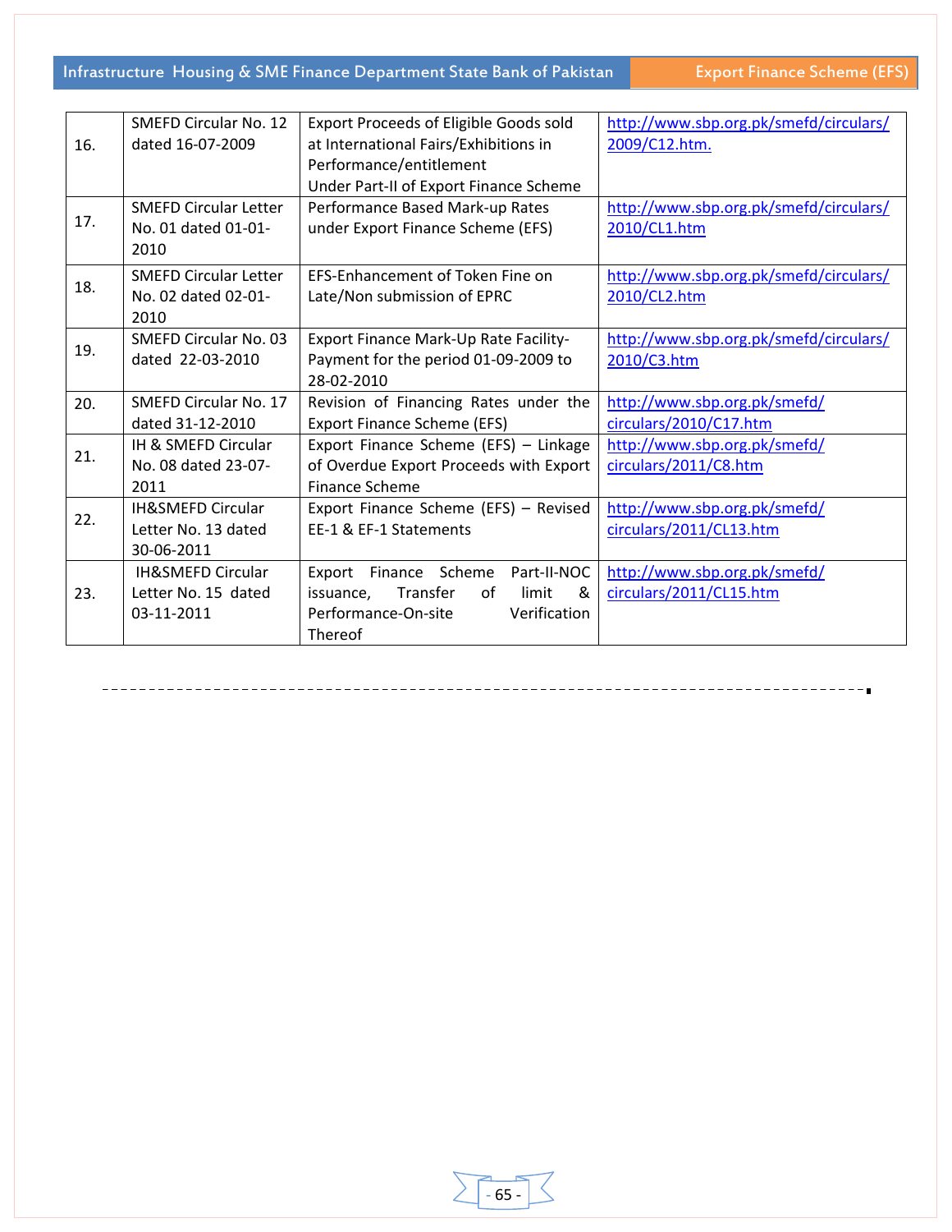| | | | |
|---|---|---|---|
| 16. | SMEFD Circular No. 12 dated 16-07-2009 | Export Proceeds of Eligible Goods sold at International Fairs/Exhibitions in Performance/entitlement Under Part-II of Export Finance Scheme | http://www.sbp.org.pk/smefd/circulars/2009/C12.htm. |
| 17. | SMEFD Circular Letter No. 01 dated 01-01-2010 | Performance Based Mark-up Rates under Export Finance Scheme (EFS) | http://www.sbp.org.pk/smefd/circulars/2010/CL1.htm |
| 18. | SMEFD Circular Letter No. 02 dated 02-01-2010 | EFS-Enhancement of Token Fine on Late/Non submission of EPRC | http://www.sbp.org.pk/smefd/circulars/2010/CL2.htm |
| 19. | SMEFD Circular No. 03 dated 22-03-2010 | Export Finance Mark-Up Rate Facility-Payment for the period 01-09-2009 to 28-02-2010 | http://www.sbp.org.pk/smefd/circulars/2010/C3.htm |
| 20. | SMEFD Circular No. 17 dated 31-12-2010 | Revision of Financing Rates under the Export Finance Scheme (EFS) | http://www.sbp.org.pk/smefd/circulars/2010/C17.htm |
| 21. | IH & SMEFD Circular No. 08 dated 23-07-2011 | Export Finance Scheme (EFS) – Linkage of Overdue Export Proceeds with Export Finance Scheme | http://www.sbp.org.pk/smefd/circulars/2011/C8.htm |
| 22. | IH&SMEFD Circular Letter No. 13 dated 30-06-2011 | Export Finance Scheme (EFS) – Revised EE-1 & EF-1 Statements | http://www.sbp.org.pk/smefd/circulars/2011/CL13.htm |
| 23. | IH&SMEFD Circular Letter No. 15 dated 03-11-2011 | Export Finance Scheme Part-II-NOC issuance, Transfer of limit & Performance-On-site Verification Thereof | http://www.sbp.org.pk/smefd/circulars/2011/CL15.htm |